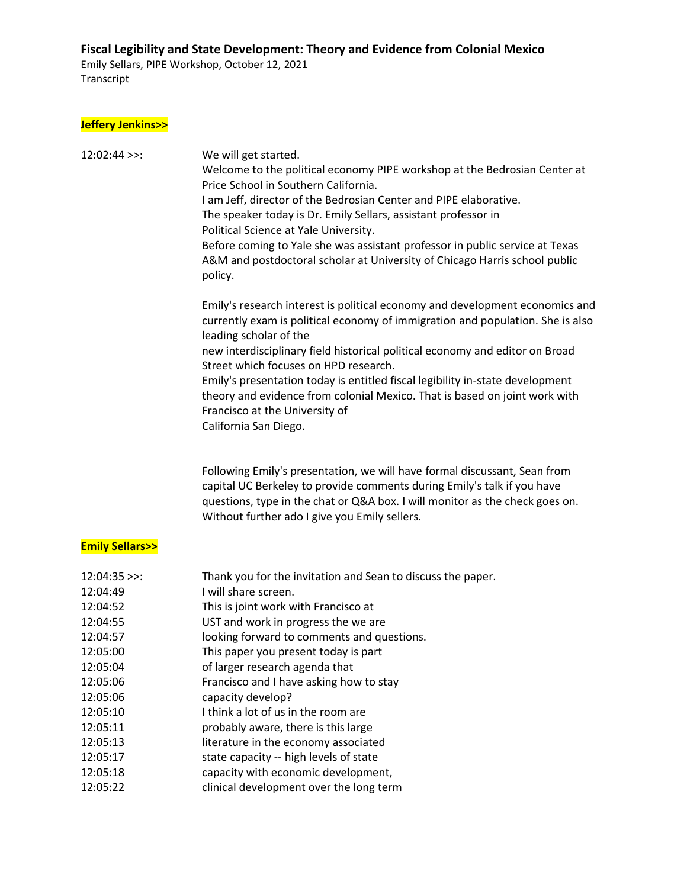**Fiscal Legibility and State Development: Theory and Evidence from Colonial Mexico**

Emily Sellars, PIPE Workshop, October 12, 2021

Transcript

**Jeffery Jenkins>>**

| | |
|---|---|
| 12:02:44 >>: | We will get started.<br>Welcome to the political economy PIPE workshop at the Bedrosian Center at Price School in Southern California.<br>I am Jeff, director of the Bedrosian Center and PIPE elaborative.<br>The speaker today is Dr. Emily Sellars, assistant professor in Political Science at Yale University.<br>Before coming to Yale she was assistant professor in public service at Texas A&M and postdoctoral scholar at University of Chicago Harris school public policy.<br><br>Emily's research interest is political economy and development economics and currently exam is political economy of immigration and population. She is also leading scholar of the new interdisciplinary field historical political economy and editor on Broad Street which focuses on HPD research.<br>Emily's presentation today is entitled fiscal legibility in-state development theory and evidence from colonial Mexico. That is based on joint work with Francisco at the University of California San Diego.<br><br>Following Emily's presentation, we will have formal discussant, Sean from capital UC Berkeley to provide comments during Emily's talk if you have questions, type in the chat or Q&A box. I will monitor as the check goes on. Without further ado I give you Emily sellers. |

**Emily Sellars>>**

| | |
|---|---|
| 12:04:35 >>: | Thank you for the invitation and Sean to discuss the paper. |
| 12:04:49 | I will share screen. |
| 12:04:52 | This is joint work with Francisco at |
| 12:04:55 | UST and work in progress the we are |
| 12:04:57 | looking forward to comments and questions. |
| 12:05:00 | This paper you present today is part |
| 12:05:04 | of larger research agenda that |
| 12:05:06 | Francisco and I have asking how to stay |
| 12:05:06 | capacity develop? |
| 12:05:10 | I think a lot of us in the room are |
| 12:05:11 | probably aware, there is this large |
| 12:05:13 | literature in the economy associated |
| 12:05:17 | state capacity -- high levels of state |
| 12:05:18 | capacity with economic development, |
| 12:05:22 | clinical development over the long term |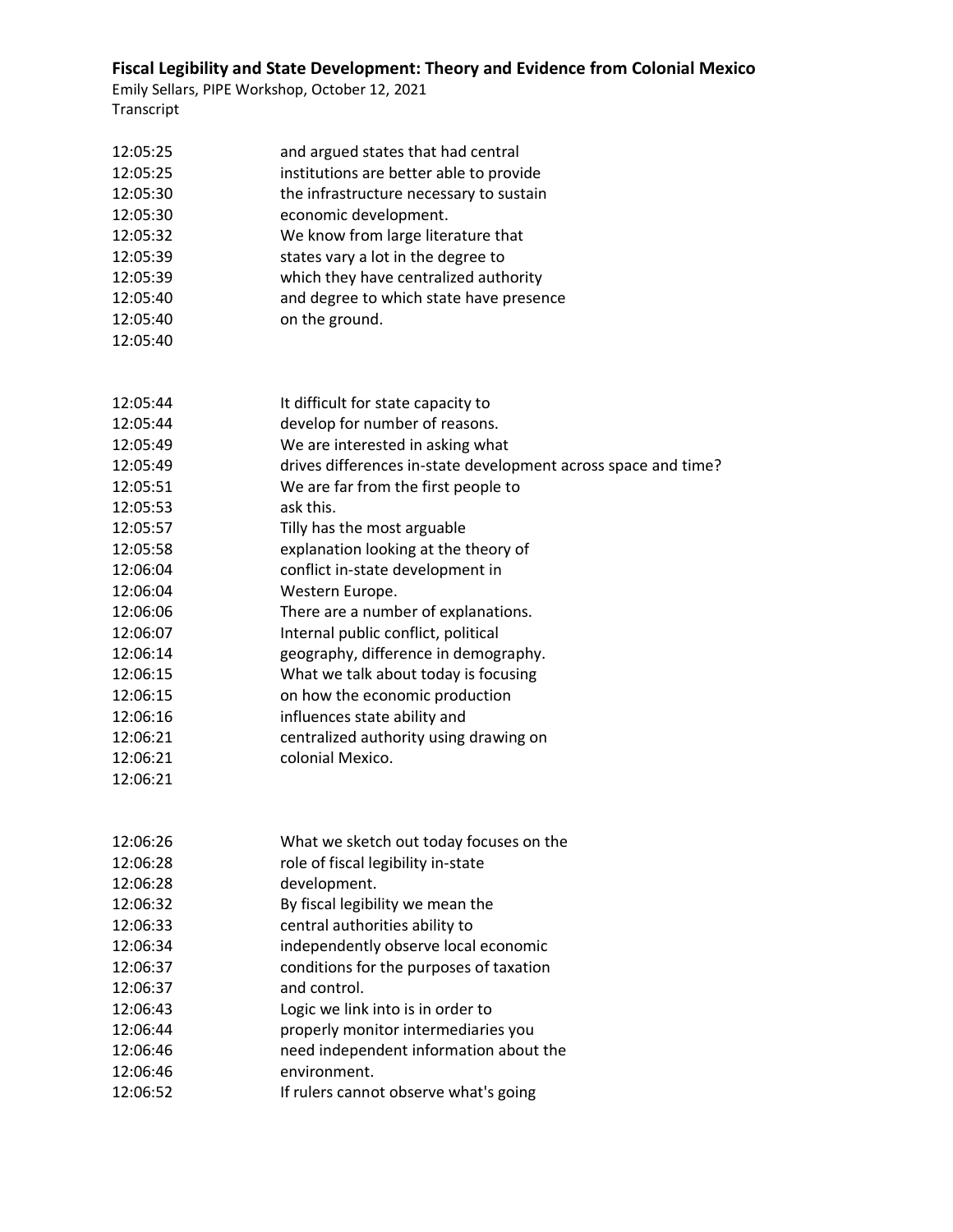**Fiscal Legibility and State Development: Theory and Evidence from Colonial Mexico**

Emily Sellars, PIPE Workshop, October 12, 2021
Transcript

| | |
|---|---|
| 12:05:25 | and argued states that had central |
| 12:05:25 | institutions are better able to provide |
| 12:05:30 | the infrastructure necessary to sustain |
| 12:05:30 | economic development. |
| 12:05:32 | We know from large literature that |
| 12:05:39 | states vary a lot in the degree to |
| 12:05:39 | which they have centralized authority |
| 12:05:40 | and degree to which state have presence |
| 12:05:40 | on the ground. |
| 12:05:40 | |
| 12:05:44 | It difficult for state capacity to |
| 12:05:44 | develop for number of reasons. |
| 12:05:49 | We are interested in asking what |
| 12:05:49 | drives differences in-state development across space and time? |
| 12:05:51 | We are far from the first people to |
| 12:05:53 | ask this. |
| 12:05:57 | Tilly has the most arguable |
| 12:05:58 | explanation looking at the theory of |
| 12:06:04 | conflict in-state development in |
| 12:06:04 | Western Europe. |
| 12:06:06 | There are a number of explanations. |
| 12:06:07 | Internal public conflict, political |
| 12:06:14 | geography, difference in demography. |
| 12:06:15 | What we talk about today is focusing |
| 12:06:15 | on how the economic production |
| 12:06:16 | influences state ability and |
| 12:06:21 | centralized authority using drawing on |
| 12:06:21 | colonial Mexico. |
| 12:06:21 | |
| 12:06:26 | What we sketch out today focuses on the |
| 12:06:28 | role of fiscal legibility in-state |
| 12:06:28 | development. |
| 12:06:32 | By fiscal legibility we mean the |
| 12:06:33 | central authorities ability to |
| 12:06:34 | independently observe local economic |
| 12:06:37 | conditions for the purposes of taxation |
| 12:06:37 | and control. |
| 12:06:43 | Logic we link into is in order to |
| 12:06:44 | properly monitor intermediaries you |
| 12:06:46 | need independent information about the |
| 12:06:46 | environment. |
| 12:06:52 | If rulers cannot observe what's going |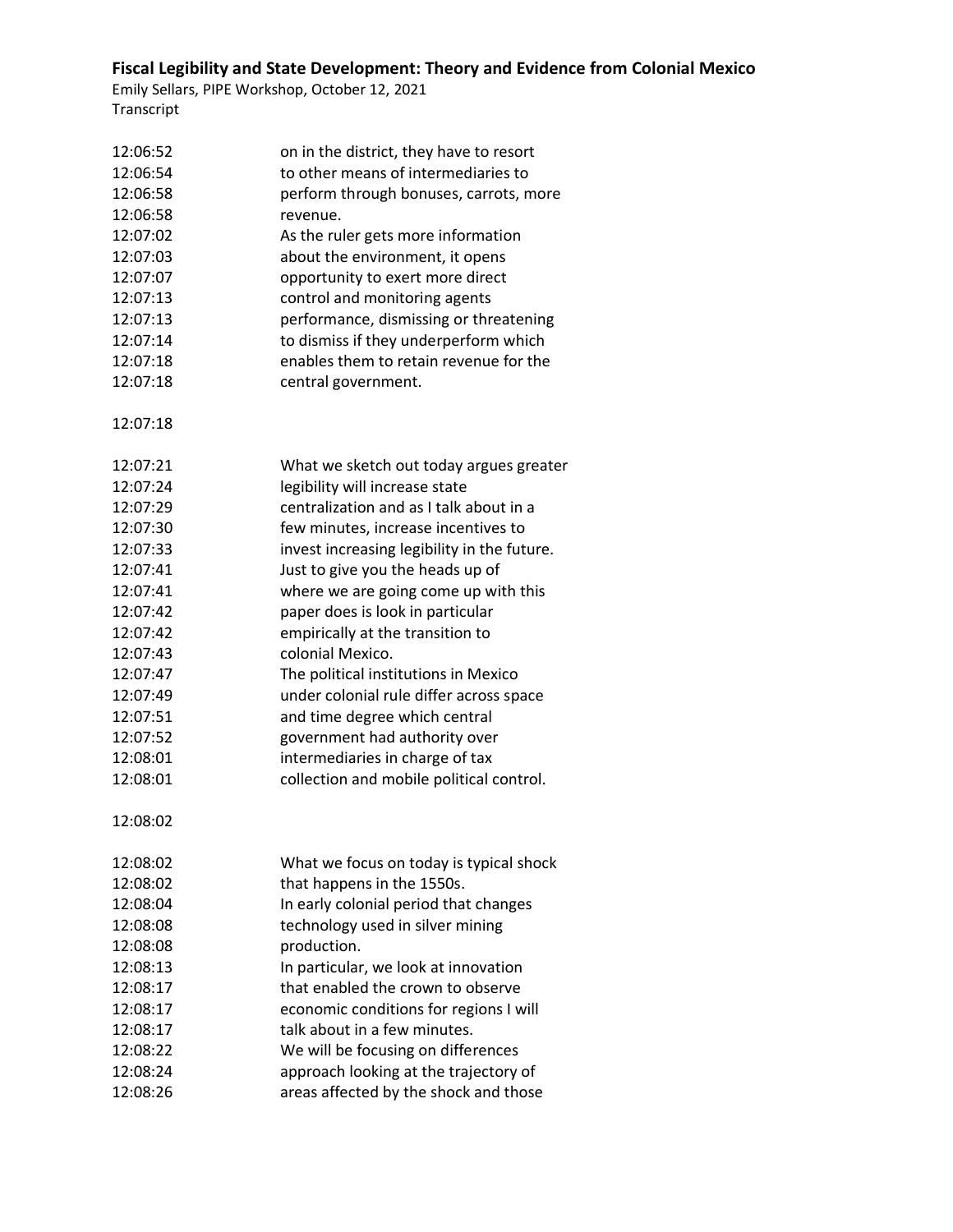12:06:52 on in the district, they have to resort
12:06:54 to other means of intermediaries to
12:06:58 perform through bonuses, carrots, more
12:06:58 revenue.
12:07:02 As the ruler gets more information
12:07:03 about the environment, it opens
12:07:07 opportunity to exert more direct
12:07:13 control and monitoring agents
12:07:13 performance, dismissing or threatening
12:07:14 to dismiss if they underperform which
12:07:18 enables them to retain revenue for the
12:07:18 central government.

12:07:18

12:07:21 What we sketch out today argues greater
12:07:24 legibility will increase state
12:07:29 centralization and as I talk about in a
12:07:30 few minutes, increase incentives to
12:07:33 invest increasing legibility in the future.
12:07:41 Just to give you the heads up of
12:07:41 where we are going come up with this
12:07:42 paper does is look in particular
12:07:42 empirically at the transition to
12:07:43 colonial Mexico.
12:07:47 The political institutions in Mexico
12:07:49 under colonial rule differ across space
12:07:51 and time degree which central
12:07:52 government had authority over
12:08:01 intermediaries in charge of tax
12:08:01 collection and mobile political control.

12:08:02

12:08:02 What we focus on today is typical shock
12:08:02 that happens in the 1550s.
12:08:04 In early colonial period that changes
12:08:08 technology used in silver mining
12:08:08 production.
12:08:13 In particular, we look at innovation
12:08:17 that enabled the crown to observe
12:08:17 economic conditions for regions I will
12:08:17 talk about in a few minutes.
12:08:22 We will be focusing on differences
12:08:24 approach looking at the trajectory of
12:08:26 areas affected by the shock and those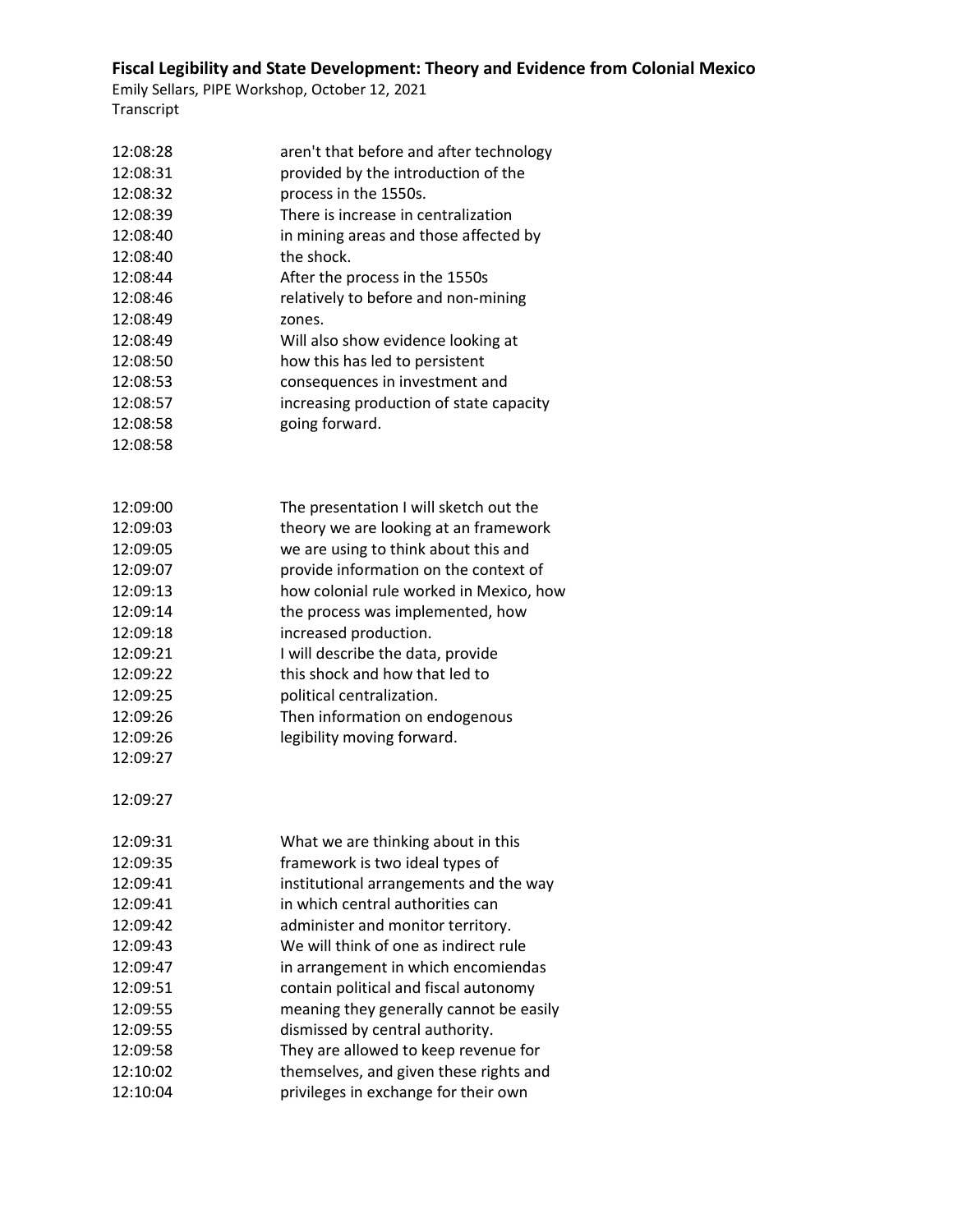| | |
|---|---|
| 12:08:28 | aren't that before and after technology |
| 12:08:31 | provided by the introduction of the |
| 12:08:32 | process in the 1550s. |
| 12:08:39 | There is increase in centralization |
| 12:08:40 | in mining areas and those affected by |
| 12:08:40 | the shock. |
| 12:08:44 | After the process in the 1550s |
| 12:08:46 | relatively to before and non-mining |
| 12:08:49 | zones. |
| 12:08:49 | Will also show evidence looking at |
| 12:08:50 | how this has led to persistent |
| 12:08:53 | consequences in investment and |
| 12:08:57 | increasing production of state capacity |
| 12:08:58 | going forward. |
| 12:08:58 | |
| | |
| 12:09:00 | The presentation I will sketch out the |
| 12:09:03 | theory we are looking at an framework |
| 12:09:05 | we are using to think about this and |
| 12:09:07 | provide information on the context of |
| 12:09:13 | how colonial rule worked in Mexico, how |
| 12:09:14 | the process was implemented, how |
| 12:09:18 | increased production. |
| 12:09:21 | I will describe the data, provide |
| 12:09:22 | this shock and how that led to |
| 12:09:25 | political centralization. |
| 12:09:26 | Then information on endogenous |
| 12:09:26 | legibility moving forward. |
| 12:09:27 | |
| | |
| 12:09:27 | |
| | |
| 12:09:31 | What we are thinking about in this |
| 12:09:35 | framework is two ideal types of |
| 12:09:41 | institutional arrangements and the way |
| 12:09:41 | in which central authorities can |
| 12:09:42 | administer and monitor territory. |
| 12:09:43 | We will think of one as indirect rule |
| 12:09:47 | in arrangement in which encomiendas |
| 12:09:51 | contain political and fiscal autonomy |
| 12:09:55 | meaning they generally cannot be easily |
| 12:09:55 | dismissed by central authority. |
| 12:09:58 | They are allowed to keep revenue for |
| 12:10:02 | themselves, and given these rights and |
| 12:10:04 | privileges in exchange for their own |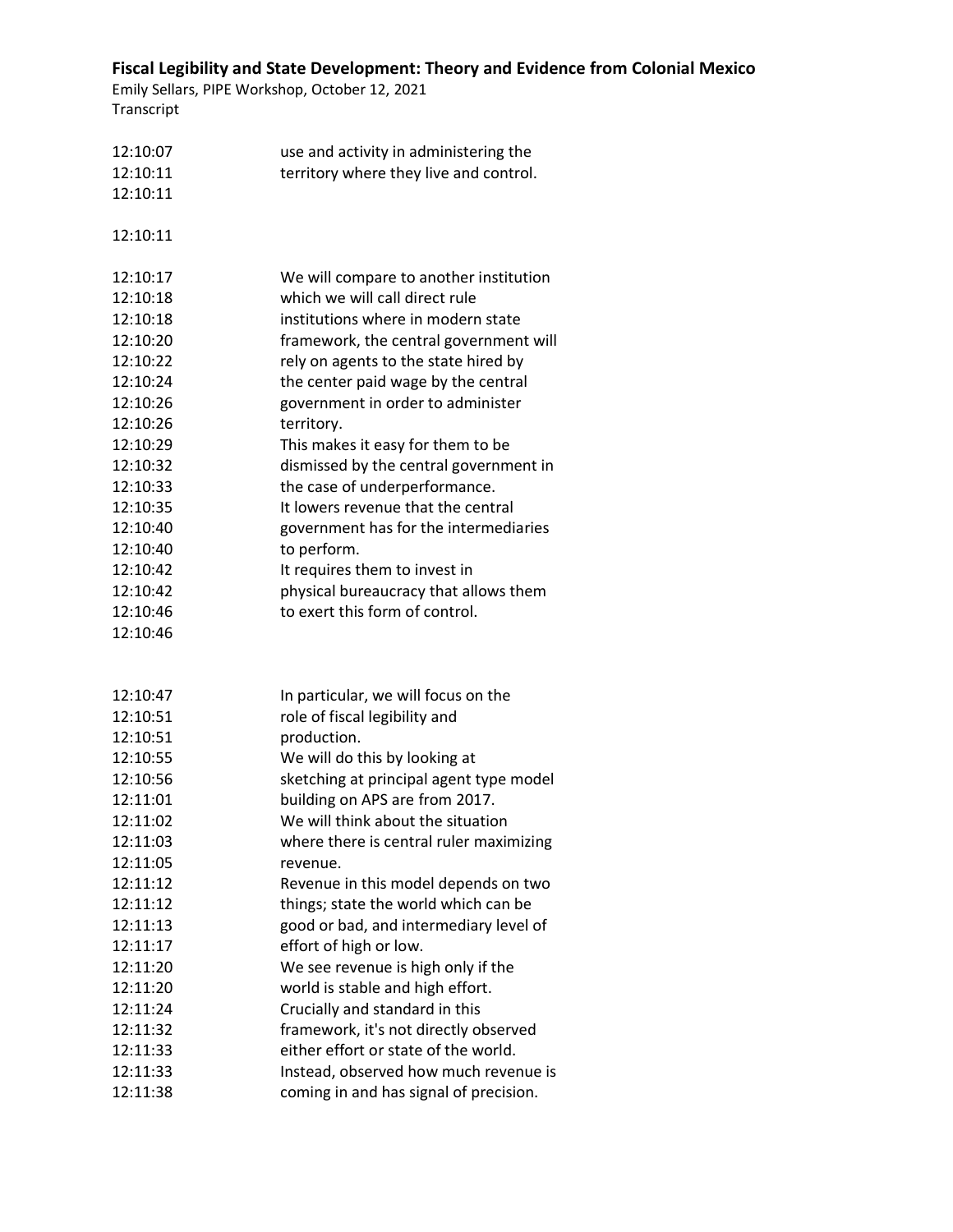| | |
|---|---|
| 12:10:07 | use and activity in administering the |
| 12:10:11 | territory where they live and control. |
| 12:10:11 | |
| 12:10:11 | |
| 12:10:17 | We will compare to another institution |
| 12:10:18 | which we will call direct rule |
| 12:10:18 | institutions where in modern state |
| 12:10:20 | framework, the central government will |
| 12:10:22 | rely on agents to the state hired by |
| 12:10:24 | the center paid wage by the central |
| 12:10:26 | government in order to administer |
| 12:10:26 | territory. |
| 12:10:29 | This makes it easy for them to be |
| 12:10:32 | dismissed by the central government in |
| 12:10:33 | the case of underperformance. |
| 12:10:35 | It lowers revenue that the central |
| 12:10:40 | government has for the intermediaries |
| 12:10:40 | to perform. |
| 12:10:42 | It requires them to invest in |
| 12:10:42 | physical bureaucracy that allows them |
| 12:10:46 | to exert this form of control. |
| 12:10:46 | |
| 12:10:47 | In particular, we will focus on the |
| 12:10:51 | role of fiscal legibility and |
| 12:10:51 | production. |
| 12:10:55 | We will do this by looking at |
| 12:10:56 | sketching at principal agent type model |
| 12:11:01 | building on APS are from 2017. |
| 12:11:02 | We will think about the situation |
| 12:11:03 | where there is central ruler maximizing |
| 12:11:05 | revenue. |
| 12:11:12 | Revenue in this model depends on two |
| 12:11:12 | things; state the world which can be |
| 12:11:13 | good or bad, and intermediary level of |
| 12:11:17 | effort of high or low. |
| 12:11:20 | We see revenue is high only if the |
| 12:11:20 | world is stable and high effort. |
| 12:11:24 | Crucially and standard in this |
| 12:11:32 | framework, it's not directly observed |
| 12:11:33 | either effort or state of the world. |
| 12:11:33 | Instead, observed how much revenue is |
| 12:11:38 | coming in and has signal of precision. |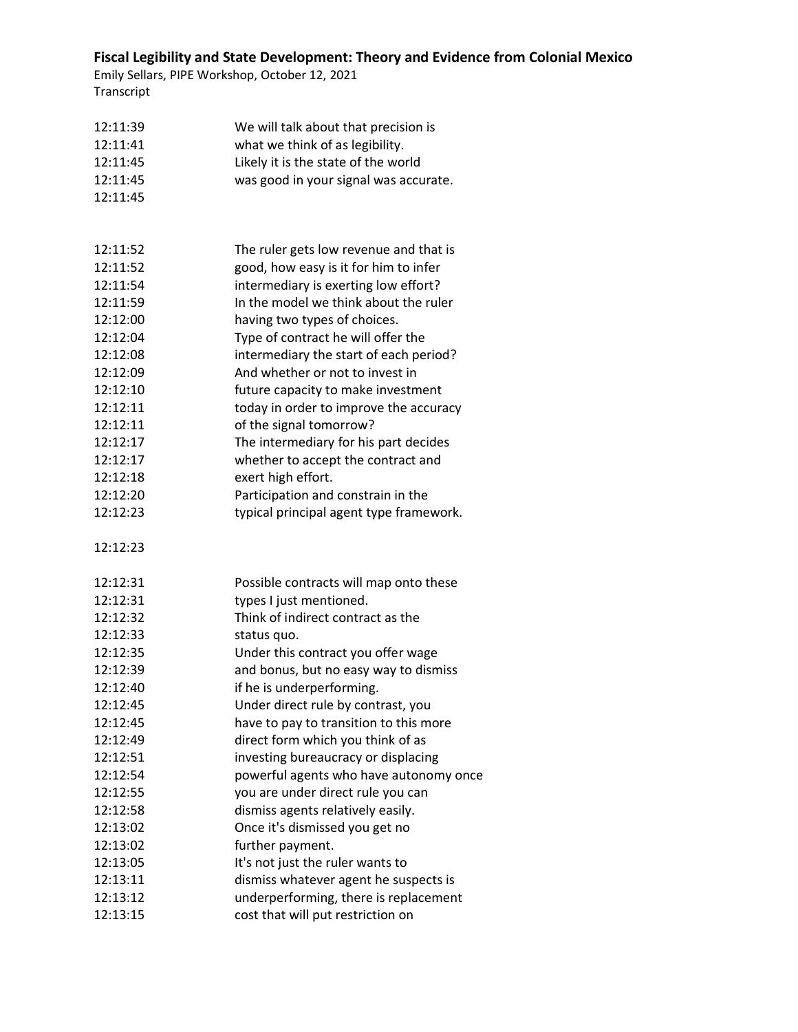| Time | Text |
|---|---|
| 12:11:39 | We will talk about that precision is |
| 12:11:41 | what we think of as legibility. |
| 12:11:45 | Likely it is the state of the world |
| 12:11:45 | was good in your signal was accurate. |
| 12:11:45 | |
| 12:11:52 | The ruler gets low revenue and that is |
| 12:11:52 | good, how easy is it for him to infer |
| 12:11:54 | intermediary is exerting low effort? |
| 12:11:59 | In the model we think about the ruler |
| 12:12:00 | having two types of choices. |
| 12:12:04 | Type of contract he will offer the |
| 12:12:08 | intermediary the start of each period? |
| 12:12:09 | And whether or not to invest in |
| 12:12:10 | future capacity to make investment |
| 12:12:11 | today in order to improve the accuracy |
| 12:12:11 | of the signal tomorrow? |
| 12:12:17 | The intermediary for his part decides |
| 12:12:17 | whether to accept the contract and |
| 12:12:18 | exert high effort. |
| 12:12:20 | Participation and constrain in the |
| 12:12:23 | typical principal agent type framework. |
| 12:12:23 | |
| 12:12:31 | Possible contracts will map onto these |
| 12:12:31 | types I just mentioned. |
| 12:12:32 | Think of indirect contract as the |
| 12:12:33 | status quo. |
| 12:12:35 | Under this contract you offer wage |
| 12:12:39 | and bonus, but no easy way to dismiss |
| 12:12:40 | if he is underperforming. |
| 12:12:45 | Under direct rule by contrast, you |
| 12:12:45 | have to pay to transition to this more |
| 12:12:49 | direct form which you think of as |
| 12:12:51 | investing bureaucracy or displacing |
| 12:12:54 | powerful agents who have autonomy once |
| 12:12:55 | you are under direct rule you can |
| 12:12:58 | dismiss agents relatively easily. |
| 12:13:02 | Once it's dismissed you get no |
| 12:13:02 | further payment. |
| 12:13:05 | It's not just the ruler wants to |
| 12:13:11 | dismiss whatever agent he suspects is |
| 12:13:12 | underperforming, there is replacement |
| 12:13:15 | cost that will put restriction on |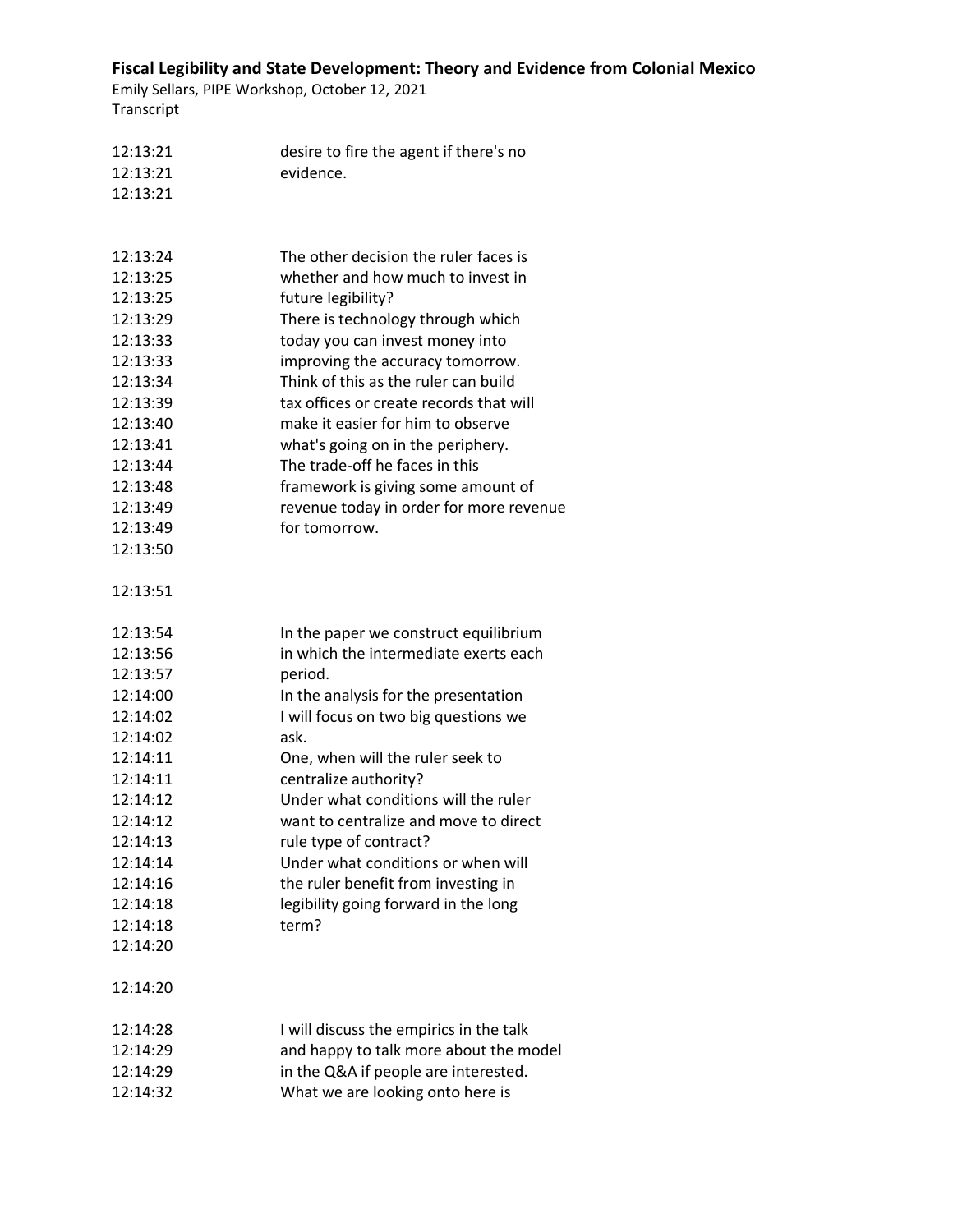| | |
|---|---|
| 12:13:21 | desire to fire the agent if there's no |
| 12:13:21 | evidence. |
| 12:13:21 | |
| 12:13:24 | The other decision the ruler faces is |
| 12:13:25 | whether and how much to invest in |
| 12:13:25 | future legibility? |
| 12:13:29 | There is technology through which |
| 12:13:33 | today you can invest money into |
| 12:13:33 | improving the accuracy tomorrow. |
| 12:13:34 | Think of this as the ruler can build |
| 12:13:39 | tax offices or create records that will |
| 12:13:40 | make it easier for him to observe |
| 12:13:41 | what's going on in the periphery. |
| 12:13:44 | The trade-off he faces in this |
| 12:13:48 | framework is giving some amount of |
| 12:13:49 | revenue today in order for more revenue |
| 12:13:49 | for tomorrow. |
| 12:13:50 | |
| 12:13:51 | |
| 12:13:54 | In the paper we construct equilibrium |
| 12:13:56 | in which the intermediate exerts each |
| 12:13:57 | period. |
| 12:14:00 | In the analysis for the presentation |
| 12:14:02 | I will focus on two big questions we |
| 12:14:02 | ask. |
| 12:14:11 | One, when will the ruler seek to |
| 12:14:11 | centralize authority? |
| 12:14:12 | Under what conditions will the ruler |
| 12:14:12 | want to centralize and move to direct |
| 12:14:13 | rule type of contract? |
| 12:14:14 | Under what conditions or when will |
| 12:14:16 | the ruler benefit from investing in |
| 12:14:18 | legibility going forward in the long |
| 12:14:18 | term? |
| 12:14:20 | |
| 12:14:20 | |
| 12:14:28 | I will discuss the empirics in the talk |
| 12:14:29 | and happy to talk more about the model |
| 12:14:29 | in the Q&A if people are interested. |
| 12:14:32 | What we are looking onto here is |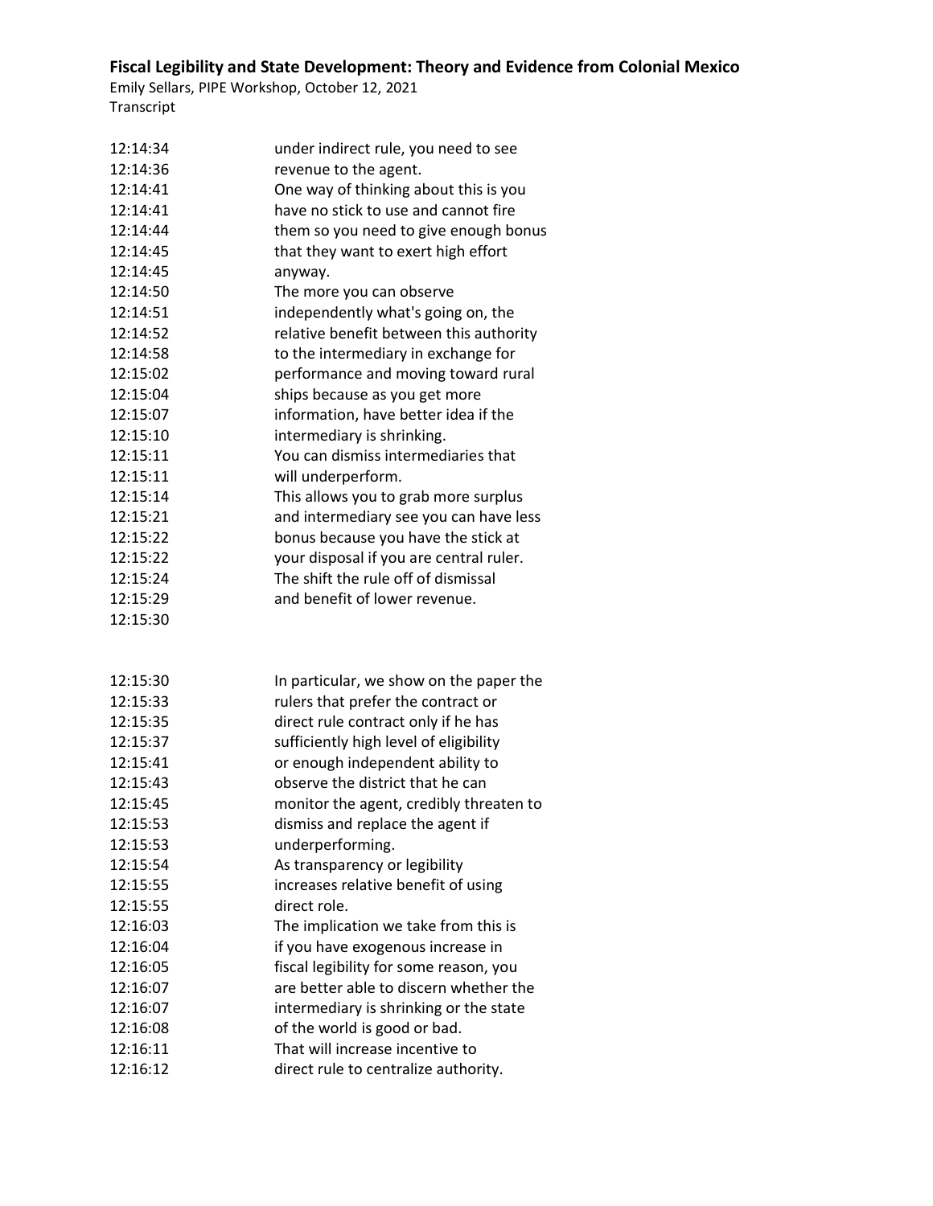12:14:34 under indirect rule, you need to see
12:14:36 revenue to the agent.
12:14:41 One way of thinking about this is you
12:14:41 have no stick to use and cannot fire
12:14:44 them so you need to give enough bonus
12:14:45 that they want to exert high effort
12:14:45 anyway.
12:14:50 The more you can observe
12:14:51 independently what's going on, the
12:14:52 relative benefit between this authority
12:14:58 to the intermediary in exchange for
12:15:02 performance and moving toward rural
12:15:04 ships because as you get more
12:15:07 information, have better idea if the
12:15:10 intermediary is shrinking.
12:15:11 You can dismiss intermediaries that
12:15:11 will underperform.
12:15:14 This allows you to grab more surplus
12:15:21 and intermediary see you can have less
12:15:22 bonus because you have the stick at
12:15:22 your disposal if you are central ruler.
12:15:24 The shift the rule off of dismissal
12:15:29 and benefit of lower revenue.
12:15:30

12:15:30 In particular, we show on the paper the
12:15:33 rulers that prefer the contract or
12:15:35 direct rule contract only if he has
12:15:37 sufficiently high level of eligibility
12:15:41 or enough independent ability to
12:15:43 observe the district that he can
12:15:45 monitor the agent, credibly threaten to
12:15:53 dismiss and replace the agent if
12:15:53 underperforming.
12:15:54 As transparency or legibility
12:15:55 increases relative benefit of using
12:15:55 direct role.
12:16:03 The implication we take from this is
12:16:04 if you have exogenous increase in
12:16:05 fiscal legibility for some reason, you
12:16:07 are better able to discern whether the
12:16:07 intermediary is shrinking or the state
12:16:08 of the world is good or bad.
12:16:11 That will increase incentive to
12:16:12 direct rule to centralize authority.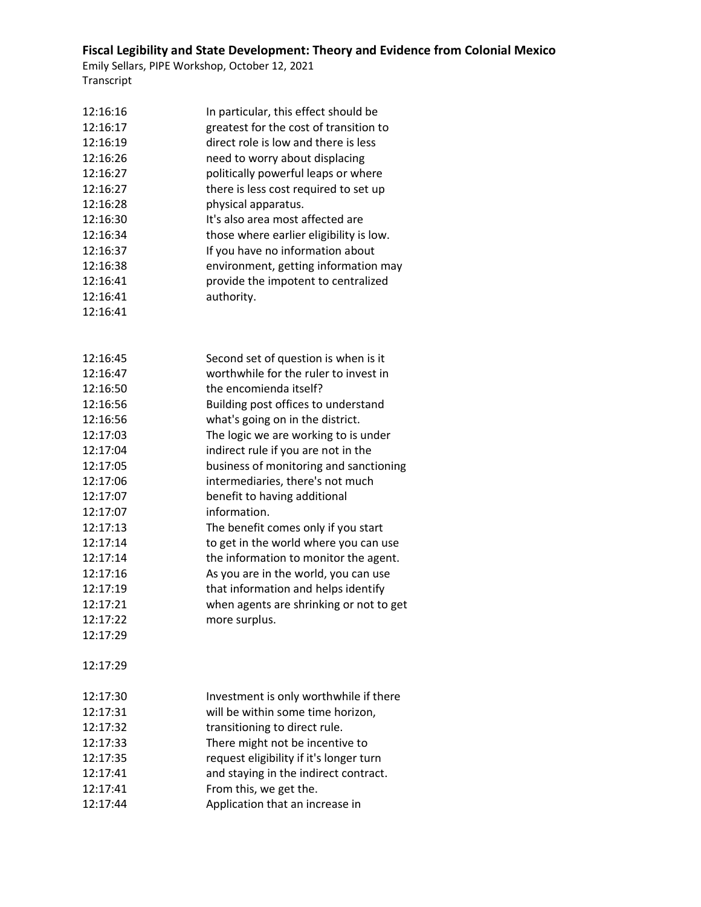| | |
|---|---|
| 12:16:16 | In particular, this effect should be |
| 12:16:17 | greatest for the cost of transition to |
| 12:16:19 | direct role is low and there is less |
| 12:16:26 | need to worry about displacing |
| 12:16:27 | politically powerful leaps or where |
| 12:16:27 | there is less cost required to set up |
| 12:16:28 | physical apparatus. |
| 12:16:30 | It's also area most affected are |
| 12:16:34 | those where earlier eligibility is low. |
| 12:16:37 | If you have no information about |
| 12:16:38 | environment, getting information may |
| 12:16:41 | provide the impotent to centralized |
| 12:16:41 | authority. |
| 12:16:41 | |
| 12:16:45 | Second set of question is when is it |
| 12:16:47 | worthwhile for the ruler to invest in |
| 12:16:50 | the encomienda itself? |
| 12:16:56 | Building post offices to understand |
| 12:16:56 | what's going on in the district. |
| 12:17:03 | The logic we are working to is under |
| 12:17:04 | indirect rule if you are not in the |
| 12:17:05 | business of monitoring and sanctioning |
| 12:17:06 | intermediaries, there's not much |
| 12:17:07 | benefit to having additional |
| 12:17:07 | information. |
| 12:17:13 | The benefit comes only if you start |
| 12:17:14 | to get in the world where you can use |
| 12:17:14 | the information to monitor the agent. |
| 12:17:16 | As you are in the world, you can use |
| 12:17:19 | that information and helps identify |
| 12:17:21 | when agents are shrinking or not to get |
| 12:17:22 | more surplus. |
| 12:17:29 | |
| 12:17:29 | |
| 12:17:30 | Investment is only worthwhile if there |
| 12:17:31 | will be within some time horizon, |
| 12:17:32 | transitioning to direct rule. |
| 12:17:33 | There might not be incentive to |
| 12:17:35 | request eligibility if it's longer turn |
| 12:17:41 | and staying in the indirect contract. |
| 12:17:41 | From this, we get the. |
| 12:17:44 | Application that an increase in |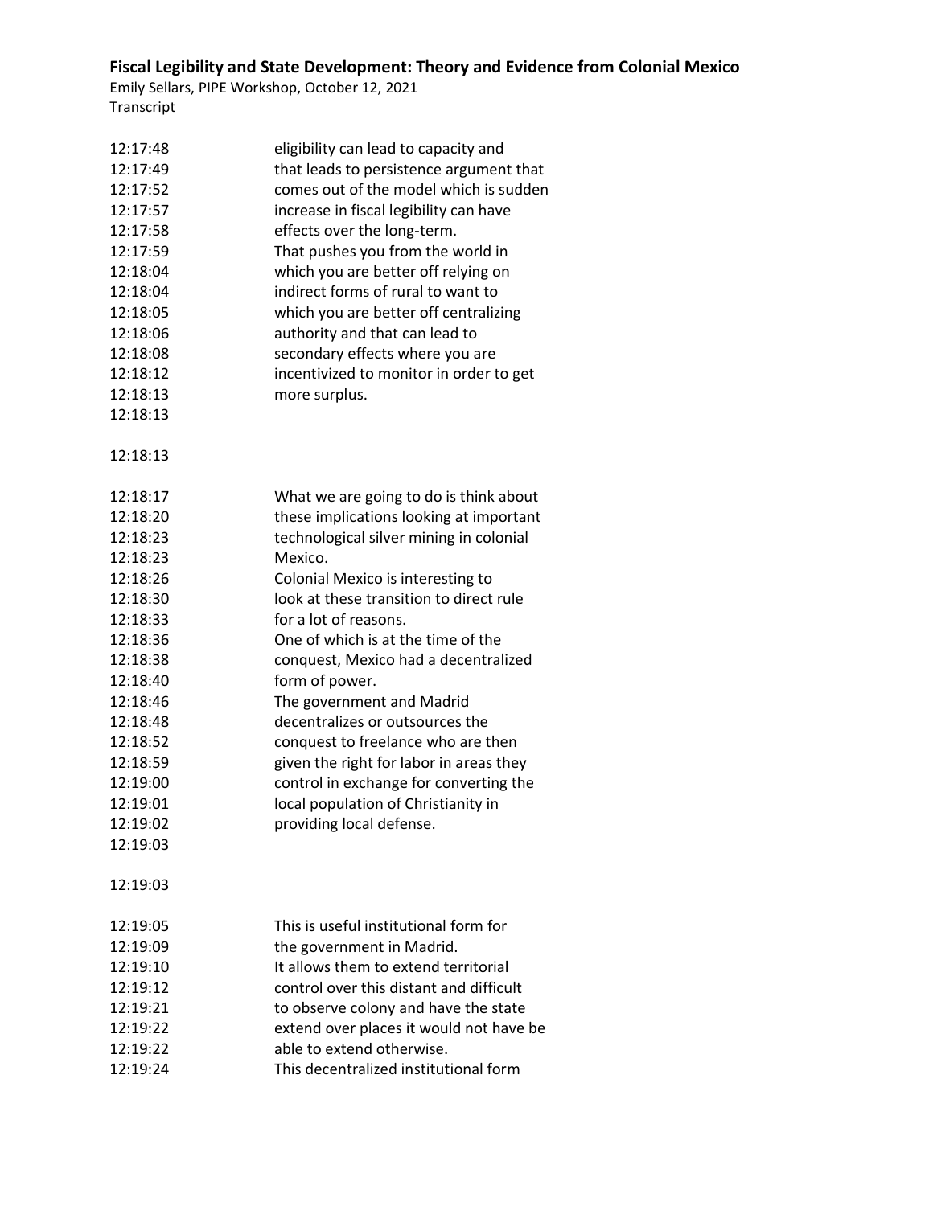| | |
|---|---|
| 12:17:48 | eligibility can lead to capacity and |
| 12:17:49 | that leads to persistence argument that |
| 12:17:52 | comes out of the model which is sudden |
| 12:17:57 | increase in fiscal legibility can have |
| 12:17:58 | effects over the long-term. |
| 12:17:59 | That pushes you from the world in |
| 12:18:04 | which you are better off relying on |
| 12:18:04 | indirect forms of rural to want to |
| 12:18:05 | which you are better off centralizing |
| 12:18:06 | authority and that can lead to |
| 12:18:08 | secondary effects where you are |
| 12:18:12 | incentivized to monitor in order to get |
| 12:18:13 | more surplus. |
| 12:18:13 | |
| 12:18:13 | |
| 12:18:17 | What we are going to do is think about |
| 12:18:20 | these implications looking at important |
| 12:18:23 | technological silver mining in colonial |
| 12:18:23 | Mexico. |
| 12:18:26 | Colonial Mexico is interesting to |
| 12:18:30 | look at these transition to direct rule |
| 12:18:33 | for a lot of reasons. |
| 12:18:36 | One of which is at the time of the |
| 12:18:38 | conquest, Mexico had a decentralized |
| 12:18:40 | form of power. |
| 12:18:46 | The government and Madrid |
| 12:18:48 | decentralizes or outsources the |
| 12:18:52 | conquest to freelance who are then |
| 12:18:59 | given the right for labor in areas they |
| 12:19:00 | control in exchange for converting the |
| 12:19:01 | local population of Christianity in |
| 12:19:02 | providing local defense. |
| 12:19:03 | |
| 12:19:03 | |
| 12:19:05 | This is useful institutional form for |
| 12:19:09 | the government in Madrid. |
| 12:19:10 | It allows them to extend territorial |
| 12:19:12 | control over this distant and difficult |
| 12:19:21 | to observe colony and have the state |
| 12:19:22 | extend over places it would not have be |
| 12:19:22 | able to extend otherwise. |
| 12:19:24 | This decentralized institutional form |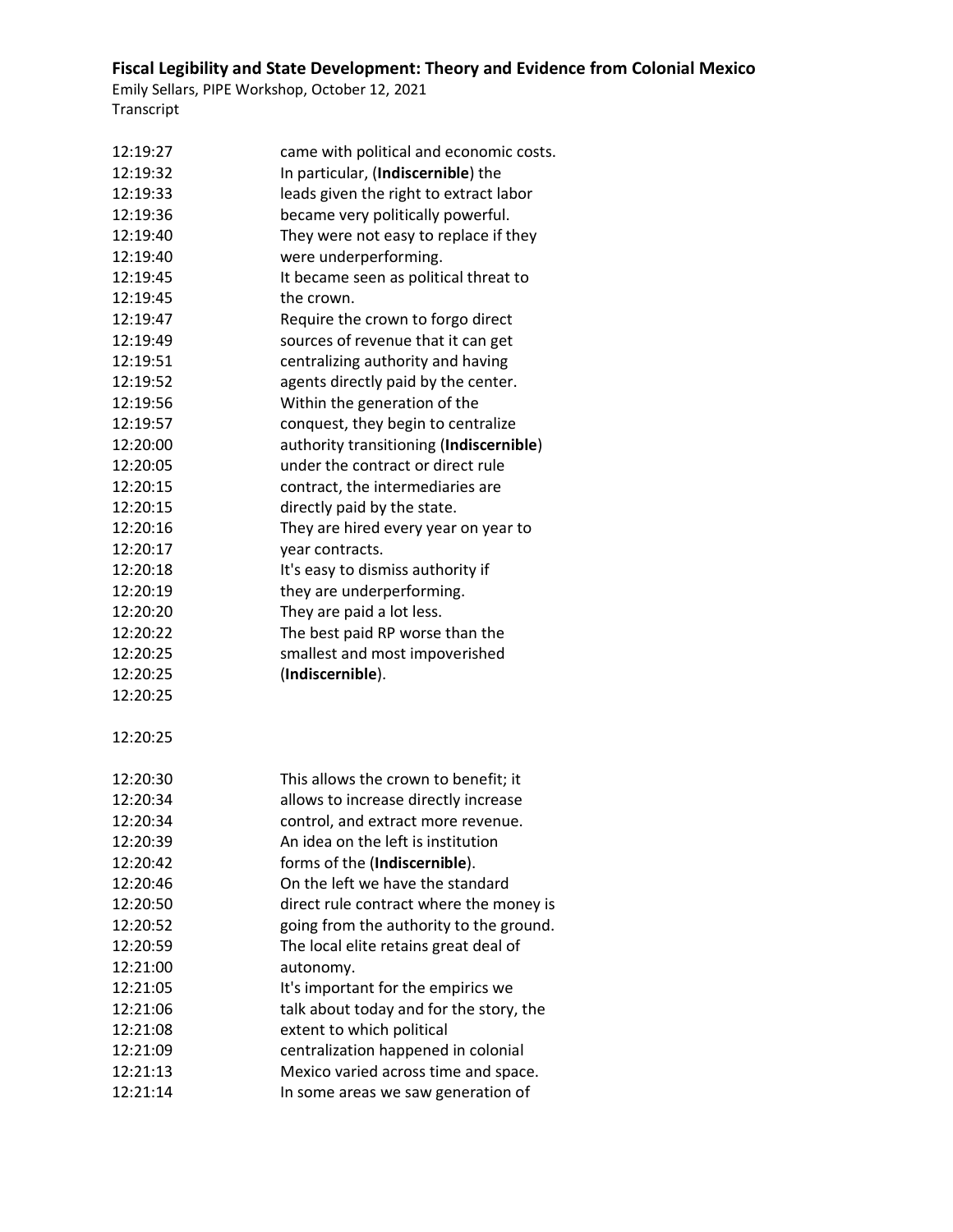| | |
|---|---|
| 12:19:27 | came with political and economic costs. |
| 12:19:32 | In particular, (**Indiscernible**) the |
| 12:19:33 | leads given the right to extract labor |
| 12:19:36 | became very politically powerful. |
| 12:19:40 | They were not easy to replace if they |
| 12:19:40 | were underperforming. |
| 12:19:45 | It became seen as political threat to |
| 12:19:45 | the crown. |
| 12:19:47 | Require the crown to forgo direct |
| 12:19:49 | sources of revenue that it can get |
| 12:19:51 | centralizing authority and having |
| 12:19:52 | agents directly paid by the center. |
| 12:19:56 | Within the generation of the |
| 12:19:57 | conquest, they begin to centralize |
| 12:20:00 | authority transitioning (**Indiscernible**) |
| 12:20:05 | under the contract or direct rule |
| 12:20:15 | contract, the intermediaries are |
| 12:20:15 | directly paid by the state. |
| 12:20:16 | They are hired every year on year to |
| 12:20:17 | year contracts. |
| 12:20:18 | It's easy to dismiss authority if |
| 12:20:19 | they are underperforming. |
| 12:20:20 | They are paid a lot less. |
| 12:20:22 | The best paid RP worse than the |
| 12:20:25 | smallest and most impoverished |
| 12:20:25 | (**Indiscernible**). |
| 12:20:25 | |
| 12:20:25 | |
| 12:20:30 | This allows the crown to benefit; it |
| 12:20:34 | allows to increase directly increase |
| 12:20:34 | control, and extract more revenue. |
| 12:20:39 | An idea on the left is institution |
| 12:20:42 | forms of the (**Indiscernible**). |
| 12:20:46 | On the left we have the standard |
| 12:20:50 | direct rule contract where the money is |
| 12:20:52 | going from the authority to the ground. |
| 12:20:59 | The local elite retains great deal of |
| 12:21:00 | autonomy. |
| 12:21:05 | It's important for the empirics we |
| 12:21:06 | talk about today and for the story, the |
| 12:21:08 | extent to which political |
| 12:21:09 | centralization happened in colonial |
| 12:21:13 | Mexico varied across time and space. |
| 12:21:14 | In some areas we saw generation of |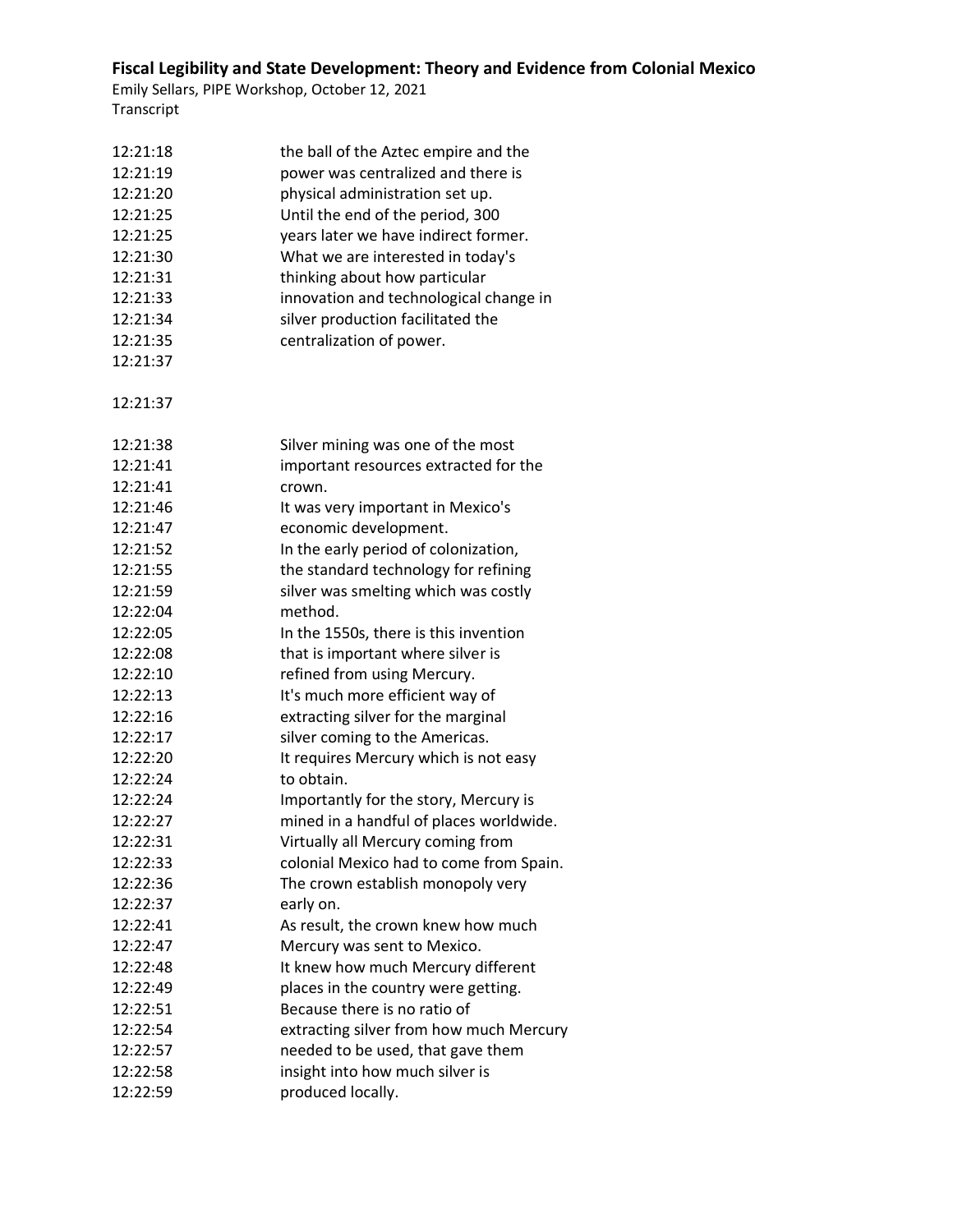12:21:18 the ball of the Aztec empire and the
12:21:19 power was centralized and there is
12:21:20 physical administration set up.
12:21:25 Until the end of the period, 300
12:21:25 years later we have indirect former.
12:21:30 What we are interested in today's
12:21:31 thinking about how particular
12:21:33 innovation and technological change in
12:21:34 silver production facilitated the
12:21:35 centralization of power.
12:21:37

12:21:37

12:21:38 Silver mining was one of the most
12:21:41 important resources extracted for the
12:21:41 crown.
12:21:46 It was very important in Mexico's
12:21:47 economic development.
12:21:52 In the early period of colonization,
12:21:55 the standard technology for refining
12:21:59 silver was smelting which was costly
12:22:04 method.
12:22:05 In the 1550s, there is this invention
12:22:08 that is important where silver is
12:22:10 refined from using Mercury.
12:22:13 It's much more efficient way of
12:22:16 extracting silver for the marginal
12:22:17 silver coming to the Americas.
12:22:20 It requires Mercury which is not easy
12:22:24 to obtain.
12:22:24 Importantly for the story, Mercury is
12:22:27 mined in a handful of places worldwide.
12:22:31 Virtually all Mercury coming from
12:22:33 colonial Mexico had to come from Spain.
12:22:36 The crown establish monopoly very
12:22:37 early on.
12:22:41 As result, the crown knew how much
12:22:47 Mercury was sent to Mexico.
12:22:48 It knew how much Mercury different
12:22:49 places in the country were getting.
12:22:51 Because there is no ratio of
12:22:54 extracting silver from how much Mercury
12:22:57 needed to be used, that gave them
12:22:58 insight into how much silver is
12:22:59 produced locally.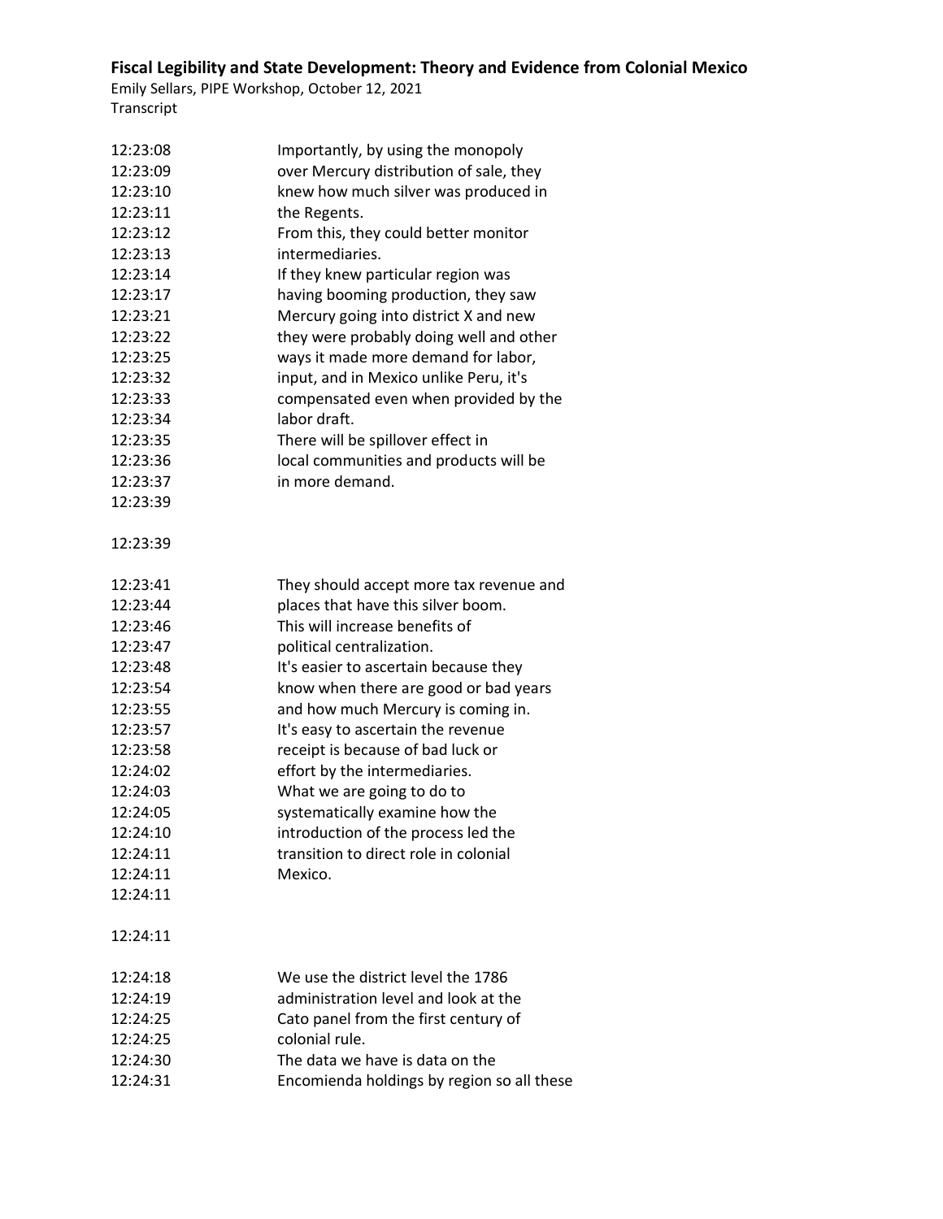12:23:08 Importantly, by using the monopoly
12:23:09 over Mercury distribution of sale, they
12:23:10 knew how much silver was produced in
12:23:11 the Regents.
12:23:12 From this, they could better monitor
12:23:13 intermediaries.
12:23:14 If they knew particular region was
12:23:17 having booming production, they saw
12:23:21 Mercury going into district X and new
12:23:22 they were probably doing well and other
12:23:25 ways it made more demand for labor,
12:23:32 input, and in Mexico unlike Peru, it's
12:23:33 compensated even when provided by the
12:23:34 labor draft.
12:23:35 There will be spillover effect in
12:23:36 local communities and products will be
12:23:37 in more demand.
12:23:39

12:23:39

12:23:41 They should accept more tax revenue and
12:23:44 places that have this silver boom.
12:23:46 This will increase benefits of
12:23:47 political centralization.
12:23:48 It's easier to ascertain because they
12:23:54 know when there are good or bad years
12:23:55 and how much Mercury is coming in.
12:23:57 It's easy to ascertain the revenue
12:23:58 receipt is because of bad luck or
12:24:02 effort by the intermediaries.
12:24:03 What we are going to do to
12:24:05 systematically examine how the
12:24:10 introduction of the process led the
12:24:11 transition to direct role in colonial
12:24:11 Mexico.
12:24:11

12:24:11

12:24:18 We use the district level the 1786
12:24:19 administration level and look at the
12:24:25 Cato panel from the first century of
12:24:25 colonial rule.
12:24:30 The data we have is data on the
12:24:31 Encomienda holdings by region so all these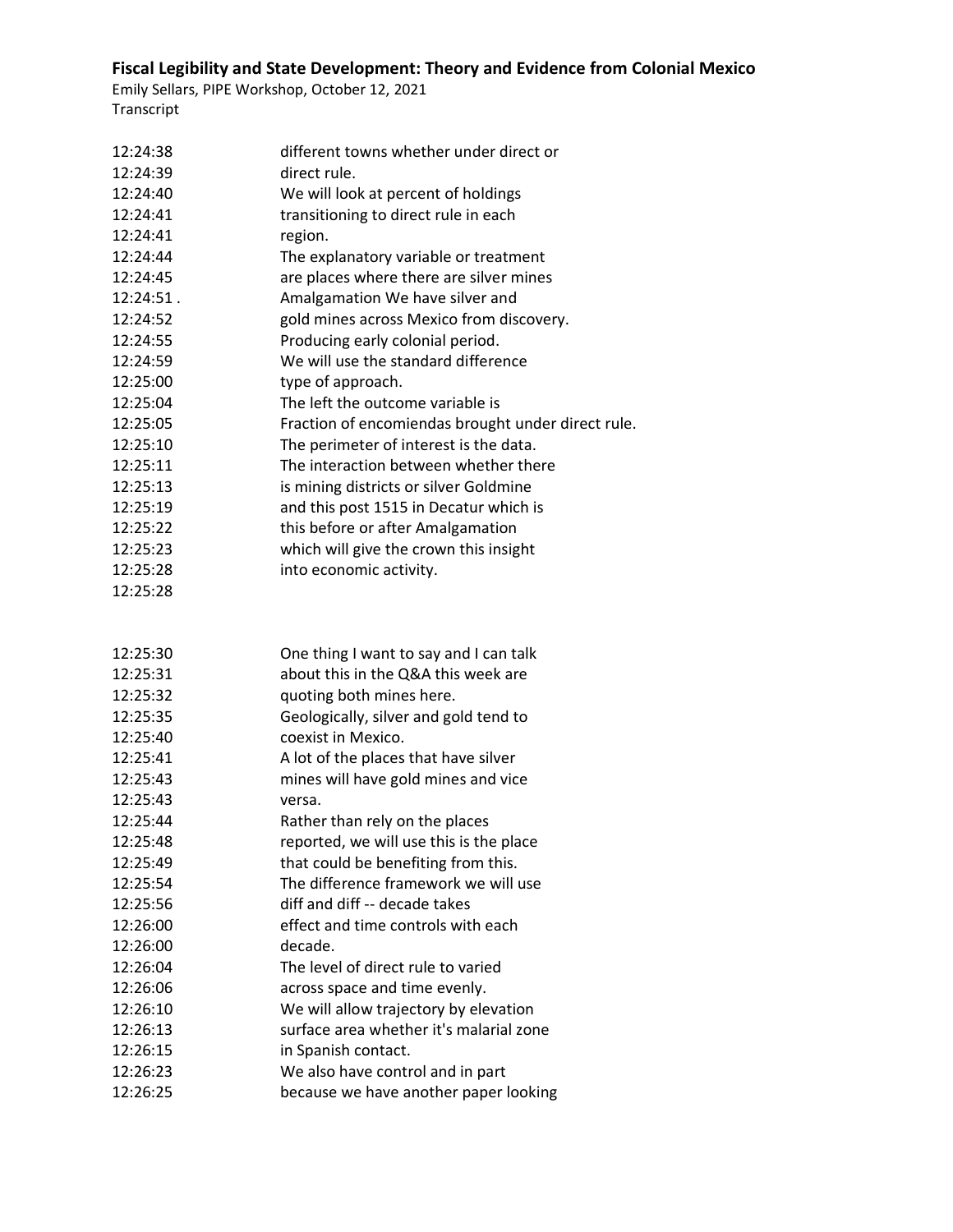| | |
|---|---|
| 12:24:38 | different towns whether under direct or |
| 12:24:39 | direct rule. |
| 12:24:40 | We will look at percent of holdings |
| 12:24:41 | transitioning to direct rule in each |
| 12:24:41 | region. |
| 12:24:44 | The explanatory variable or treatment |
| 12:24:45 | are places where there are silver mines |
| 12:24:51 . | Amalgamation We have silver and |
| 12:24:52 | gold mines across Mexico from discovery. |
| 12:24:55 | Producing early colonial period. |
| 12:24:59 | We will use the standard difference |
| 12:25:00 | type of approach. |
| 12:25:04 | The left the outcome variable is |
| 12:25:05 | Fraction of encomiendas brought under direct rule. |
| 12:25:10 | The perimeter of interest is the data. |
| 12:25:11 | The interaction between whether there |
| 12:25:13 | is mining districts or silver Goldmine |
| 12:25:19 | and this post 1515 in Decatur which is |
| 12:25:22 | this before or after Amalgamation |
| 12:25:23 | which will give the crown this insight |
| 12:25:28 | into economic activity. |
| 12:25:28 | |

| | |
|---|---|
| 12:25:30 | One thing I want to say and I can talk |
| 12:25:31 | about this in the Q&A this week are |
| 12:25:32 | quoting both mines here. |
| 12:25:35 | Geologically, silver and gold tend to |
| 12:25:40 | coexist in Mexico. |
| 12:25:41 | A lot of the places that have silver |
| 12:25:43 | mines will have gold mines and vice |
| 12:25:43 | versa. |
| 12:25:44 | Rather than rely on the places |
| 12:25:48 | reported, we will use this is the place |
| 12:25:49 | that could be benefiting from this. |
| 12:25:54 | The difference framework we will use |
| 12:25:56 | diff and diff -- decade takes |
| 12:26:00 | effect and time controls with each |
| 12:26:00 | decade. |
| 12:26:04 | The level of direct rule to varied |
| 12:26:06 | across space and time evenly. |
| 12:26:10 | We will allow trajectory by elevation |
| 12:26:13 | surface area whether it's malarial zone |
| 12:26:15 | in Spanish contact. |
| 12:26:23 | We also have control and in part |
| 12:26:25 | because we have another paper looking |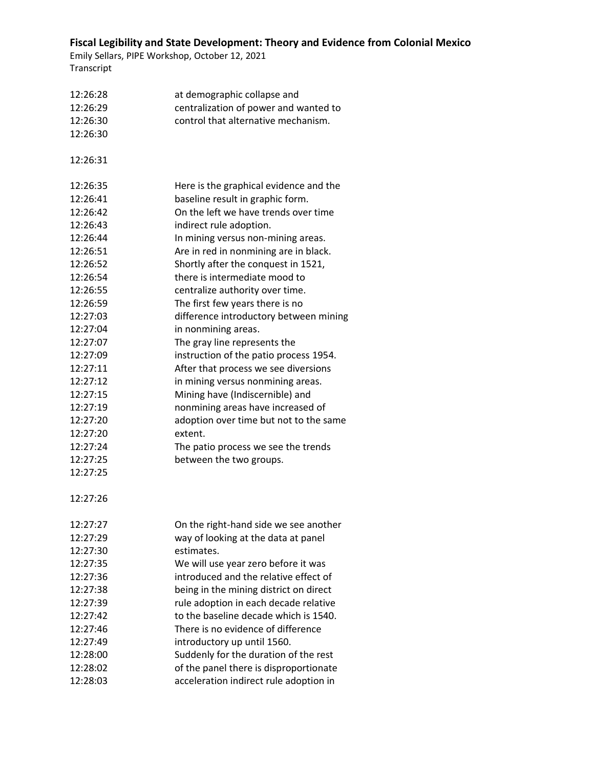| | |
|---|---|
| 12:26:28 | at demographic collapse and |
| 12:26:29 | centralization of power and wanted to |
| 12:26:30 | control that alternative mechanism. |
| 12:26:30 | |
| 12:26:31 | |
| 12:26:35 | Here is the graphical evidence and the |
| 12:26:41 | baseline result in graphic form. |
| 12:26:42 | On the left we have trends over time |
| 12:26:43 | indirect rule adoption. |
| 12:26:44 | In mining versus non-mining areas. |
| 12:26:51 | Are in red in nonmining are in black. |
| 12:26:52 | Shortly after the conquest in 1521, |
| 12:26:54 | there is intermediate mood to |
| 12:26:55 | centralize authority over time. |
| 12:26:59 | The first few years there is no |
| 12:27:03 | difference introductory between mining |
| 12:27:04 | in nonmining areas. |
| 12:27:07 | The gray line represents the |
| 12:27:09 | instruction of the patio process 1954. |
| 12:27:11 | After that process we see diversions |
| 12:27:12 | in mining versus nonmining areas. |
| 12:27:15 | Mining have (Indiscernible) and |
| 12:27:19 | nonmining areas have increased of |
| 12:27:20 | adoption over time but not to the same |
| 12:27:20 | extent. |
| 12:27:24 | The patio process we see the trends |
| 12:27:25 | between the two groups. |
| 12:27:25 | |
| 12:27:26 | |
| 12:27:27 | On the right-hand side we see another |
| 12:27:29 | way of looking at the data at panel |
| 12:27:30 | estimates. |
| 12:27:35 | We will use year zero before it was |
| 12:27:36 | introduced and the relative effect of |
| 12:27:38 | being in the mining district on direct |
| 12:27:39 | rule adoption in each decade relative |
| 12:27:42 | to the baseline decade which is 1540. |
| 12:27:46 | There is no evidence of difference |
| 12:27:49 | introductory up until 1560. |
| 12:28:00 | Suddenly for the duration of the rest |
| 12:28:02 | of the panel there is disproportionate |
| 12:28:03 | acceleration indirect rule adoption in |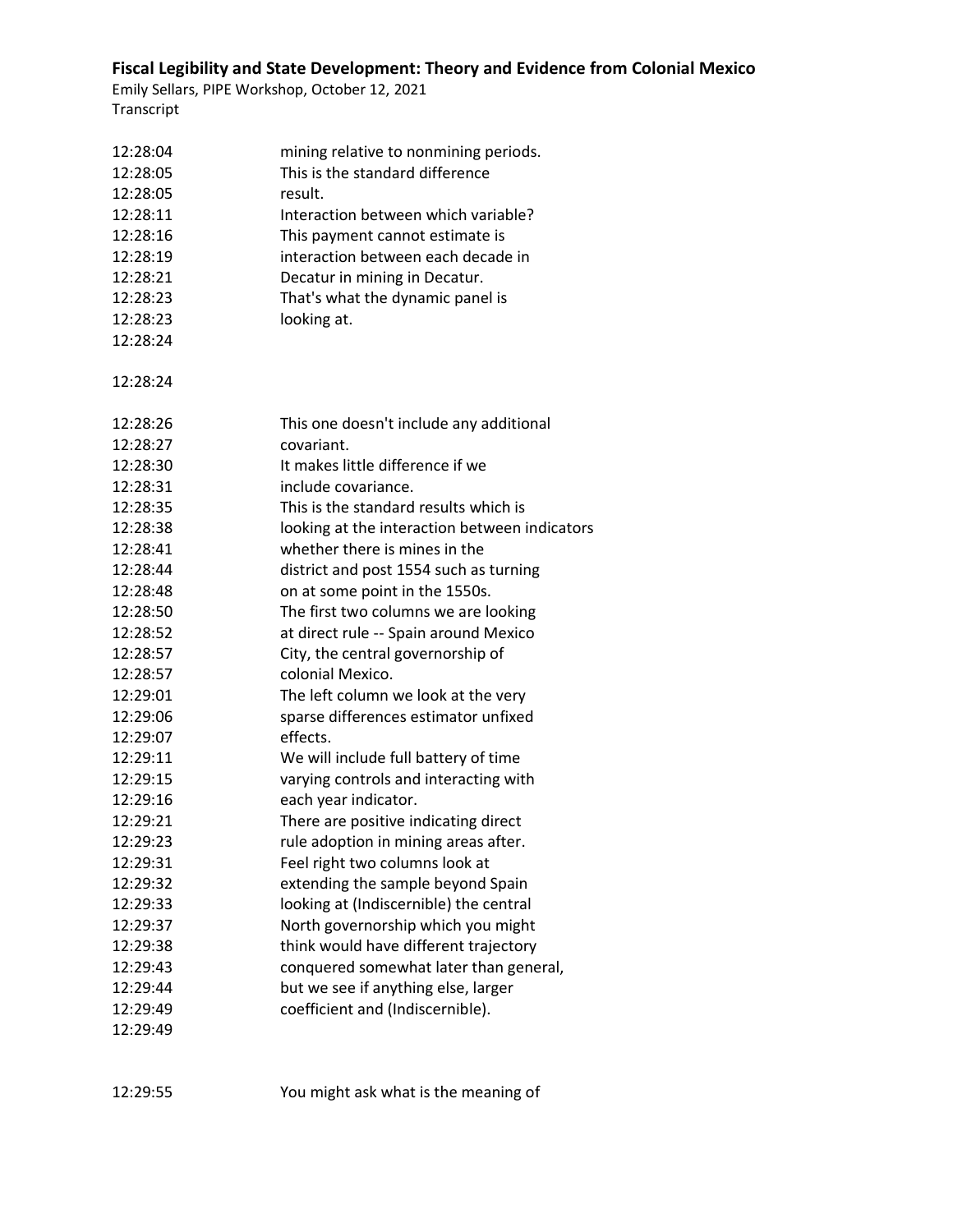| | |
|---|---|
| 12:28:04 | mining relative to nonmining periods. |
| 12:28:05 | This is the standard difference |
| 12:28:05 | result. |
| 12:28:11 | Interaction between which variable? |
| 12:28:16 | This payment cannot estimate is |
| 12:28:19 | interaction between each decade in |
| 12:28:21 | Decatur in mining in Decatur. |
| 12:28:23 | That's what the dynamic panel is |
| 12:28:23 | looking at. |
| 12:28:24 | |
| 12:28:24 | |
| 12:28:26 | This one doesn't include any additional |
| 12:28:27 | covariant. |
| 12:28:30 | It makes little difference if we |
| 12:28:31 | include covariance. |
| 12:28:35 | This is the standard results which is |
| 12:28:38 | looking at the interaction between indicators |
| 12:28:41 | whether there is mines in the |
| 12:28:44 | district and post 1554 such as turning |
| 12:28:48 | on at some point in the 1550s. |
| 12:28:50 | The first two columns we are looking |
| 12:28:52 | at direct rule -- Spain around Mexico |
| 12:28:57 | City, the central governorship of |
| 12:28:57 | colonial Mexico. |
| 12:29:01 | The left column we look at the very |
| 12:29:06 | sparse differences estimator unfixed |
| 12:29:07 | effects. |
| 12:29:11 | We will include full battery of time |
| 12:29:15 | varying controls and interacting with |
| 12:29:16 | each year indicator. |
| 12:29:21 | There are positive indicating direct |
| 12:29:23 | rule adoption in mining areas after. |
| 12:29:31 | Feel right two columns look at |
| 12:29:32 | extending the sample beyond Spain |
| 12:29:33 | looking at (Indiscernible) the central |
| 12:29:37 | North governorship which you might |
| 12:29:38 | think would have different trajectory |
| 12:29:43 | conquered somewhat later than general, |
| 12:29:44 | but we see if anything else, larger |
| 12:29:49 | coefficient and (Indiscernible). |
| 12:29:49 | |
| 12:29:55 | You might ask what is the meaning of |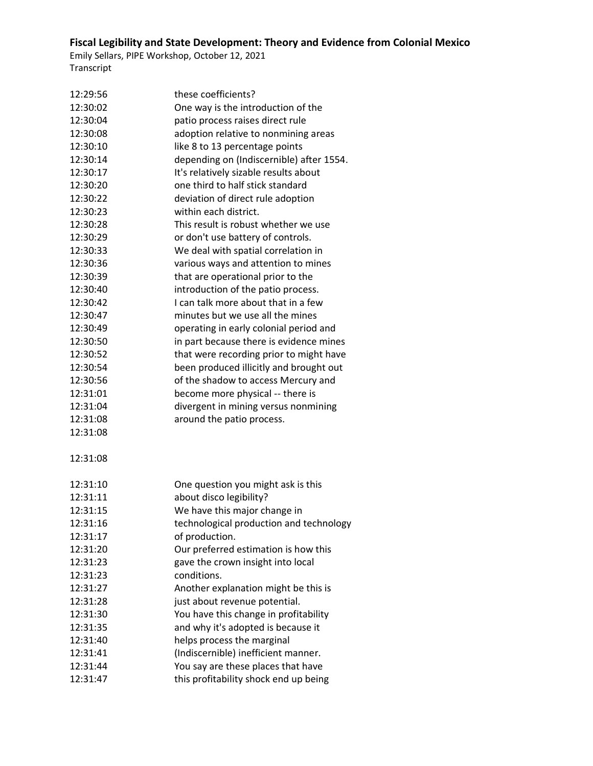| | |
|---|---|
| 12:29:56 | these coefficients? |
| 12:30:02 | One way is the introduction of the |
| 12:30:04 | patio process raises direct rule |
| 12:30:08 | adoption relative to nonmining areas |
| 12:30:10 | like 8 to 13 percentage points |
| 12:30:14 | depending on (Indiscernible) after 1554. |
| 12:30:17 | It's relatively sizable results about |
| 12:30:20 | one third to half stick standard |
| 12:30:22 | deviation of direct rule adoption |
| 12:30:23 | within each district. |
| 12:30:28 | This result is robust whether we use |
| 12:30:29 | or don't use battery of controls. |
| 12:30:33 | We deal with spatial correlation in |
| 12:30:36 | various ways and attention to mines |
| 12:30:39 | that are operational prior to the |
| 12:30:40 | introduction of the patio process. |
| 12:30:42 | I can talk more about that in a few |
| 12:30:47 | minutes but we use all the mines |
| 12:30:49 | operating in early colonial period and |
| 12:30:50 | in part because there is evidence mines |
| 12:30:52 | that were recording prior to might have |
| 12:30:54 | been produced illicitly and brought out |
| 12:30:56 | of the shadow to access Mercury and |
| 12:31:01 | become more physical -- there is |
| 12:31:04 | divergent in mining versus nonmining |
| 12:31:08 | around the patio process. |
| 12:31:08 | |
| 12:31:08 | |
| 12:31:10 | One question you might ask is this |
| 12:31:11 | about disco legibility? |
| 12:31:15 | We have this major change in |
| 12:31:16 | technological production and technology |
| 12:31:17 | of production. |
| 12:31:20 | Our preferred estimation is how this |
| 12:31:23 | gave the crown insight into local |
| 12:31:23 | conditions. |
| 12:31:27 | Another explanation might be this is |
| 12:31:28 | just about revenue potential. |
| 12:31:30 | You have this change in profitability |
| 12:31:35 | and why it's adopted is because it |
| 12:31:40 | helps process the marginal |
| 12:31:41 | (Indiscernible) inefficient manner. |
| 12:31:44 | You say are these places that have |
| 12:31:47 | this profitability shock end up being |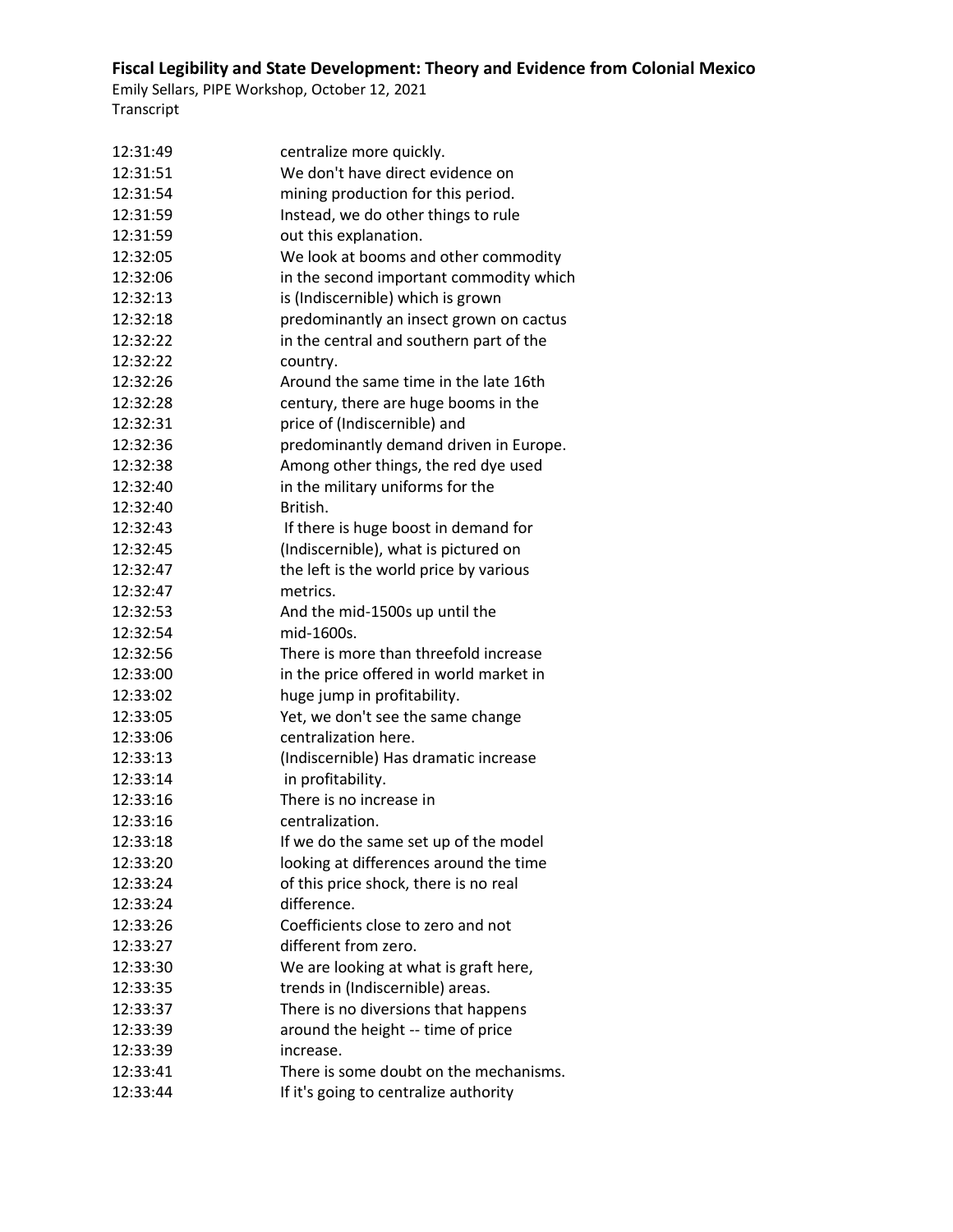| | |
|---|---|
| 12:31:49 | centralize more quickly. |
| 12:31:51 | We don't have direct evidence on |
| 12:31:54 | mining production for this period. |
| 12:31:59 | Instead, we do other things to rule |
| 12:31:59 | out this explanation. |
| 12:32:05 | We look at booms and other commodity |
| 12:32:06 | in the second important commodity which |
| 12:32:13 | is (Indiscernible) which is grown |
| 12:32:18 | predominantly an insect grown on cactus |
| 12:32:22 | in the central and southern part of the |
| 12:32:22 | country. |
| 12:32:26 | Around the same time in the late 16th |
| 12:32:28 | century, there are huge booms in the |
| 12:32:31 | price of (Indiscernible) and |
| 12:32:36 | predominantly demand driven in Europe. |
| 12:32:38 | Among other things, the red dye used |
| 12:32:40 | in the military uniforms for the |
| 12:32:40 | British. |
| 12:32:43 | If there is huge boost in demand for |
| 12:32:45 | (Indiscernible), what is pictured on |
| 12:32:47 | the left is the world price by various |
| 12:32:47 | metrics. |
| 12:32:53 | And the mid-1500s up until the |
| 12:32:54 | mid-1600s. |
| 12:32:56 | There is more than threefold increase |
| 12:33:00 | in the price offered in world market in |
| 12:33:02 | huge jump in profitability. |
| 12:33:05 | Yet, we don't see the same change |
| 12:33:06 | centralization here. |
| 12:33:13 | (Indiscernible) Has dramatic increase |
| 12:33:14 | in profitability. |
| 12:33:16 | There is no increase in |
| 12:33:16 | centralization. |
| 12:33:18 | If we do the same set up of the model |
| 12:33:20 | looking at differences around the time |
| 12:33:24 | of this price shock, there is no real |
| 12:33:24 | difference. |
| 12:33:26 | Coefficients close to zero and not |
| 12:33:27 | different from zero. |
| 12:33:30 | We are looking at what is graft here, |
| 12:33:35 | trends in (Indiscernible) areas. |
| 12:33:37 | There is no diversions that happens |
| 12:33:39 | around the height -- time of price |
| 12:33:39 | increase. |
| 12:33:41 | There is some doubt on the mechanisms. |
| 12:33:44 | If it's going to centralize authority |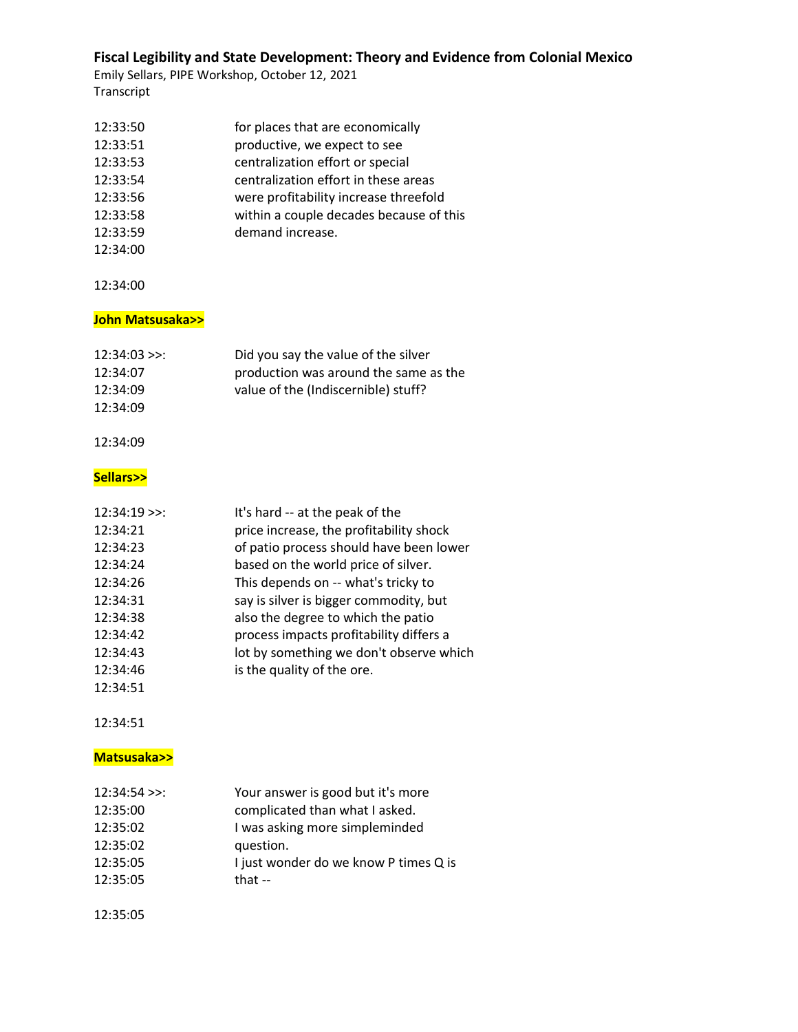12:33:50 for places that are economically
12:33:51 productive, we expect to see
12:33:53 centralization effort or special
12:33:54 centralization effort in these areas
12:33:56 were profitability increase threefold
12:33:58 within a couple decades because of this
12:33:59 demand increase.
12:34:00

12:34:00

**John Matsusaka>>**

12:34:03 >>: Did you say the value of the silver
12:34:07 production was around the same as the
12:34:09 value of the (Indiscernible) stuff?
12:34:09

12:34:09

**Sellars>>**

12:34:19 >>: It's hard -- at the peak of the
12:34:21 price increase, the profitability shock
12:34:23 of patio process should have been lower
12:34:24 based on the world price of silver.
12:34:26 This depends on -- what's tricky to
12:34:31 say is silver is bigger commodity, but
12:34:38 also the degree to which the patio
12:34:42 process impacts profitability differs a
12:34:43 lot by something we don't observe which
12:34:46 is the quality of the ore.
12:34:51

12:34:51

**Matsusaka>>**

12:34:54 >>: Your answer is good but it's more
12:35:00 complicated than what I asked.
12:35:02 I was asking more simpleminded
12:35:02 question.
12:35:05 I just wonder do we know P times Q is
12:35:05 that --

12:35:05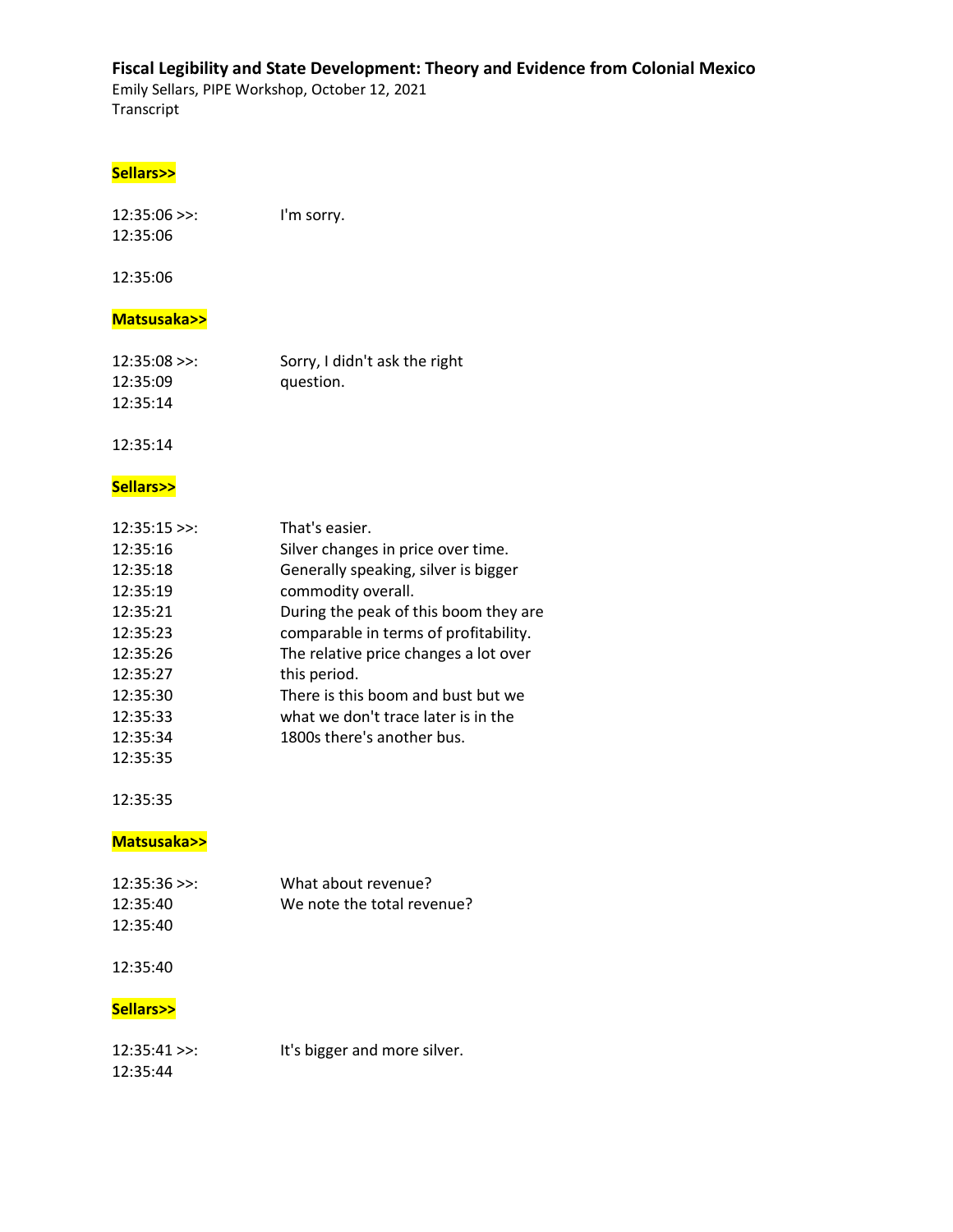Sellars>>

| | |
|---|---|
| 12:35:06 >>: | I'm sorry. |
| 12:35:06 | |
| 12:35:06 | |

Matsusaka>>

| | |
|---|---|
| 12:35:08 >>: | Sorry, I didn't ask the right |
| 12:35:09 | question. |
| 12:35:14 | |
| 12:35:14 | |

Sellars>>

| | |
|---|---|
| 12:35:15 >>: | That's easier. |
| 12:35:16 | Silver changes in price over time. |
| 12:35:18 | Generally speaking, silver is bigger |
| 12:35:19 | commodity overall. |
| 12:35:21 | During the peak of this boom they are |
| 12:35:23 | comparable in terms of profitability. |
| 12:35:26 | The relative price changes a lot over |
| 12:35:27 | this period. |
| 12:35:30 | There is this boom and bust but we |
| 12:35:33 | what we don't trace later is in the |
| 12:35:34 | 1800s there's another bus. |
| 12:35:35 | |
| 12:35:35 | |

Matsusaka>>

| | |
|---|---|
| 12:35:36 >>: | What about revenue? |
| 12:35:40 | We note the total revenue? |
| 12:35:40 | |
| 12:35:40 | |

Sellars>>

| | |
|---|---|
| 12:35:41 >>: | It's bigger and more silver. |
| 12:35:44 | |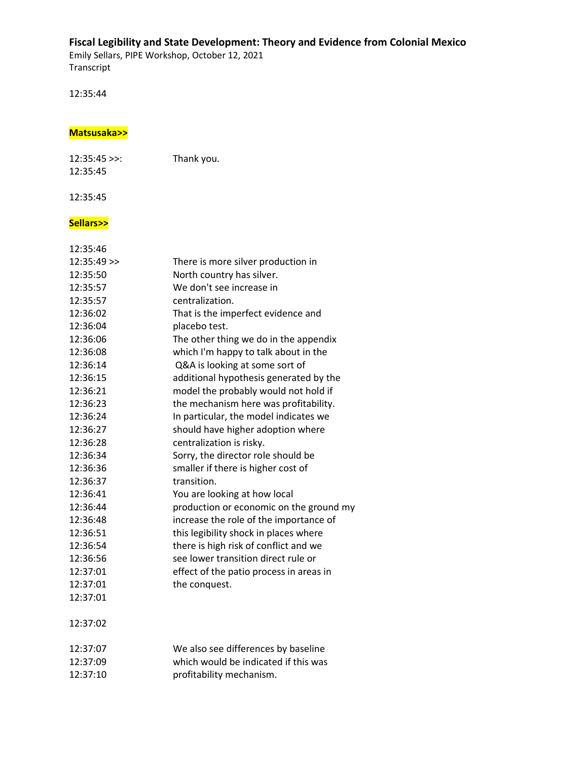**Fiscal Legibility and State Development: Theory and Evidence from Colonial Mexico**

Emily Sellars, PIPE Workshop, October 12, 2021

Transcript

12:35:44

**Matsusaka>>**

| | |
|---|---|
| 12:35:45 >>: | Thank you. |
| 12:35:45 | |
| 12:35:45 | |

**Sellars>>**

| | |
|---|---|
| 12:35:46 | |
| 12:35:49 >> | There is more silver production in |
| 12:35:50 | North country has silver. |
| 12:35:57 | We don't see increase in |
| 12:35:57 | centralization. |
| 12:36:02 | That is the imperfect evidence and |
| 12:36:04 | placebo test. |
| 12:36:06 | The other thing we do in the appendix |
| 12:36:08 | which I'm happy to talk about in the |
| 12:36:14 | Q&A is looking at some sort of |
| 12:36:15 | additional hypothesis generated by the |
| 12:36:21 | model the probably would not hold if |
| 12:36:23 | the mechanism here was profitability. |
| 12:36:24 | In particular, the model indicates we |
| 12:36:27 | should have higher adoption where |
| 12:36:28 | centralization is risky. |
| 12:36:34 | Sorry, the director role should be |
| 12:36:36 | smaller if there is higher cost of |
| 12:36:37 | transition. |
| 12:36:41 | You are looking at how local |
| 12:36:44 | production or economic on the ground my |
| 12:36:48 | increase the role of the importance of |
| 12:36:51 | this legibility shock in places where |
| 12:36:54 | there is high risk of conflict and we |
| 12:36:56 | see lower transition direct rule or |
| 12:37:01 | effect of the patio process in areas in |
| 12:37:01 | the conquest. |
| 12:37:01 | |
| 12:37:02 | |
| 12:37:07 | We also see differences by baseline |
| 12:37:09 | which would be indicated if this was |
| 12:37:10 | profitability mechanism. |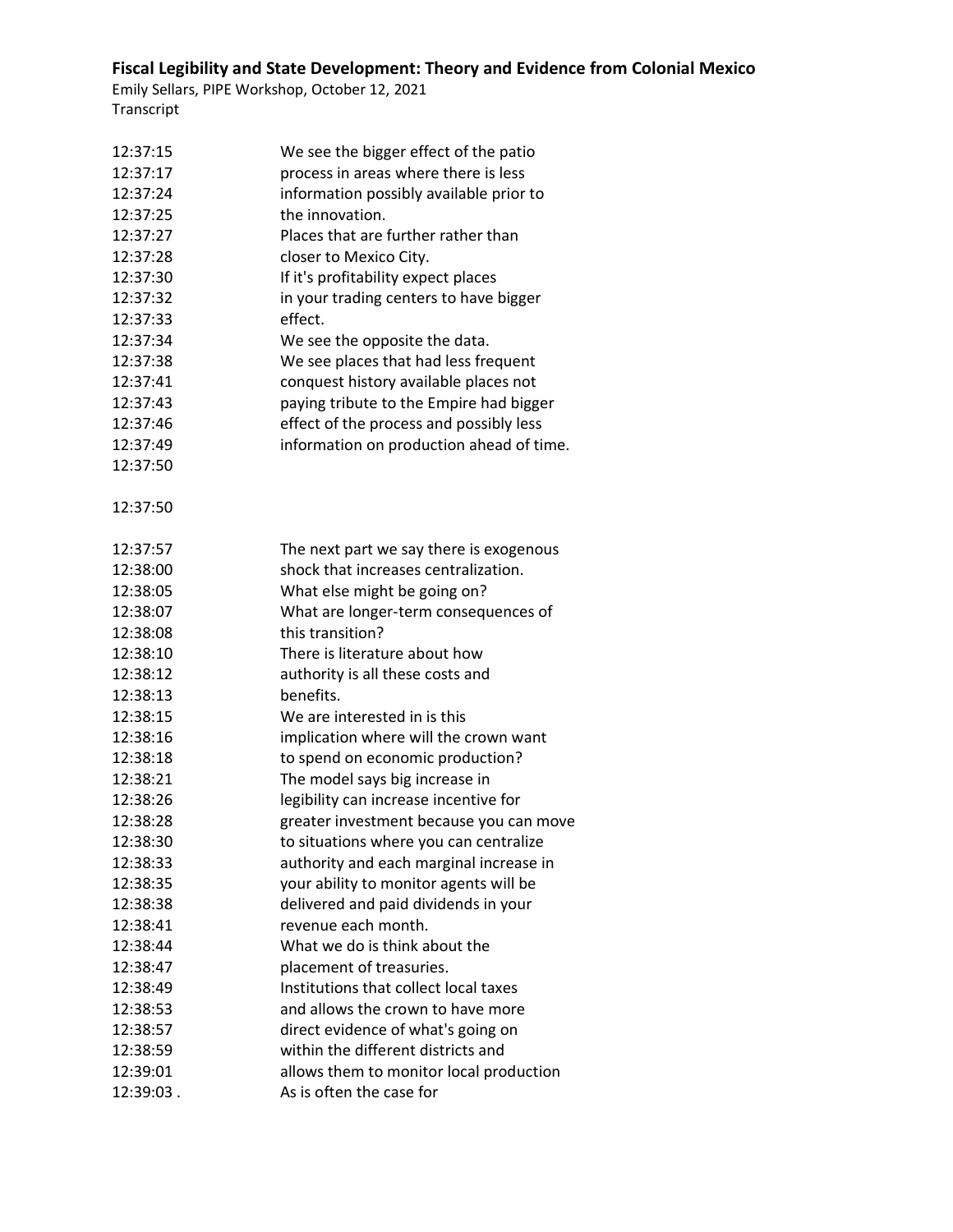**Fiscal Legibility and State Development: Theory and Evidence from Colonial Mexico**

Emily Sellars, PIPE Workshop, October 12, 2021

Transcript

| | |
|---|---|
| 12:37:15 | We see the bigger effect of the patio |
| 12:37:17 | process in areas where there is less |
| 12:37:24 | information possibly available prior to |
| 12:37:25 | the innovation. |
| 12:37:27 | Places that are further rather than |
| 12:37:28 | closer to Mexico City. |
| 12:37:30 | If it's profitability expect places |
| 12:37:32 | in your trading centers to have bigger |
| 12:37:33 | effect. |
| 12:37:34 | We see the opposite the data. |
| 12:37:38 | We see places that had less frequent |
| 12:37:41 | conquest history available places not |
| 12:37:43 | paying tribute to the Empire had bigger |
| 12:37:46 | effect of the process and possibly less |
| 12:37:49 | information on production ahead of time. |
| 12:37:50 | |
| 12:37:50 | |
| 12:37:57 | The next part we say there is exogenous |
| 12:38:00 | shock that increases centralization. |
| 12:38:05 | What else might be going on? |
| 12:38:07 | What are longer-term consequences of |
| 12:38:08 | this transition? |
| 12:38:10 | There is literature about how |
| 12:38:12 | authority is all these costs and |
| 12:38:13 | benefits. |
| 12:38:15 | We are interested in is this |
| 12:38:16 | implication where will the crown want |
| 12:38:18 | to spend on economic production? |
| 12:38:21 | The model says big increase in |
| 12:38:26 | legibility can increase incentive for |
| 12:38:28 | greater investment because you can move |
| 12:38:30 | to situations where you can centralize |
| 12:38:33 | authority and each marginal increase in |
| 12:38:35 | your ability to monitor agents will be |
| 12:38:38 | delivered and paid dividends in your |
| 12:38:41 | revenue each month. |
| 12:38:44 | What we do is think about the |
| 12:38:47 | placement of treasuries. |
| 12:38:49 | Institutions that collect local taxes |
| 12:38:53 | and allows the crown to have more |
| 12:38:57 | direct evidence of what's going on |
| 12:38:59 | within the different districts and |
| 12:39:01 | allows them to monitor local production |
| 12:39:03 . | As is often the case for |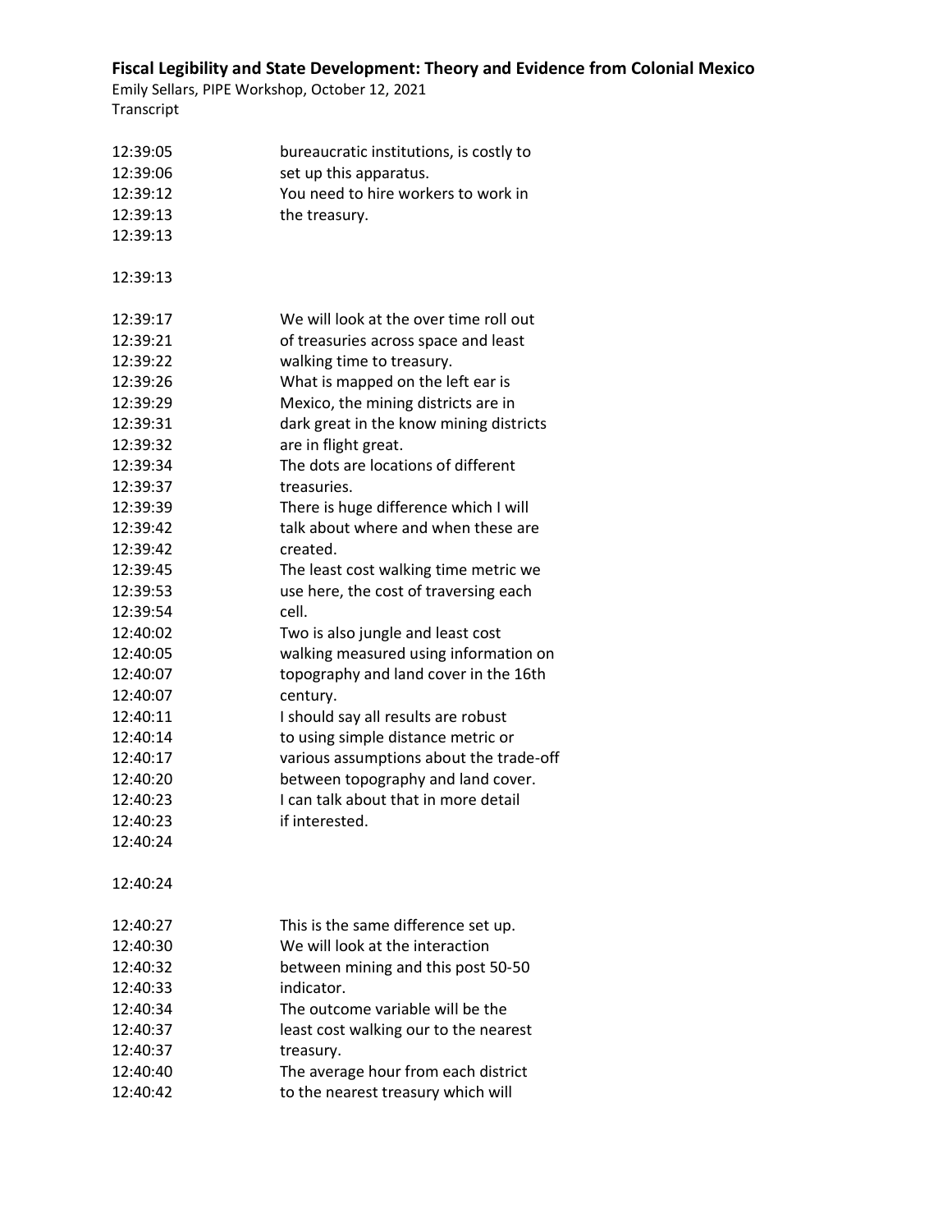| | |
|---|---|
| 12:39:05 | bureaucratic institutions, is costly to |
| 12:39:06 | set up this apparatus. |
| 12:39:12 | You need to hire workers to work in |
| 12:39:13 | the treasury. |
| 12:39:13 | |
| 12:39:13 | |
| 12:39:17 | We will look at the over time roll out |
| 12:39:21 | of treasuries across space and least |
| 12:39:22 | walking time to treasury. |
| 12:39:26 | What is mapped on the left ear is |
| 12:39:29 | Mexico, the mining districts are in |
| 12:39:31 | dark great in the know mining districts |
| 12:39:32 | are in flight great. |
| 12:39:34 | The dots are locations of different |
| 12:39:37 | treasuries. |
| 12:39:39 | There is huge difference which I will |
| 12:39:42 | talk about where and when these are |
| 12:39:42 | created. |
| 12:39:45 | The least cost walking time metric we |
| 12:39:53 | use here, the cost of traversing each |
| 12:39:54 | cell. |
| 12:40:02 | Two is also jungle and least cost |
| 12:40:05 | walking measured using information on |
| 12:40:07 | topography and land cover in the 16th |
| 12:40:07 | century. |
| 12:40:11 | I should say all results are robust |
| 12:40:14 | to using simple distance metric or |
| 12:40:17 | various assumptions about the trade-off |
| 12:40:20 | between topography and land cover. |
| 12:40:23 | I can talk about that in more detail |
| 12:40:23 | if interested. |
| 12:40:24 | |
| 12:40:24 | |
| 12:40:27 | This is the same difference set up. |
| 12:40:30 | We will look at the interaction |
| 12:40:32 | between mining and this post 50-50 |
| 12:40:33 | indicator. |
| 12:40:34 | The outcome variable will be the |
| 12:40:37 | least cost walking our to the nearest |
| 12:40:37 | treasury. |
| 12:40:40 | The average hour from each district |
| 12:40:42 | to the nearest treasury which will |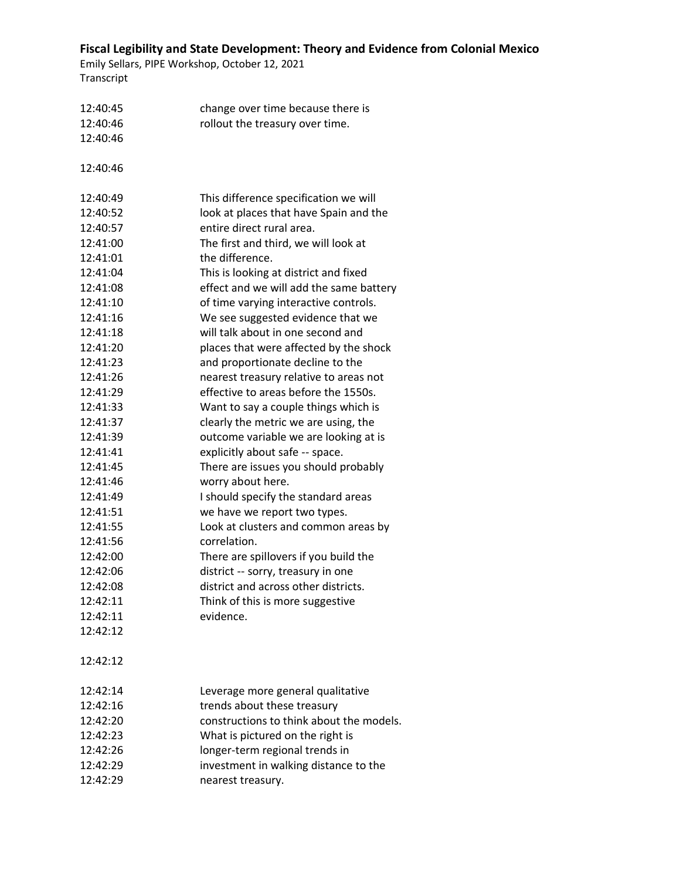**Fiscal Legibility and State Development: Theory and Evidence from Colonial Mexico**
Emily Sellars, PIPE Workshop, October 12, 2021
Transcript

| | |
|---|---|
| 12:40:45 | change over time because there is |
| 12:40:46 | rollout the treasury over time. |
| 12:40:46 | |
| 12:40:46 | |
| 12:40:49 | This difference specification we will |
| 12:40:52 | look at places that have Spain and the |
| 12:40:57 | entire direct rural area. |
| 12:41:00 | The first and third, we will look at |
| 12:41:01 | the difference. |
| 12:41:04 | This is looking at district and fixed |
| 12:41:08 | effect and we will add the same battery |
| 12:41:10 | of time varying interactive controls. |
| 12:41:16 | We see suggested evidence that we |
| 12:41:18 | will talk about in one second and |
| 12:41:20 | places that were affected by the shock |
| 12:41:23 | and proportionate decline to the |
| 12:41:26 | nearest treasury relative to areas not |
| 12:41:29 | effective to areas before the 1550s. |
| 12:41:33 | Want to say a couple things which is |
| 12:41:37 | clearly the metric we are using, the |
| 12:41:39 | outcome variable we are looking at is |
| 12:41:41 | explicitly about safe -- space. |
| 12:41:45 | There are issues you should probably |
| 12:41:46 | worry about here. |
| 12:41:49 | I should specify the standard areas |
| 12:41:51 | we have we report two types. |
| 12:41:55 | Look at clusters and common areas by |
| 12:41:56 | correlation. |
| 12:42:00 | There are spillovers if you build the |
| 12:42:06 | district -- sorry, treasury in one |
| 12:42:08 | district and across other districts. |
| 12:42:11 | Think of this is more suggestive |
| 12:42:11 | evidence. |
| 12:42:12 | |
| 12:42:12 | |
| 12:42:14 | Leverage more general qualitative |
| 12:42:16 | trends about these treasury |
| 12:42:20 | constructions to think about the models. |
| 12:42:23 | What is pictured on the right is |
| 12:42:26 | longer-term regional trends in |
| 12:42:29 | investment in walking distance to the |
| 12:42:29 | nearest treasury. |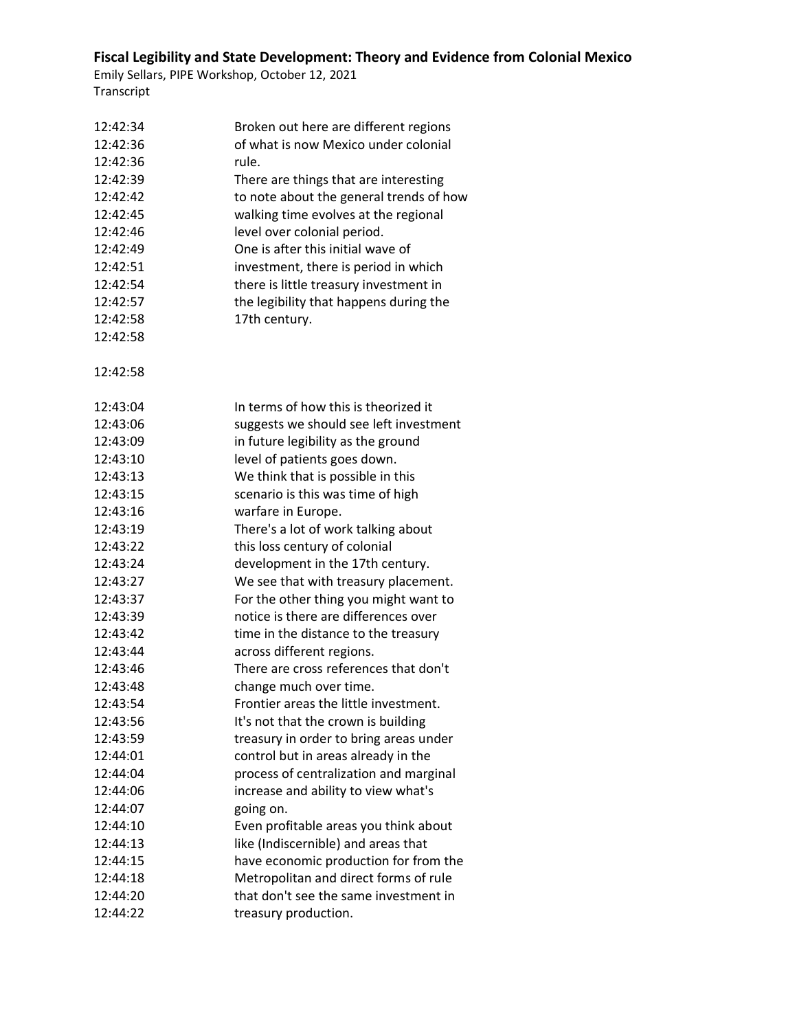| | |
|---|---|
| 12:42:34 | Broken out here are different regions |
| 12:42:36 | of what is now Mexico under colonial |
| 12:42:36 | rule. |
| 12:42:39 | There are things that are interesting |
| 12:42:42 | to note about the general trends of how |
| 12:42:45 | walking time evolves at the regional |
| 12:42:46 | level over colonial period. |
| 12:42:49 | One is after this initial wave of |
| 12:42:51 | investment, there is period in which |
| 12:42:54 | there is little treasury investment in |
| 12:42:57 | the legibility that happens during the |
| 12:42:58 | 17th century. |
| 12:42:58 | |
| 12:42:58 | |
| 12:43:04 | In terms of how this is theorized it |
| 12:43:06 | suggests we should see left investment |
| 12:43:09 | in future legibility as the ground |
| 12:43:10 | level of patients goes down. |
| 12:43:13 | We think that is possible in this |
| 12:43:15 | scenario is this was time of high |
| 12:43:16 | warfare in Europe. |
| 12:43:19 | There's a lot of work talking about |
| 12:43:22 | this loss century of colonial |
| 12:43:24 | development in the 17th century. |
| 12:43:27 | We see that with treasury placement. |
| 12:43:37 | For the other thing you might want to |
| 12:43:39 | notice is there are differences over |
| 12:43:42 | time in the distance to the treasury |
| 12:43:44 | across different regions. |
| 12:43:46 | There are cross references that don't |
| 12:43:48 | change much over time. |
| 12:43:54 | Frontier areas the little investment. |
| 12:43:56 | It's not that the crown is building |
| 12:43:59 | treasury in order to bring areas under |
| 12:44:01 | control but in areas already in the |
| 12:44:04 | process of centralization and marginal |
| 12:44:06 | increase and ability to view what's |
| 12:44:07 | going on. |
| 12:44:10 | Even profitable areas you think about |
| 12:44:13 | like (Indiscernible) and areas that |
| 12:44:15 | have economic production for from the |
| 12:44:18 | Metropolitan and direct forms of rule |
| 12:44:20 | that don't see the same investment in |
| 12:44:22 | treasury production. |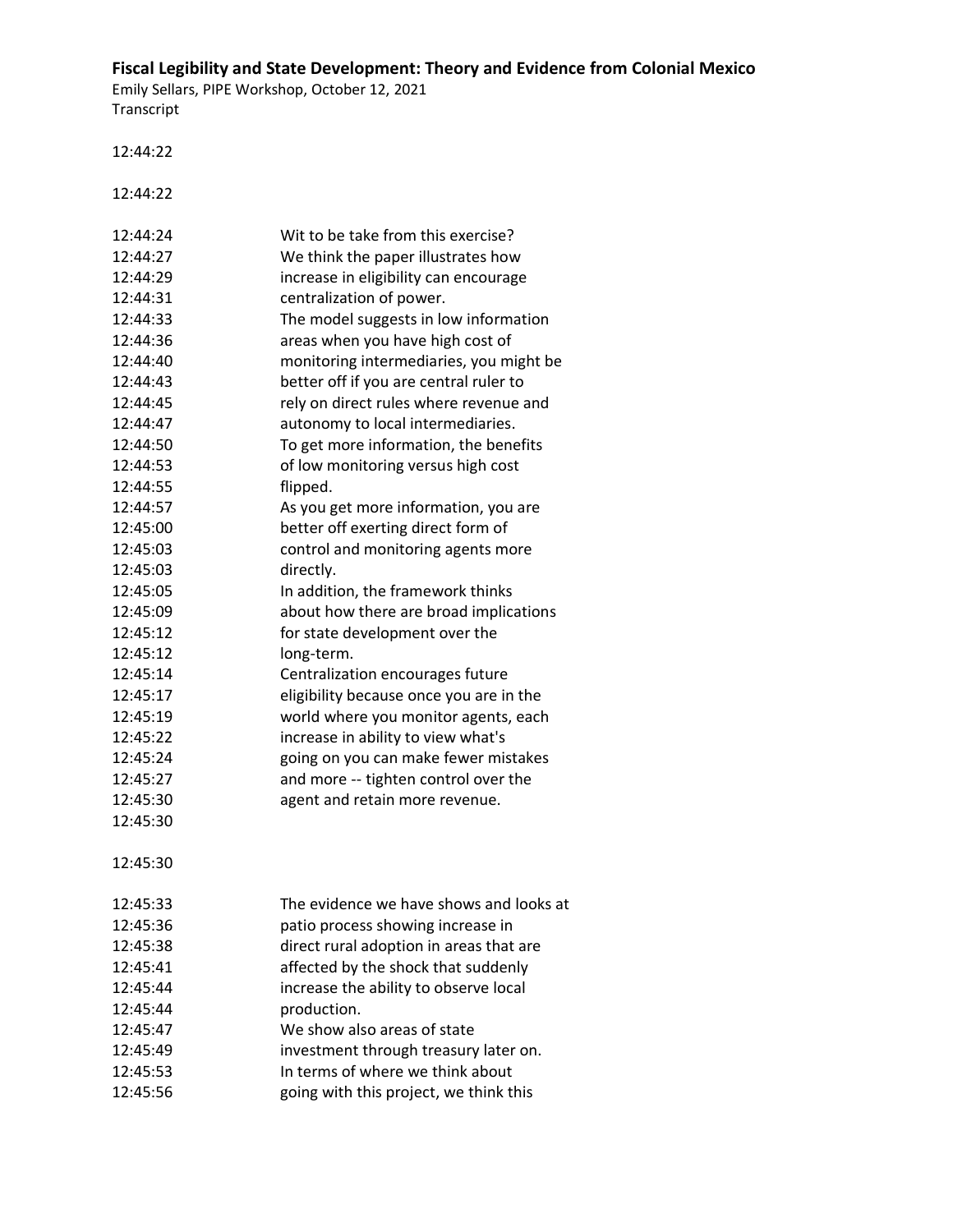| | |
|---|---|
| 12:44:22 | |
| 12:44:22 | |
| 12:44:24 | Wit to be take from this exercise? |
| 12:44:27 | We think the paper illustrates how |
| 12:44:29 | increase in eligibility can encourage |
| 12:44:31 | centralization of power. |
| 12:44:33 | The model suggests in low information |
| 12:44:36 | areas when you have high cost of |
| 12:44:40 | monitoring intermediaries, you might be |
| 12:44:43 | better off if you are central ruler to |
| 12:44:45 | rely on direct rules where revenue and |
| 12:44:47 | autonomy to local intermediaries. |
| 12:44:50 | To get more information, the benefits |
| 12:44:53 | of low monitoring versus high cost |
| 12:44:55 | flipped. |
| 12:44:57 | As you get more information, you are |
| 12:45:00 | better off exerting direct form of |
| 12:45:03 | control and monitoring agents more |
| 12:45:03 | directly. |
| 12:45:05 | In addition, the framework thinks |
| 12:45:09 | about how there are broad implications |
| 12:45:12 | for state development over the |
| 12:45:12 | long-term. |
| 12:45:14 | Centralization encourages future |
| 12:45:17 | eligibility because once you are in the |
| 12:45:19 | world where you monitor agents, each |
| 12:45:22 | increase in ability to view what's |
| 12:45:24 | going on you can make fewer mistakes |
| 12:45:27 | and more -- tighten control over the |
| 12:45:30 | agent and retain more revenue. |
| 12:45:30 | |
| 12:45:30 | |
| 12:45:33 | The evidence we have shows and looks at |
| 12:45:36 | patio process showing increase in |
| 12:45:38 | direct rural adoption in areas that are |
| 12:45:41 | affected by the shock that suddenly |
| 12:45:44 | increase the ability to observe local |
| 12:45:44 | production. |
| 12:45:47 | We show also areas of state |
| 12:45:49 | investment through treasury later on. |
| 12:45:53 | In terms of where we think about |
| 12:45:56 | going with this project, we think this |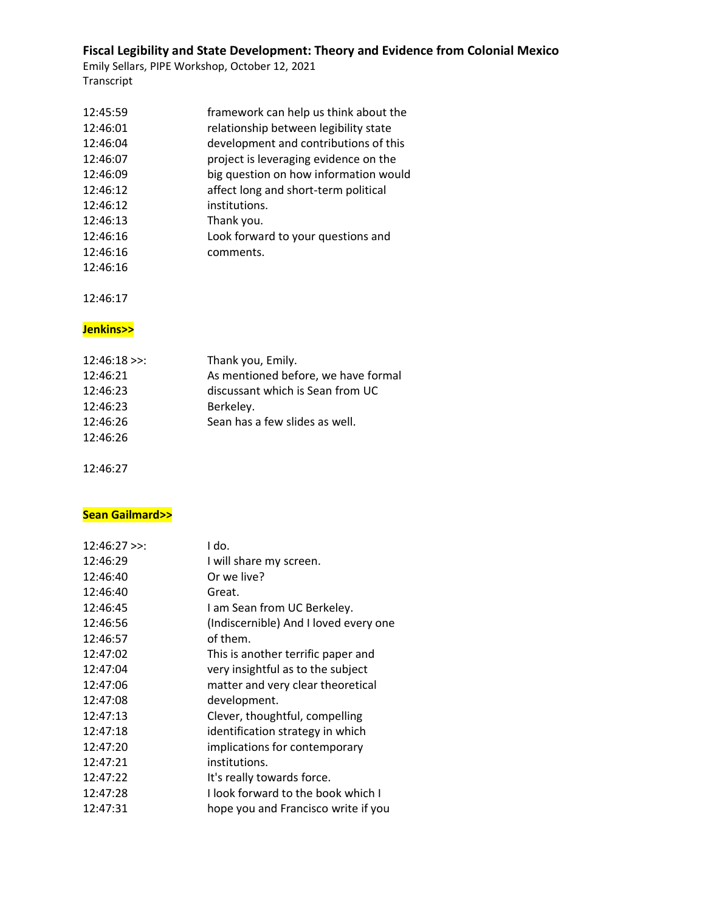| | |
|---|---|
| 12:45:59 | framework can help us think about the |
| 12:46:01 | relationship between legibility state |
| 12:46:04 | development and contributions of this |
| 12:46:07 | project is leveraging evidence on the |
| 12:46:09 | big question on how information would |
| 12:46:12 | affect long and short-term political |
| 12:46:12 | institutions. |
| 12:46:13 | Thank you. |
| 12:46:16 | Look forward to your questions and |
| 12:46:16 | comments. |
| 12:46:16 | |

12:46:17

**Jenkins>>**

| | |
|---|---|
| 12:46:18 >>: | Thank you, Emily. |
| 12:46:21 | As mentioned before, we have formal |
| 12:46:23 | discussant which is Sean from UC |
| 12:46:23 | Berkeley. |
| 12:46:26 | Sean has a few slides as well. |
| 12:46:26 | |

12:46:27

**Sean Gailmard>>**

| | |
|---|---|
| 12:46:27 >>: | I do. |
| 12:46:29 | I will share my screen. |
| 12:46:40 | Or we live? |
| 12:46:40 | Great. |
| 12:46:45 | I am Sean from UC Berkeley. |
| 12:46:56 | (Indiscernible) And I loved every one |
| 12:46:57 | of them. |
| 12:47:02 | This is another terrific paper and |
| 12:47:04 | very insightful as to the subject |
| 12:47:06 | matter and very clear theoretical |
| 12:47:08 | development. |
| 12:47:13 | Clever, thoughtful, compelling |
| 12:47:18 | identification strategy in which |
| 12:47:20 | implications for contemporary |
| 12:47:21 | institutions. |
| 12:47:22 | It's really towards force. |
| 12:47:28 | I look forward to the book which I |
| 12:47:31 | hope you and Francisco write if you |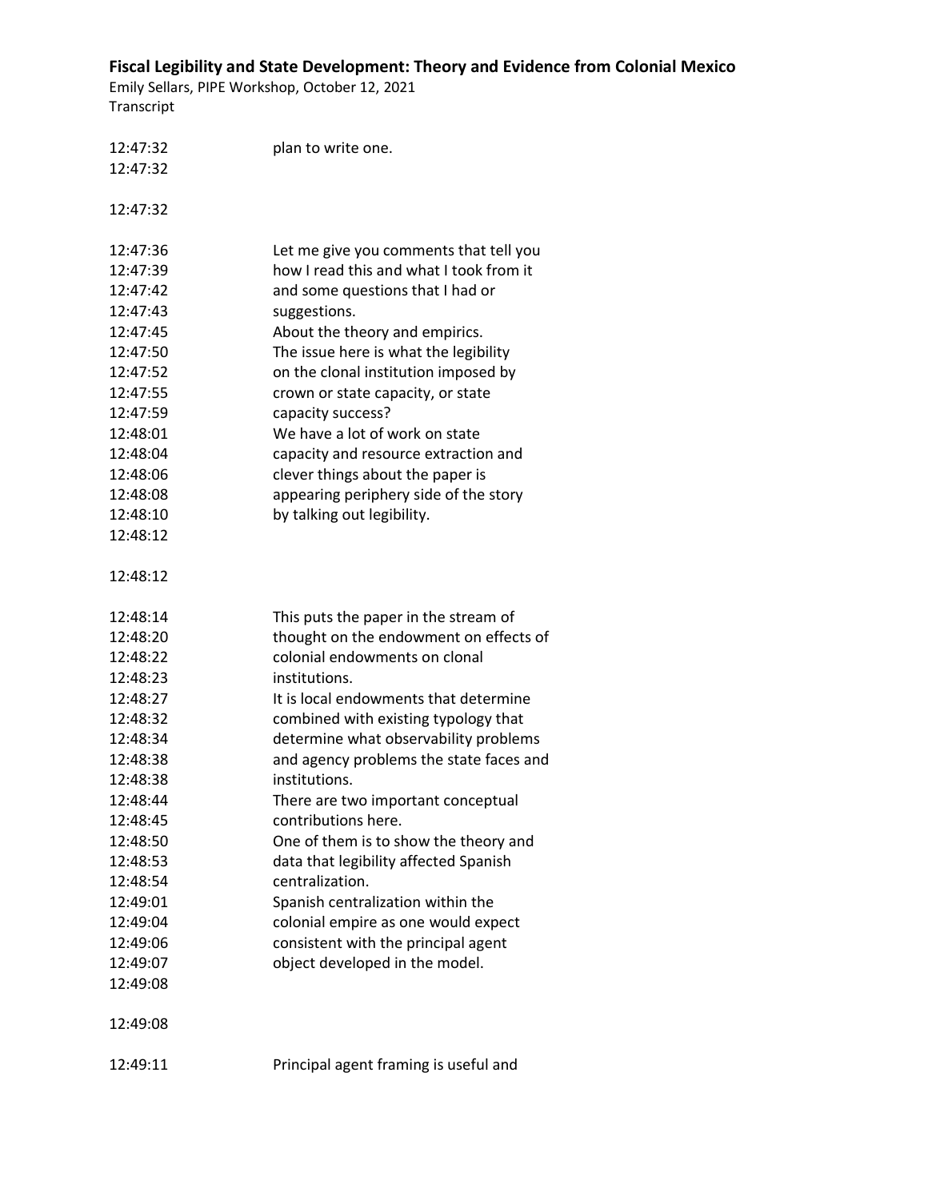| | |
|---|---|
| 12:47:32 | plan to write one. |
| 12:47:32 | |
| 12:47:32 | |
| 12:47:36 | Let me give you comments that tell you |
| 12:47:39 | how I read this and what I took from it |
| 12:47:42 | and some questions that I had or |
| 12:47:43 | suggestions. |
| 12:47:45 | About the theory and empirics. |
| 12:47:50 | The issue here is what the legibility |
| 12:47:52 | on the clonal institution imposed by |
| 12:47:55 | crown or state capacity, or state |
| 12:47:59 | capacity success? |
| 12:48:01 | We have a lot of work on state |
| 12:48:04 | capacity and resource extraction and |
| 12:48:06 | clever things about the paper is |
| 12:48:08 | appearing periphery side of the story |
| 12:48:10 | by talking out legibility. |
| 12:48:12 | |
| 12:48:12 | |
| 12:48:14 | This puts the paper in the stream of |
| 12:48:20 | thought on the endowment on effects of |
| 12:48:22 | colonial endowments on clonal |
| 12:48:23 | institutions. |
| 12:48:27 | It is local endowments that determine |
| 12:48:32 | combined with existing typology that |
| 12:48:34 | determine what observability problems |
| 12:48:38 | and agency problems the state faces and |
| 12:48:38 | institutions. |
| 12:48:44 | There are two important conceptual |
| 12:48:45 | contributions here. |
| 12:48:50 | One of them is to show the theory and |
| 12:48:53 | data that legibility affected Spanish |
| 12:48:54 | centralization. |
| 12:49:01 | Spanish centralization within the |
| 12:49:04 | colonial empire as one would expect |
| 12:49:06 | consistent with the principal agent |
| 12:49:07 | object developed in the model. |
| 12:49:08 | |
| 12:49:08 | |
| 12:49:11 | Principal agent framing is useful and |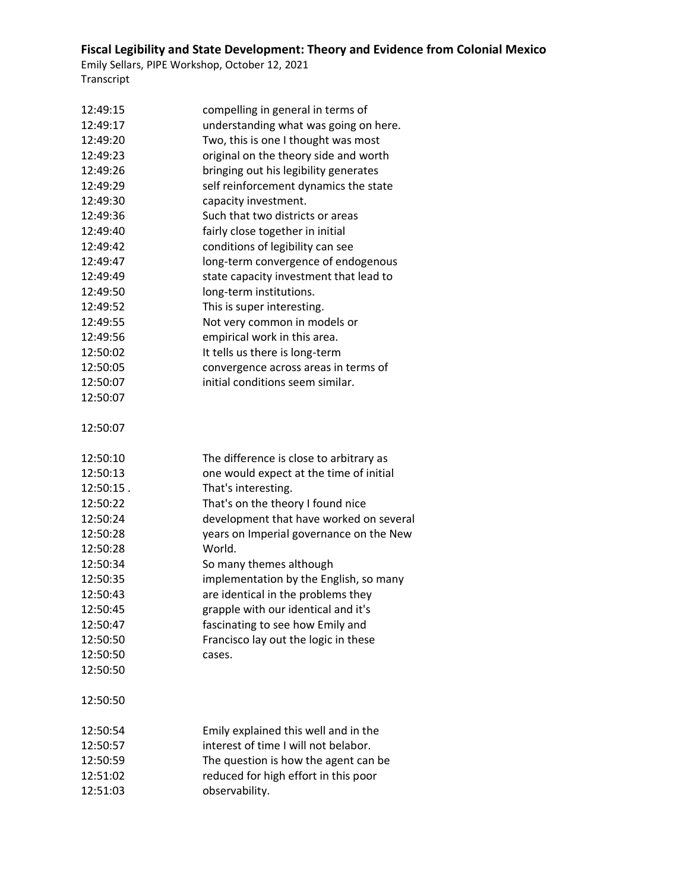**Fiscal Legibility and State Development: Theory and Evidence from Colonial Mexico**

Emily Sellars, PIPE Workshop, October 12, 2021

Transcript

| | |
|---|---|
| 12:49:15 | compelling in general in terms of |
| 12:49:17 | understanding what was going on here. |
| 12:49:20 | Two, this is one I thought was most |
| 12:49:23 | original on the theory side and worth |
| 12:49:26 | bringing out his legibility generates |
| 12:49:29 | self reinforcement dynamics the state |
| 12:49:30 | capacity investment. |
| 12:49:36 | Such that two districts or areas |
| 12:49:40 | fairly close together in initial |
| 12:49:42 | conditions of legibility can see |
| 12:49:47 | long-term convergence of endogenous |
| 12:49:49 | state capacity investment that lead to |
| 12:49:50 | long-term institutions. |
| 12:49:52 | This is super interesting. |
| 12:49:55 | Not very common in models or |
| 12:49:56 | empirical work in this area. |
| 12:50:02 | It tells us there is long-term |
| 12:50:05 | convergence across areas in terms of |
| 12:50:07 | initial conditions seem similar. |
| 12:50:07 | |
| 12:50:07 | |
| 12:50:10 | The difference is close to arbitrary as |
| 12:50:13 | one would expect at the time of initial |
| 12:50:15 . | That's interesting. |
| 12:50:22 | That's on the theory I found nice |
| 12:50:24 | development that have worked on several |
| 12:50:28 | years on Imperial governance on the New |
| 12:50:28 | World. |
| 12:50:34 | So many themes although |
| 12:50:35 | implementation by the English, so many |
| 12:50:43 | are identical in the problems they |
| 12:50:45 | grapple with our identical and it's |
| 12:50:47 | fascinating to see how Emily and |
| 12:50:50 | Francisco lay out the logic in these |
| 12:50:50 | cases. |
| 12:50:50 | |
| 12:50:50 | |
| 12:50:54 | Emily explained this well and in the |
| 12:50:57 | interest of time I will not belabor. |
| 12:50:59 | The question is how the agent can be |
| 12:51:02 | reduced for high effort in this poor |
| 12:51:03 | observability. |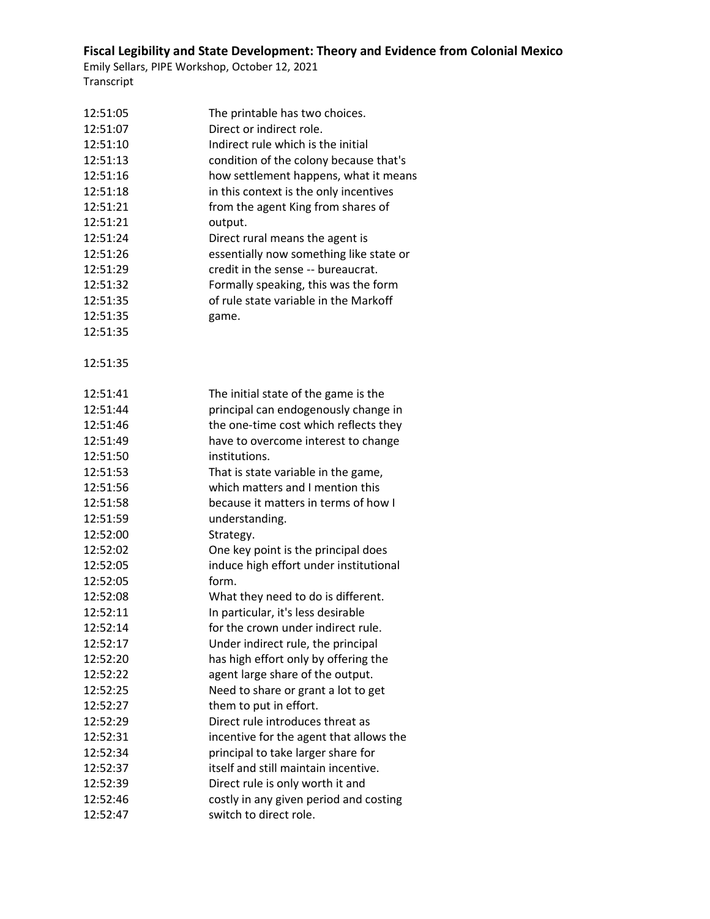| Time | Text |
| --- | --- |
| 12:51:05 | The printable has two choices. |
| 12:51:07 | Direct or indirect role. |
| 12:51:10 | Indirect rule which is the initial |
| 12:51:13 | condition of the colony because that's |
| 12:51:16 | how settlement happens, what it means |
| 12:51:18 | in this context is the only incentives |
| 12:51:21 | from the agent King from shares of |
| 12:51:21 | output. |
| 12:51:24 | Direct rural means the agent is |
| 12:51:26 | essentially now something like state or |
| 12:51:29 | credit in the sense -- bureaucrat. |
| 12:51:32 | Formally speaking, this was the form |
| 12:51:35 | of rule state variable in the Markoff |
| 12:51:35 | game. |
| 12:51:35 | |
| 12:51:35 | |
| 12:51:41 | The initial state of the game is the |
| 12:51:44 | principal can endogenously change in |
| 12:51:46 | the one-time cost which reflects they |
| 12:51:49 | have to overcome interest to change |
| 12:51:50 | institutions. |
| 12:51:53 | That is state variable in the game, |
| 12:51:56 | which matters and I mention this |
| 12:51:58 | because it matters in terms of how I |
| 12:51:59 | understanding. |
| 12:52:00 | Strategy. |
| 12:52:02 | One key point is the principal does |
| 12:52:05 | induce high effort under institutional |
| 12:52:05 | form. |
| 12:52:08 | What they need to do is different. |
| 12:52:11 | In particular, it's less desirable |
| 12:52:14 | for the crown under indirect rule. |
| 12:52:17 | Under indirect rule, the principal |
| 12:52:20 | has high effort only by offering the |
| 12:52:22 | agent large share of the output. |
| 12:52:25 | Need to share or grant a lot to get |
| 12:52:27 | them to put in effort. |
| 12:52:29 | Direct rule introduces threat as |
| 12:52:31 | incentive for the agent that allows the |
| 12:52:34 | principal to take larger share for |
| 12:52:37 | itself and still maintain incentive. |
| 12:52:39 | Direct rule is only worth it and |
| 12:52:46 | costly in any given period and costing |
| 12:52:47 | switch to direct role. |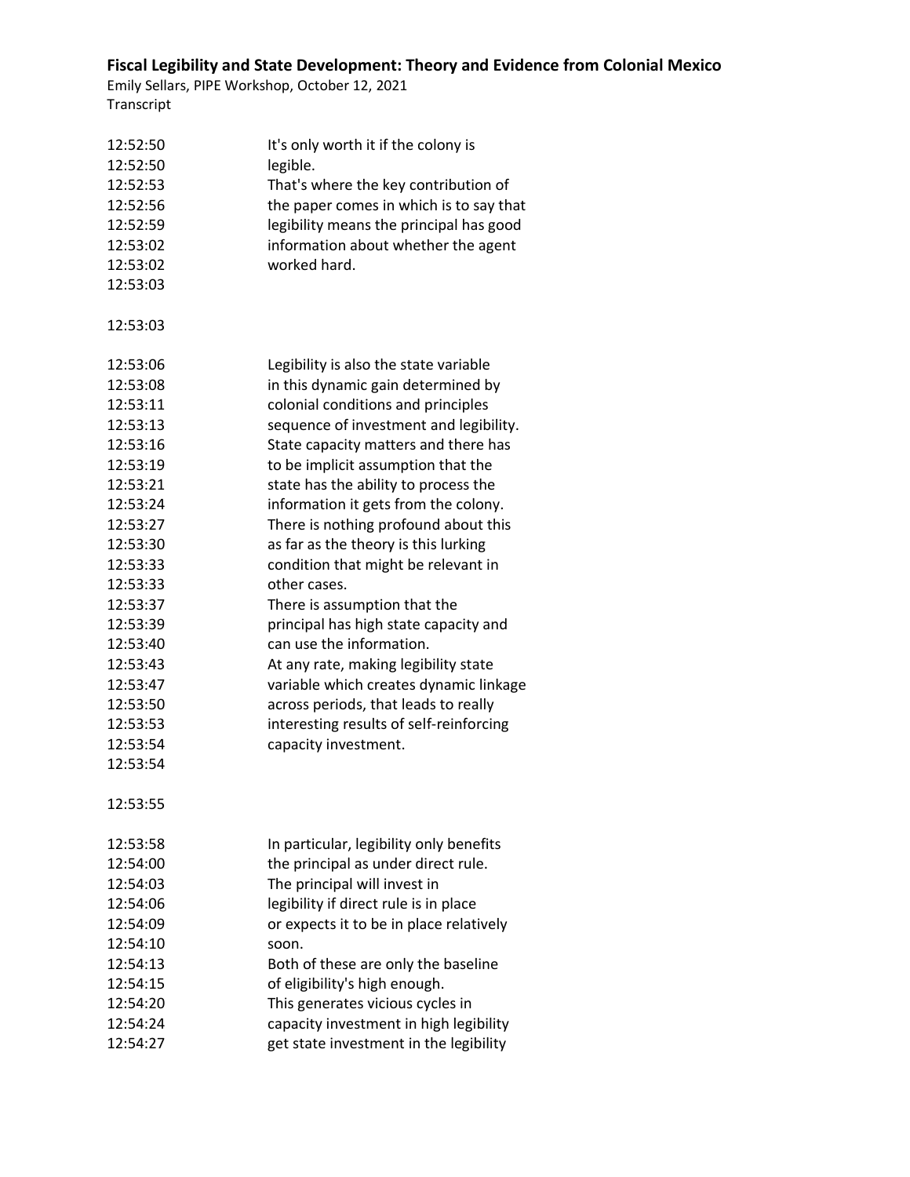12:52:50 It's only worth it if the colony is
12:52:50 legible.
12:52:53 That's where the key contribution of
12:52:56 the paper comes in which is to say that
12:52:59 legibility means the principal has good
12:53:02 information about whether the agent
12:53:02 worked hard.
12:53:03

12:53:03

12:53:06 Legibility is also the state variable
12:53:08 in this dynamic gain determined by
12:53:11 colonial conditions and principles
12:53:13 sequence of investment and legibility.
12:53:16 State capacity matters and there has
12:53:19 to be implicit assumption that the
12:53:21 state has the ability to process the
12:53:24 information it gets from the colony.
12:53:27 There is nothing profound about this
12:53:30 as far as the theory is this lurking
12:53:33 condition that might be relevant in
12:53:33 other cases.
12:53:37 There is assumption that the
12:53:39 principal has high state capacity and
12:53:40 can use the information.
12:53:43 At any rate, making legibility state
12:53:47 variable which creates dynamic linkage
12:53:50 across periods, that leads to really
12:53:53 interesting results of self-reinforcing
12:53:54 capacity investment.
12:53:54

12:53:55

12:53:58 In particular, legibility only benefits
12:54:00 the principal as under direct rule.
12:54:03 The principal will invest in
12:54:06 legibility if direct rule is in place
12:54:09 or expects it to be in place relatively
12:54:10 soon.
12:54:13 Both of these are only the baseline
12:54:15 of eligibility's high enough.
12:54:20 This generates vicious cycles in
12:54:24 capacity investment in high legibility
12:54:27 get state investment in the legibility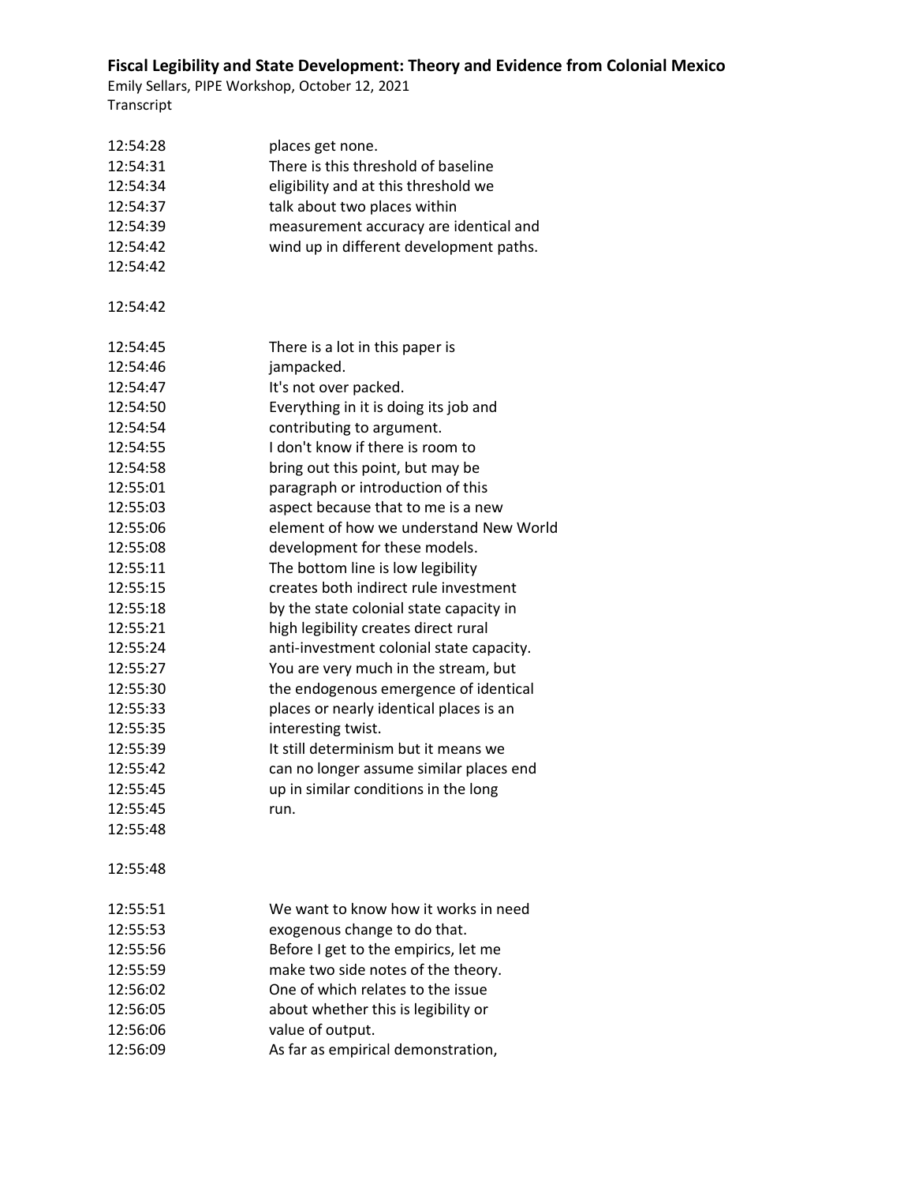| | |
|---|---|
| 12:54:28 | places get none. |
| 12:54:31 | There is this threshold of baseline |
| 12:54:34 | eligibility and at this threshold we |
| 12:54:37 | talk about two places within |
| 12:54:39 | measurement accuracy are identical and |
| 12:54:42 | wind up in different development paths. |
| 12:54:42 | |
| 12:54:42 | |
| 12:54:45 | There is a lot in this paper is |
| 12:54:46 | jampacked. |
| 12:54:47 | It's not over packed. |
| 12:54:50 | Everything in it is doing its job and |
| 12:54:54 | contributing to argument. |
| 12:54:55 | I don't know if there is room to |
| 12:54:58 | bring out this point, but may be |
| 12:55:01 | paragraph or introduction of this |
| 12:55:03 | aspect because that to me is a new |
| 12:55:06 | element of how we understand New World |
| 12:55:08 | development for these models. |
| 12:55:11 | The bottom line is low legibility |
| 12:55:15 | creates both indirect rule investment |
| 12:55:18 | by the state colonial state capacity in |
| 12:55:21 | high legibility creates direct rural |
| 12:55:24 | anti-investment colonial state capacity. |
| 12:55:27 | You are very much in the stream, but |
| 12:55:30 | the endogenous emergence of identical |
| 12:55:33 | places or nearly identical places is an |
| 12:55:35 | interesting twist. |
| 12:55:39 | It still determinism but it means we |
| 12:55:42 | can no longer assume similar places end |
| 12:55:45 | up in similar conditions in the long |
| 12:55:45 | run. |
| 12:55:48 | |
| 12:55:48 | |
| 12:55:51 | We want to know how it works in need |
| 12:55:53 | exogenous change to do that. |
| 12:55:56 | Before I get to the empirics, let me |
| 12:55:59 | make two side notes of the theory. |
| 12:56:02 | One of which relates to the issue |
| 12:56:05 | about whether this is legibility or |
| 12:56:06 | value of output. |
| 12:56:09 | As far as empirical demonstration, |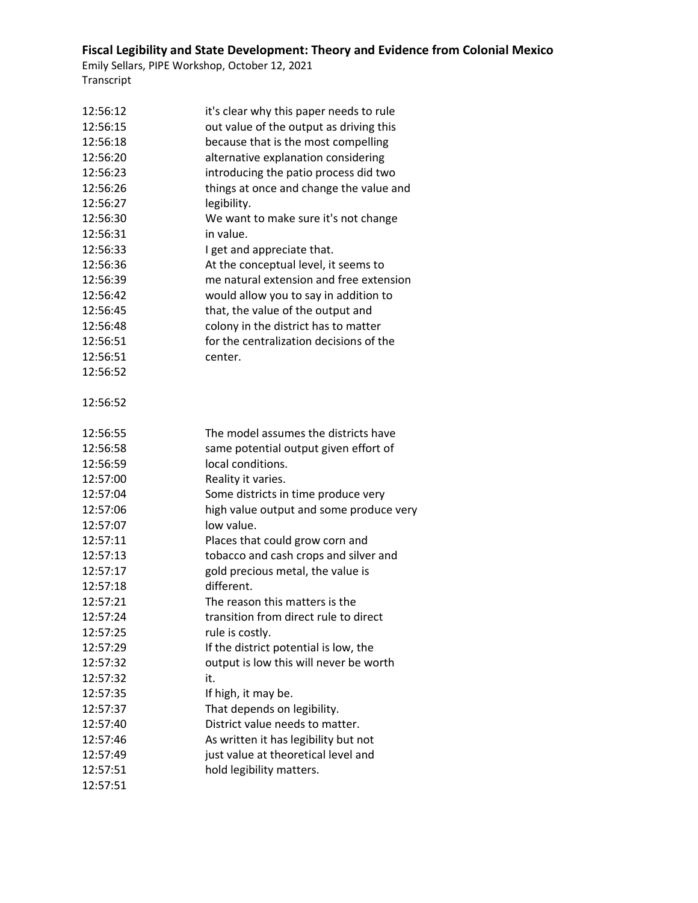| | |
|---|---|
| 12:56:12 | it's clear why this paper needs to rule |
| 12:56:15 | out value of the output as driving this |
| 12:56:18 | because that is the most compelling |
| 12:56:20 | alternative explanation considering |
| 12:56:23 | introducing the patio process did two |
| 12:56:26 | things at once and change the value and |
| 12:56:27 | legibility. |
| 12:56:30 | We want to make sure it's not change |
| 12:56:31 | in value. |
| 12:56:33 | I get and appreciate that. |
| 12:56:36 | At the conceptual level, it seems to |
| 12:56:39 | me natural extension and free extension |
| 12:56:42 | would allow you to say in addition to |
| 12:56:45 | that, the value of the output and |
| 12:56:48 | colony in the district has to matter |
| 12:56:51 | for the centralization decisions of the |
| 12:56:51 | center. |
| 12:56:52 | |
| 12:56:52 | |
| 12:56:55 | The model assumes the districts have |
| 12:56:58 | same potential output given effort of |
| 12:56:59 | local conditions. |
| 12:57:00 | Reality it varies. |
| 12:57:04 | Some districts in time produce very |
| 12:57:06 | high value output and some produce very |
| 12:57:07 | low value. |
| 12:57:11 | Places that could grow corn and |
| 12:57:13 | tobacco and cash crops and silver and |
| 12:57:17 | gold precious metal, the value is |
| 12:57:18 | different. |
| 12:57:21 | The reason this matters is the |
| 12:57:24 | transition from direct rule to direct |
| 12:57:25 | rule is costly. |
| 12:57:29 | If the district potential is low, the |
| 12:57:32 | output is low this will never be worth |
| 12:57:32 | it. |
| 12:57:35 | If high, it may be. |
| 12:57:37 | That depends on legibility. |
| 12:57:40 | District value needs to matter. |
| 12:57:46 | As written it has legibility but not |
| 12:57:49 | just value at theoretical level and |
| 12:57:51 | hold legibility matters. |
| 12:57:51 | |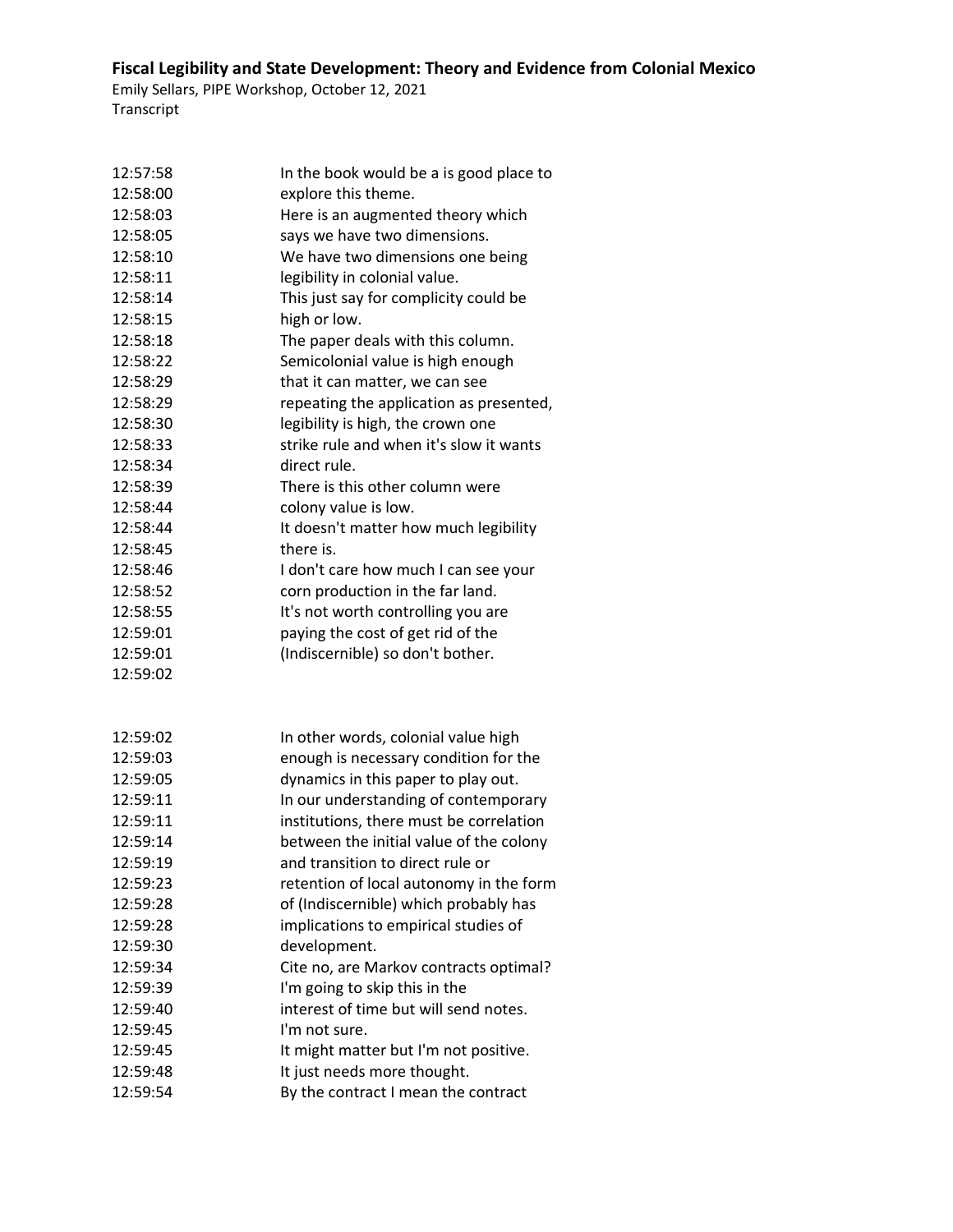| | |
|---|---|
| 12:57:58 | In the book would be a is good place to |
| 12:58:00 | explore this theme. |
| 12:58:03 | Here is an augmented theory which |
| 12:58:05 | says we have two dimensions. |
| 12:58:10 | We have two dimensions one being |
| 12:58:11 | legibility in colonial value. |
| 12:58:14 | This just say for complicity could be |
| 12:58:15 | high or low. |
| 12:58:18 | The paper deals with this column. |
| 12:58:22 | Semicolonial value is high enough |
| 12:58:29 | that it can matter, we can see |
| 12:58:29 | repeating the application as presented, |
| 12:58:30 | legibility is high, the crown one |
| 12:58:33 | strike rule and when it's slow it wants |
| 12:58:34 | direct rule. |
| 12:58:39 | There is this other column were |
| 12:58:44 | colony value is low. |
| 12:58:44 | It doesn't matter how much legibility |
| 12:58:45 | there is. |
| 12:58:46 | I don't care how much I can see your |
| 12:58:52 | corn production in the far land. |
| 12:58:55 | It's not worth controlling you are |
| 12:59:01 | paying the cost of get rid of the |
| 12:59:01 | (Indiscernible) so don't bother. |
| 12:59:02 | |

| | |
|---|---|
| 12:59:02 | In other words, colonial value high |
| 12:59:03 | enough is necessary condition for the |
| 12:59:05 | dynamics in this paper to play out. |
| 12:59:11 | In our understanding of contemporary |
| 12:59:11 | institutions, there must be correlation |
| 12:59:14 | between the initial value of the colony |
| 12:59:19 | and transition to direct rule or |
| 12:59:23 | retention of local autonomy in the form |
| 12:59:28 | of (Indiscernible) which probably has |
| 12:59:28 | implications to empirical studies of |
| 12:59:30 | development. |
| 12:59:34 | Cite no, are Markov contracts optimal? |
| 12:59:39 | I'm going to skip this in the |
| 12:59:40 | interest of time but will send notes. |
| 12:59:45 | I'm not sure. |
| 12:59:45 | It might matter but I'm not positive. |
| 12:59:48 | It just needs more thought. |
| 12:59:54 | By the contract I mean the contract |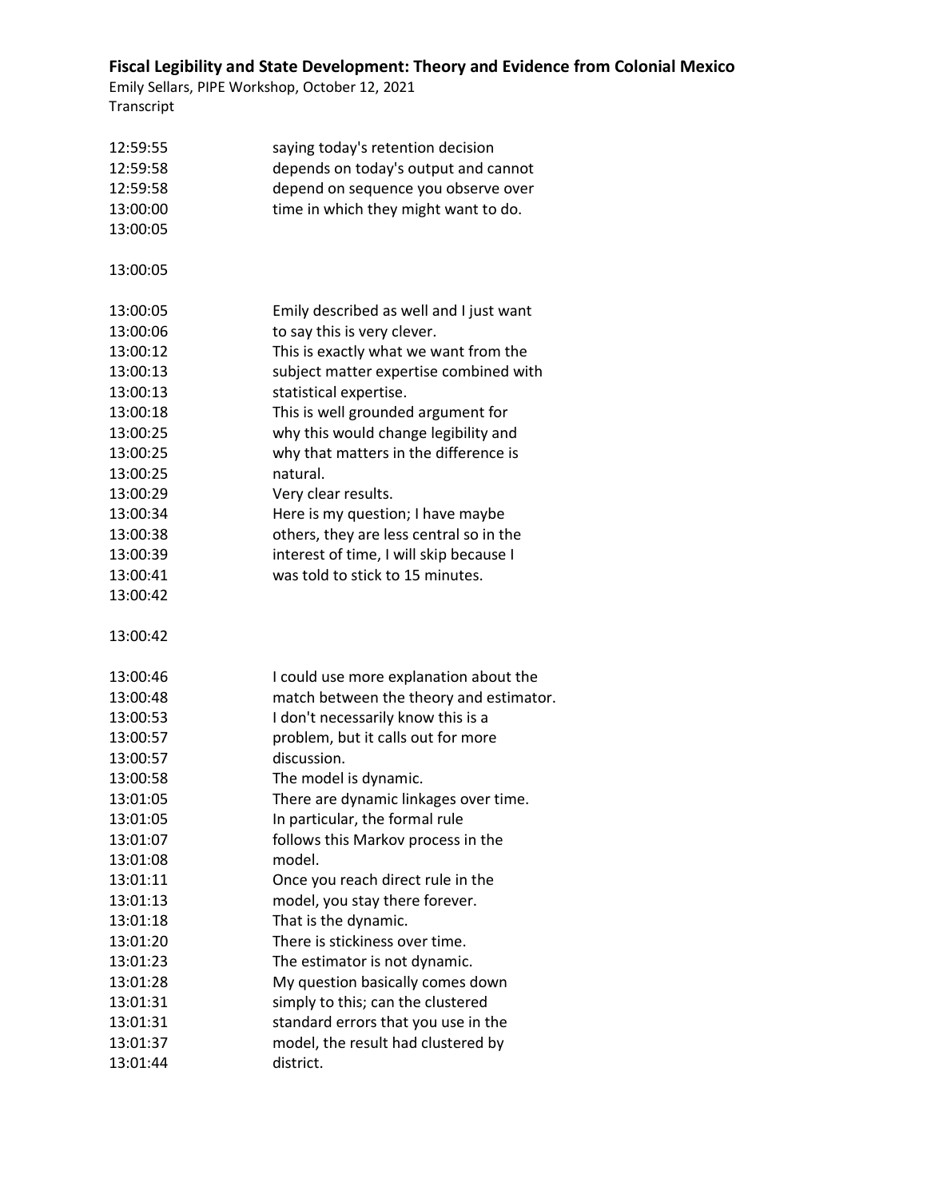12:59:55 saying today's retention decision
12:59:58 depends on today's output and cannot
12:59:58 depend on sequence you observe over
13:00:00 time in which they might want to do.
13:00:05

13:00:05

13:00:05 Emily described as well and I just want
13:00:06 to say this is very clever.
13:00:12 This is exactly what we want from the
13:00:13 subject matter expertise combined with
13:00:13 statistical expertise.
13:00:18 This is well grounded argument for
13:00:25 why this would change legibility and
13:00:25 why that matters in the difference is
13:00:25 natural.
13:00:29 Very clear results.
13:00:34 Here is my question; I have maybe
13:00:38 others, they are less central so in the
13:00:39 interest of time, I will skip because I
13:00:41 was told to stick to 15 minutes.
13:00:42

13:00:42

13:00:46 I could use more explanation about the
13:00:48 match between the theory and estimator.
13:00:53 I don't necessarily know this is a
13:00:57 problem, but it calls out for more
13:00:57 discussion.
13:00:58 The model is dynamic.
13:01:05 There are dynamic linkages over time.
13:01:05 In particular, the formal rule
13:01:07 follows this Markov process in the
13:01:08 model.
13:01:11 Once you reach direct rule in the
13:01:13 model, you stay there forever.
13:01:18 That is the dynamic.
13:01:20 There is stickiness over time.
13:01:23 The estimator is not dynamic.
13:01:28 My question basically comes down
13:01:31 simply to this; can the clustered
13:01:31 standard errors that you use in the
13:01:37 model, the result had clustered by
13:01:44 district.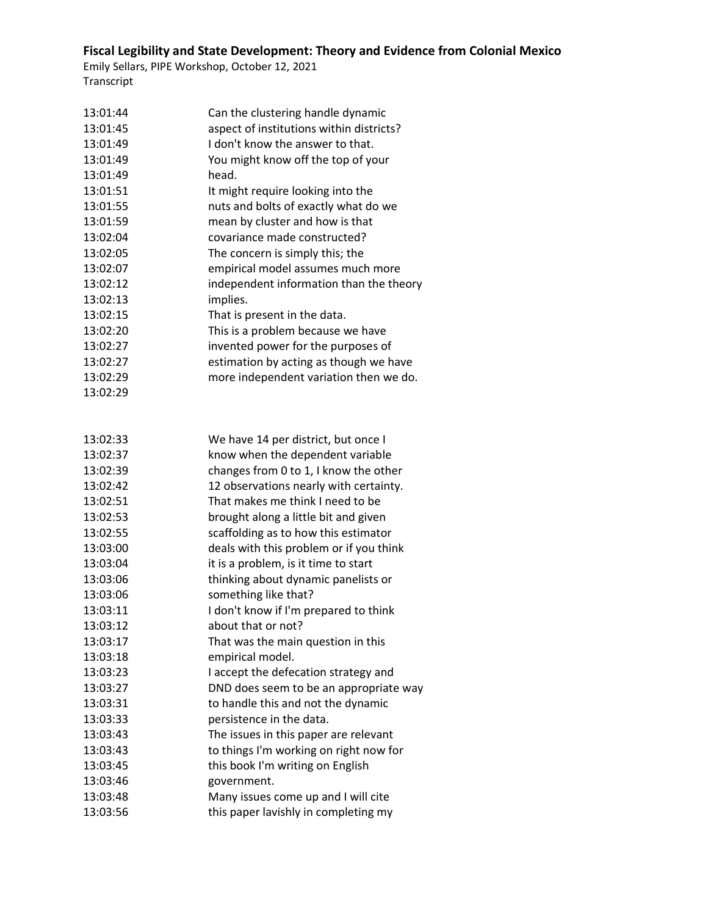| | |
|---|---|
| 13:01:44 | Can the clustering handle dynamic |
| 13:01:45 | aspect of institutions within districts? |
| 13:01:49 | I don't know the answer to that. |
| 13:01:49 | You might know off the top of your |
| 13:01:49 | head. |
| 13:01:51 | It might require looking into the |
| 13:01:55 | nuts and bolts of exactly what do we |
| 13:01:59 | mean by cluster and how is that |
| 13:02:04 | covariance made constructed? |
| 13:02:05 | The concern is simply this; the |
| 13:02:07 | empirical model assumes much more |
| 13:02:12 | independent information than the theory |
| 13:02:13 | implies. |
| 13:02:15 | That is present in the data. |
| 13:02:20 | This is a problem because we have |
| 13:02:27 | invented power for the purposes of |
| 13:02:27 | estimation by acting as though we have |
| 13:02:29 | more independent variation then we do. |
| 13:02:29 | |

| | |
|---|---|
| 13:02:33 | We have 14 per district, but once I |
| 13:02:37 | know when the dependent variable |
| 13:02:39 | changes from 0 to 1, I know the other |
| 13:02:42 | 12 observations nearly with certainty. |
| 13:02:51 | That makes me think I need to be |
| 13:02:53 | brought along a little bit and given |
| 13:02:55 | scaffolding as to how this estimator |
| 13:03:00 | deals with this problem or if you think |
| 13:03:04 | it is a problem, is it time to start |
| 13:03:06 | thinking about dynamic panelists or |
| 13:03:06 | something like that? |
| 13:03:11 | I don't know if I'm prepared to think |
| 13:03:12 | about that or not? |
| 13:03:17 | That was the main question in this |
| 13:03:18 | empirical model. |
| 13:03:23 | I accept the defecation strategy and |
| 13:03:27 | DND does seem to be an appropriate way |
| 13:03:31 | to handle this and not the dynamic |
| 13:03:33 | persistence in the data. |
| 13:03:43 | The issues in this paper are relevant |
| 13:03:43 | to things I'm working on right now for |
| 13:03:45 | this book I'm writing on English |
| 13:03:46 | government. |
| 13:03:48 | Many issues come up and I will cite |
| 13:03:56 | this paper lavishly in completing my |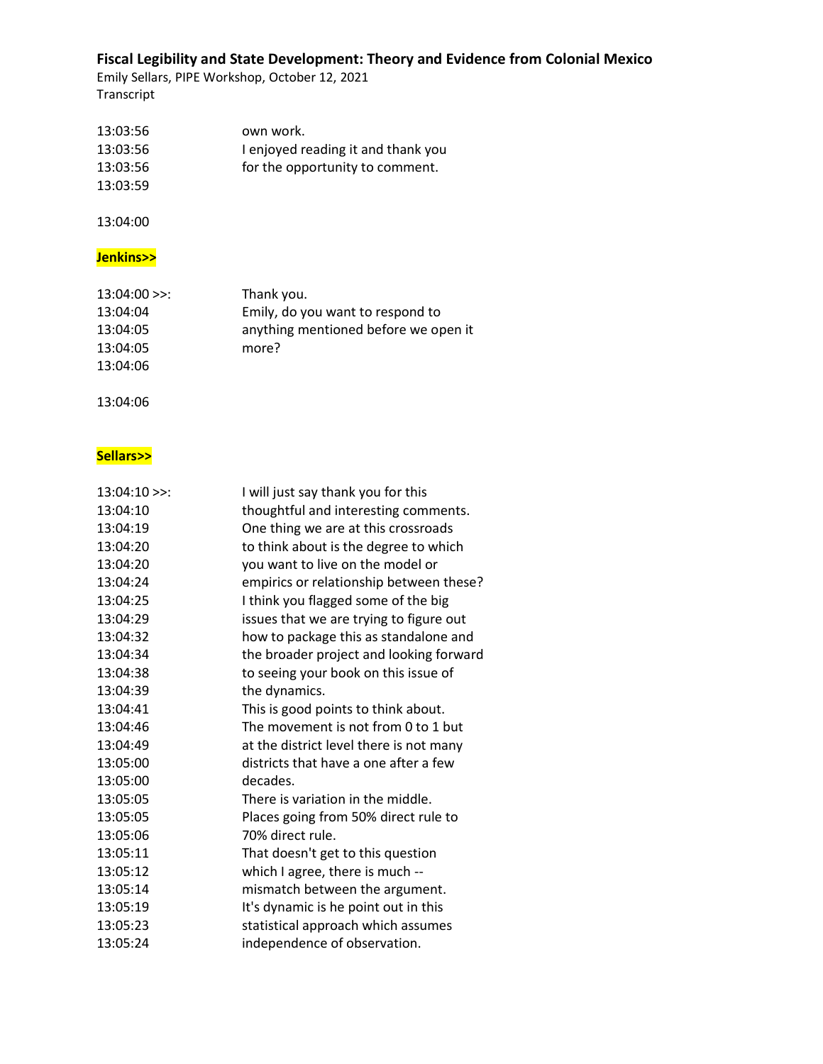13:03:56 own work.
13:03:56 I enjoyed reading it and thank you
13:03:56 for the opportunity to comment.
13:03:59

13:04:00

**Jenkins>>**

13:04:00 >>: Thank you.
13:04:04 Emily, do you want to respond to
13:04:05 anything mentioned before we open it
13:04:05 more?
13:04:06

13:04:06

**Sellars>>**

13:04:10 >>: I will just say thank you for this
13:04:10 thoughtful and interesting comments.
13:04:19 One thing we are at this crossroads
13:04:20 to think about is the degree to which
13:04:20 you want to live on the model or
13:04:24 empirics or relationship between these?
13:04:25 I think you flagged some of the big
13:04:29 issues that we are trying to figure out
13:04:32 how to package this as standalone and
13:04:34 the broader project and looking forward
13:04:38 to seeing your book on this issue of
13:04:39 the dynamics.
13:04:41 This is good points to think about.
13:04:46 The movement is not from 0 to 1 but
13:04:49 at the district level there is not many
13:05:00 districts that have a one after a few
13:05:00 decades.
13:05:05 There is variation in the middle.
13:05:05 Places going from 50% direct rule to
13:05:06 70% direct rule.
13:05:11 That doesn't get to this question
13:05:12 which I agree, there is much --
13:05:14 mismatch between the argument.
13:05:19 It's dynamic is he point out in this
13:05:23 statistical approach which assumes
13:05:24 independence of observation.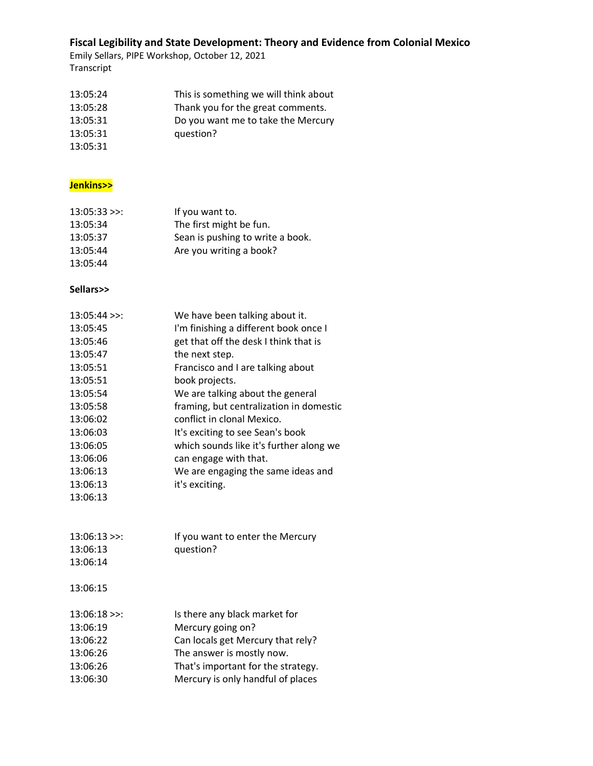13:05:24 This is something we will think about
13:05:28 Thank you for the great comments.
13:05:31 Do you want me to take the Mercury
13:05:31 question?
13:05:31

**Jenkins>>**

13:05:33 >>: If you want to.
13:05:34 The first might be fun.
13:05:37 Sean is pushing to write a book.
13:05:44 Are you writing a book?
13:05:44

**Sellars>>**

13:05:44 >>: We have been talking about it.
13:05:45 I'm finishing a different book once I
13:05:46 get that off the desk I think that is
13:05:47 the next step.
13:05:51 Francisco and I are talking about
13:05:51 book projects.
13:05:54 We are talking about the general
13:05:58 framing, but centralization in domestic
13:06:02 conflict in clonal Mexico.
13:06:03 It's exciting to see Sean's book
13:06:05 which sounds like it's further along we
13:06:06 can engage with that.
13:06:13 We are engaging the same ideas and
13:06:13 it's exciting.
13:06:13

13:06:13 >>: If you want to enter the Mercury
13:06:13 question?
13:06:14

13:06:15

13:06:18 >>: Is there any black market for
13:06:19 Mercury going on?
13:06:22 Can locals get Mercury that rely?
13:06:26 The answer is mostly now.
13:06:26 That's important for the strategy.
13:06:30 Mercury is only handful of places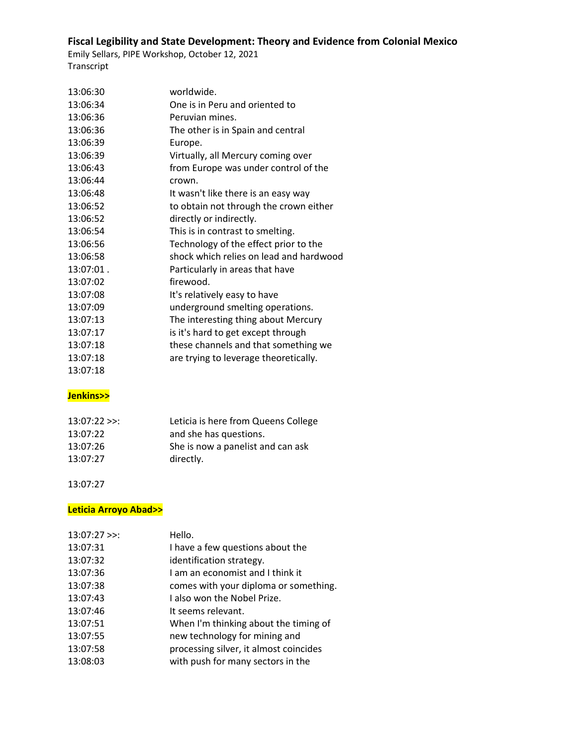| | |
|---|---|
| 13:06:30 | worldwide. |
| 13:06:34 | One is in Peru and oriented to |
| 13:06:36 | Peruvian mines. |
| 13:06:36 | The other is in Spain and central |
| 13:06:39 | Europe. |
| 13:06:39 | Virtually, all Mercury coming over |
| 13:06:43 | from Europe was under control of the |
| 13:06:44 | crown. |
| 13:06:48 | It wasn't like there is an easy way |
| 13:06:52 | to obtain not through the crown either |
| 13:06:52 | directly or indirectly. |
| 13:06:54 | This is in contrast to smelting. |
| 13:06:56 | Technology of the effect prior to the |
| 13:06:58 | shock which relies on lead and hardwood |
| 13:07:01 . | Particularly in areas that have |
| 13:07:02 | firewood. |
| 13:07:08 | It's relatively easy to have |
| 13:07:09 | underground smelting operations. |
| 13:07:13 | The interesting thing about Mercury |
| 13:07:17 | is it's hard to get except through |
| 13:07:18 | these channels and that something we |
| 13:07:18 | are trying to leverage theoretically. |
| 13:07:18 | |

**Jenkins>>**

| | |
|---|---|
| 13:07:22 >>: | Leticia is here from Queens College |
| 13:07:22 | and she has questions. |
| 13:07:26 | She is now a panelist and can ask |
| 13:07:27 | directly. |

13:07:27

**Leticia Arroyo Abad>>**

| | |
|---|---|
| 13:07:27 >>: | Hello. |
| 13:07:31 | I have a few questions about the |
| 13:07:32 | identification strategy. |
| 13:07:36 | I am an economist and I think it |
| 13:07:38 | comes with your diploma or something. |
| 13:07:43 | I also won the Nobel Prize. |
| 13:07:46 | It seems relevant. |
| 13:07:51 | When I'm thinking about the timing of |
| 13:07:55 | new technology for mining and |
| 13:07:58 | processing silver, it almost coincides |
| 13:08:03 | with push for many sectors in the |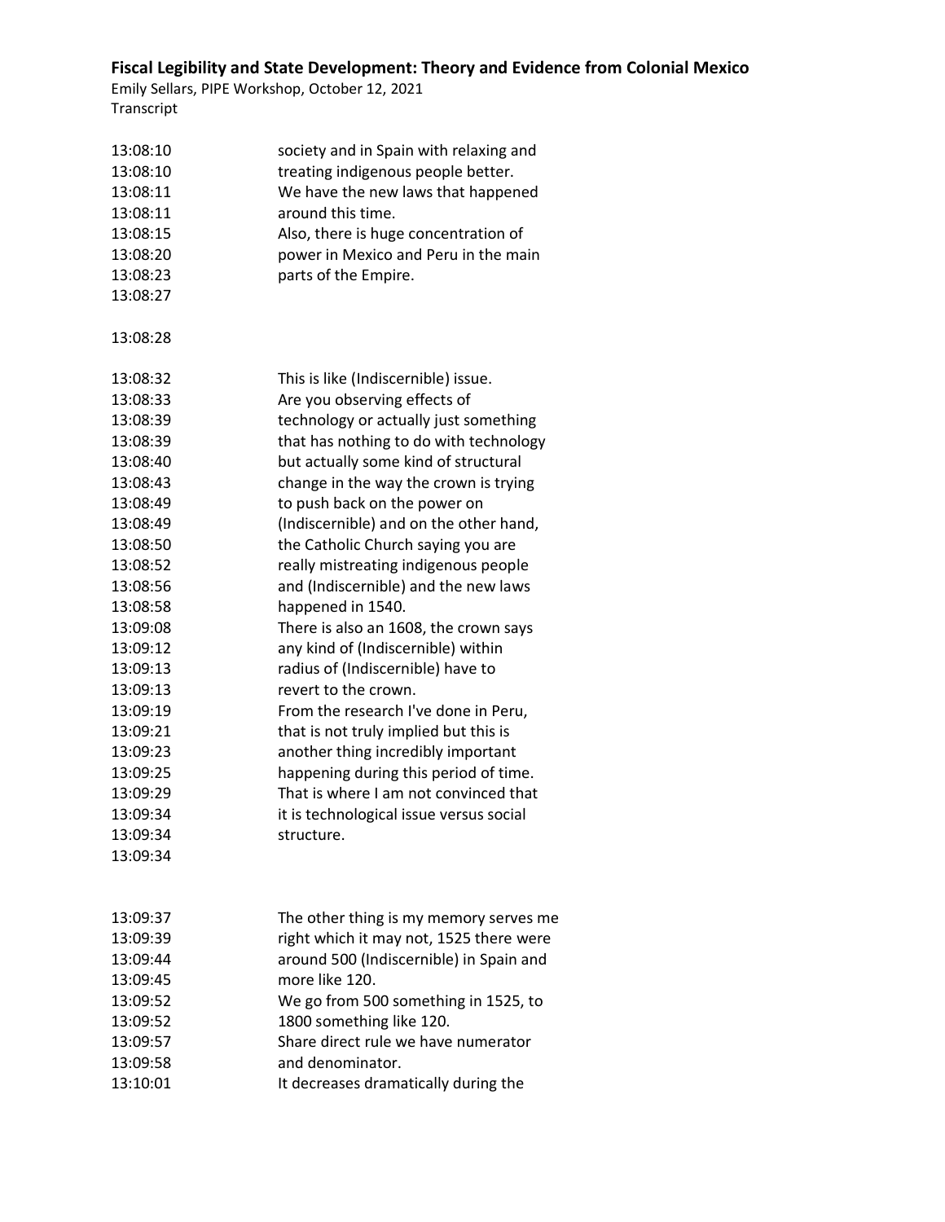13:08:10 society and in Spain with relaxing and
13:08:10 treating indigenous people better.
13:08:11 We have the new laws that happened
13:08:11 around this time.
13:08:15 Also, there is huge concentration of
13:08:20 power in Mexico and Peru in the main
13:08:23 parts of the Empire.
13:08:27

13:08:28

13:08:32 This is like (Indiscernible) issue.
13:08:33 Are you observing effects of
13:08:39 technology or actually just something
13:08:39 that has nothing to do with technology
13:08:40 but actually some kind of structural
13:08:43 change in the way the crown is trying
13:08:49 to push back on the power on
13:08:49 (Indiscernible) and on the other hand,
13:08:50 the Catholic Church saying you are
13:08:52 really mistreating indigenous people
13:08:56 and (Indiscernible) and the new laws
13:08:58 happened in 1540.
13:09:08 There is also an 1608, the crown says
13:09:12 any kind of (Indiscernible) within
13:09:13 radius of (Indiscernible) have to
13:09:13 revert to the crown.
13:09:19 From the research I've done in Peru,
13:09:21 that is not truly implied but this is
13:09:23 another thing incredibly important
13:09:25 happening during this period of time.
13:09:29 That is where I am not convinced that
13:09:34 it is technological issue versus social
13:09:34 structure.
13:09:34

13:09:37 The other thing is my memory serves me
13:09:39 right which it may not, 1525 there were
13:09:44 around 500 (Indiscernible) in Spain and
13:09:45 more like 120.
13:09:52 We go from 500 something in 1525, to
13:09:52 1800 something like 120.
13:09:57 Share direct rule we have numerator
13:09:58 and denominator.
13:10:01 It decreases dramatically during the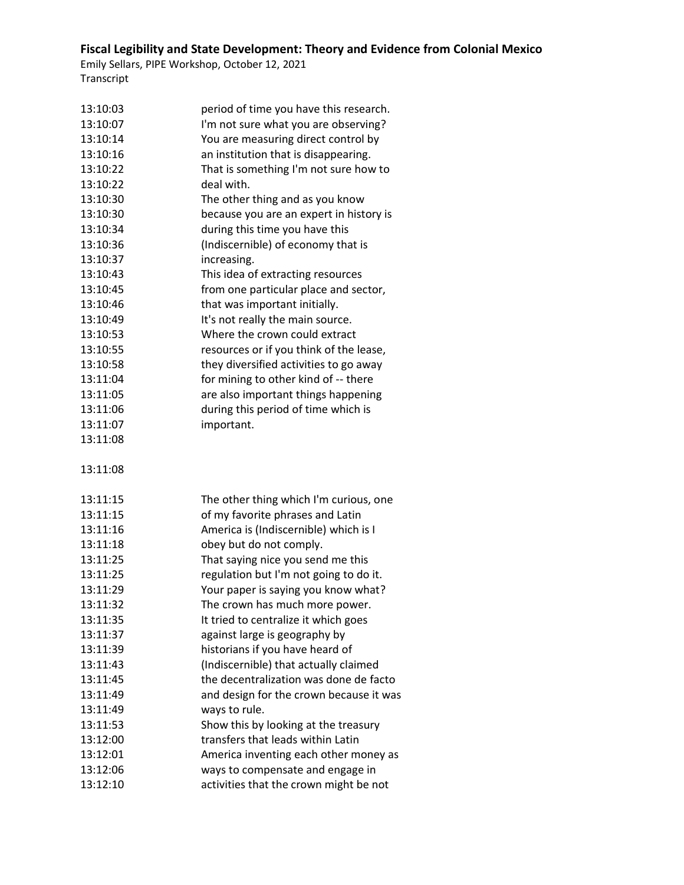| | |
|---|---|
| 13:10:03 | period of time you have this research. |
| 13:10:07 | I'm not sure what you are observing? |
| 13:10:14 | You are measuring direct control by |
| 13:10:16 | an institution that is disappearing. |
| 13:10:22 | That is something I'm not sure how to |
| 13:10:22 | deal with. |
| 13:10:30 | The other thing and as you know |
| 13:10:30 | because you are an expert in history is |
| 13:10:34 | during this time you have this |
| 13:10:36 | (Indiscernible) of economy that is |
| 13:10:37 | increasing. |
| 13:10:43 | This idea of extracting resources |
| 13:10:45 | from one particular place and sector, |
| 13:10:46 | that was important initially. |
| 13:10:49 | It's not really the main source. |
| 13:10:53 | Where the crown could extract |
| 13:10:55 | resources or if you think of the lease, |
| 13:10:58 | they diversified activities to go away |
| 13:11:04 | for mining to other kind of -- there |
| 13:11:05 | are also important things happening |
| 13:11:06 | during this period of time which is |
| 13:11:07 | important. |
| 13:11:08 | |
| 13:11:08 | |
| 13:11:15 | The other thing which I'm curious, one |
| 13:11:15 | of my favorite phrases and Latin |
| 13:11:16 | America is (Indiscernible) which is I |
| 13:11:18 | obey but do not comply. |
| 13:11:25 | That saying nice you send me this |
| 13:11:25 | regulation but I'm not going to do it. |
| 13:11:29 | Your paper is saying you know what? |
| 13:11:32 | The crown has much more power. |
| 13:11:35 | It tried to centralize it which goes |
| 13:11:37 | against large is geography by |
| 13:11:39 | historians if you have heard of |
| 13:11:43 | (Indiscernible) that actually claimed |
| 13:11:45 | the decentralization was done de facto |
| 13:11:49 | and design for the crown because it was |
| 13:11:49 | ways to rule. |
| 13:11:53 | Show this by looking at the treasury |
| 13:12:00 | transfers that leads within Latin |
| 13:12:01 | America inventing each other money as |
| 13:12:06 | ways to compensate and engage in |
| 13:12:10 | activities that the crown might be not |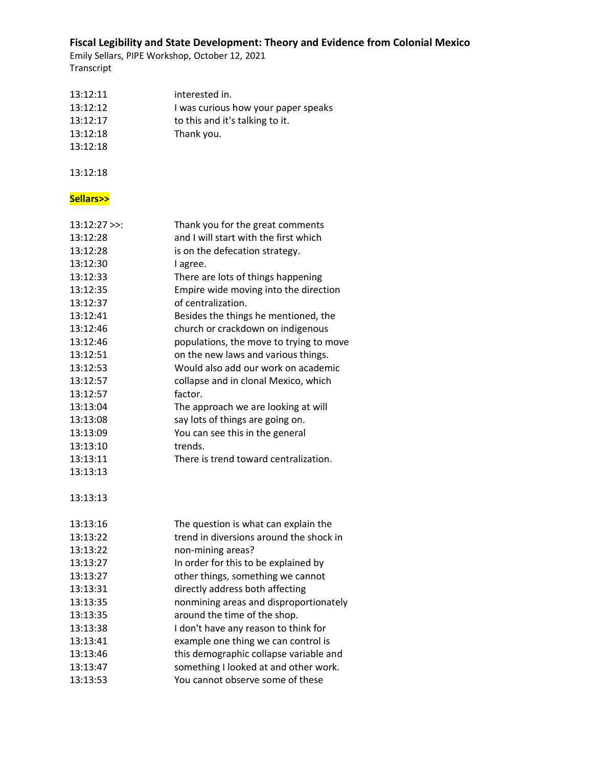| | |
|---|---|
| 13:12:11 | interested in. |
| 13:12:12 | I was curious how your paper speaks |
| 13:12:17 | to this and it's talking to it. |
| 13:12:18 | Thank you. |
| 13:12:18 | |
| 13:12:18 | |

**Sellars>>**

| | |
|---|---|
| 13:12:27 >>: | Thank you for the great comments |
| 13:12:28 | and I will start with the first which |
| 13:12:28 | is on the defecation strategy. |
| 13:12:30 | I agree. |
| 13:12:33 | There are lots of things happening |
| 13:12:35 | Empire wide moving into the direction |
| 13:12:37 | of centralization. |
| 13:12:41 | Besides the things he mentioned, the |
| 13:12:46 | church or crackdown on indigenous |
| 13:12:46 | populations, the move to trying to move |
| 13:12:51 | on the new laws and various things. |
| 13:12:53 | Would also add our work on academic |
| 13:12:57 | collapse and in clonal Mexico, which |
| 13:12:57 | factor. |
| 13:13:04 | The approach we are looking at will |
| 13:13:08 | say lots of things are going on. |
| 13:13:09 | You can see this in the general |
| 13:13:10 | trends. |
| 13:13:11 | There is trend toward centralization. |
| 13:13:13 | |
| 13:13:13 | |
| 13:13:16 | The question is what can explain the |
| 13:13:22 | trend in diversions around the shock in |
| 13:13:22 | non-mining areas? |
| 13:13:27 | In order for this to be explained by |
| 13:13:27 | other things, something we cannot |
| 13:13:31 | directly address both affecting |
| 13:13:35 | nonmining areas and disproportionately |
| 13:13:35 | around the time of the shop. |
| 13:13:38 | I don't have any reason to think for |
| 13:13:41 | example one thing we can control is |
| 13:13:46 | this demographic collapse variable and |
| 13:13:47 | something I looked at and other work. |
| 13:13:53 | You cannot observe some of these |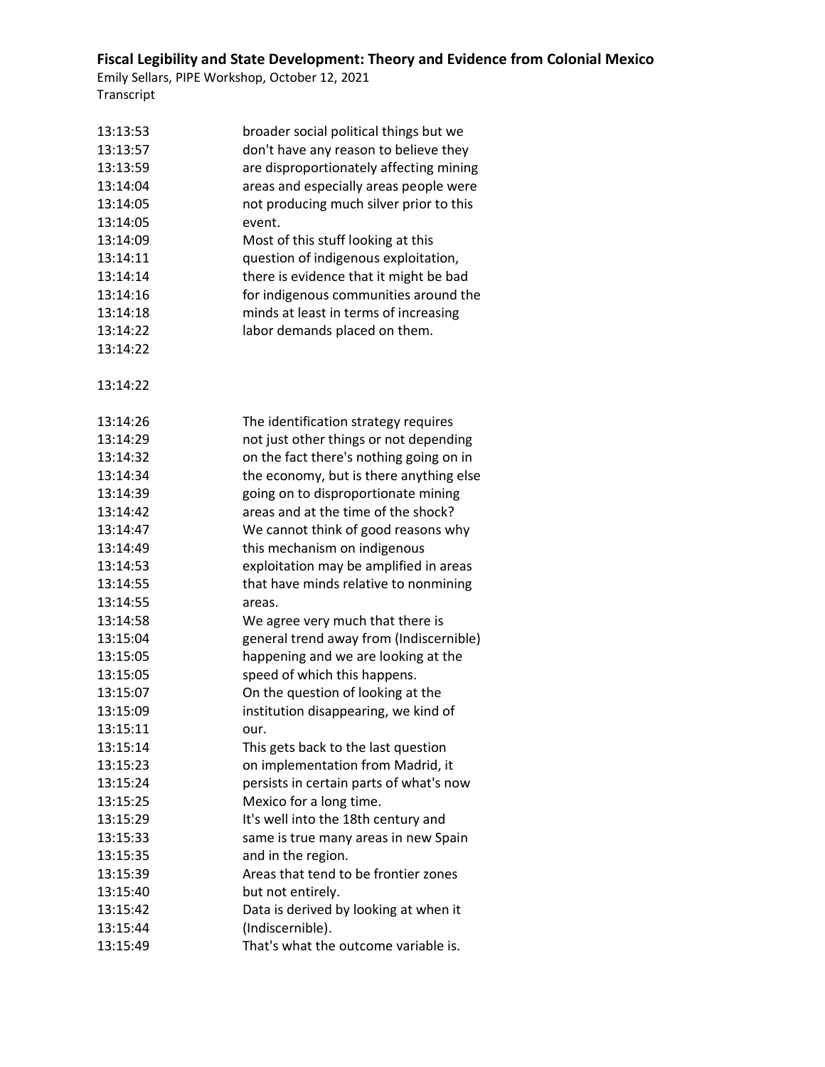| | |
|---|---|
| 13:13:53 | broader social political things but we |
| 13:13:57 | don't have any reason to believe they |
| 13:13:59 | are disproportionately affecting mining |
| 13:14:04 | areas and especially areas people were |
| 13:14:05 | not producing much silver prior to this |
| 13:14:05 | event. |
| 13:14:09 | Most of this stuff looking at this |
| 13:14:11 | question of indigenous exploitation, |
| 13:14:14 | there is evidence that it might be bad |
| 13:14:16 | for indigenous communities around the |
| 13:14:18 | minds at least in terms of increasing |
| 13:14:22 | labor demands placed on them. |
| 13:14:22 | |
| 13:14:22 | |
| 13:14:26 | The identification strategy requires |
| 13:14:29 | not just other things or not depending |
| 13:14:32 | on the fact there's nothing going on in |
| 13:14:34 | the economy, but is there anything else |
| 13:14:39 | going on to disproportionate mining |
| 13:14:42 | areas and at the time of the shock? |
| 13:14:47 | We cannot think of good reasons why |
| 13:14:49 | this mechanism on indigenous |
| 13:14:53 | exploitation may be amplified in areas |
| 13:14:55 | that have minds relative to nonmining |
| 13:14:55 | areas. |
| 13:14:58 | We agree very much that there is |
| 13:15:04 | general trend away from (Indiscernible) |
| 13:15:05 | happening and we are looking at the |
| 13:15:05 | speed of which this happens. |
| 13:15:07 | On the question of looking at the |
| 13:15:09 | institution disappearing, we kind of |
| 13:15:11 | our. |
| 13:15:14 | This gets back to the last question |
| 13:15:23 | on implementation from Madrid, it |
| 13:15:24 | persists in certain parts of what's now |
| 13:15:25 | Mexico for a long time. |
| 13:15:29 | It's well into the 18th century and |
| 13:15:33 | same is true many areas in new Spain |
| 13:15:35 | and in the region. |
| 13:15:39 | Areas that tend to be frontier zones |
| 13:15:40 | but not entirely. |
| 13:15:42 | Data is derived by looking at when it |
| 13:15:44 | (Indiscernible). |
| 13:15:49 | That's what the outcome variable is. |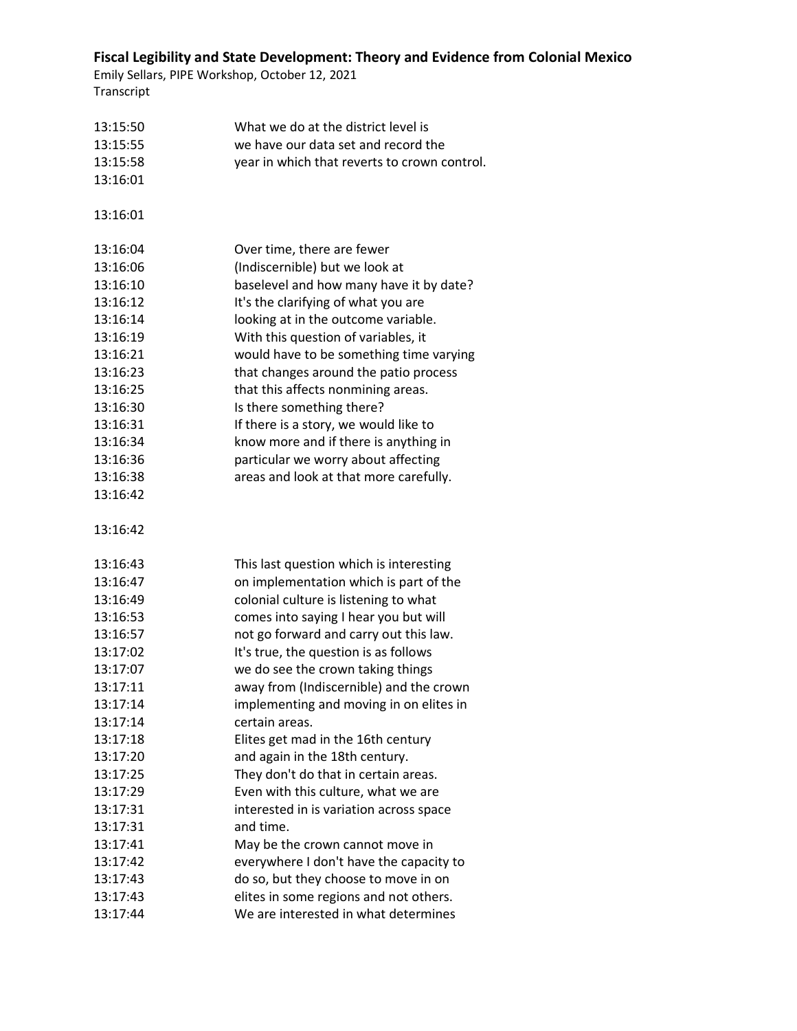| | |
|---|---|
| 13:15:50 | What we do at the district level is |
| 13:15:55 | we have our data set and record the |
| 13:15:58 | year in which that reverts to crown control. |
| 13:16:01 | |
| 13:16:01 | |
| 13:16:04 | Over time, there are fewer |
| 13:16:06 | (Indiscernible) but we look at |
| 13:16:10 | baselevel and how many have it by date? |
| 13:16:12 | It's the clarifying of what you are |
| 13:16:14 | looking at in the outcome variable. |
| 13:16:19 | With this question of variables, it |
| 13:16:21 | would have to be something time varying |
| 13:16:23 | that changes around the patio process |
| 13:16:25 | that this affects nonmining areas. |
| 13:16:30 | Is there something there? |
| 13:16:31 | If there is a story, we would like to |
| 13:16:34 | know more and if there is anything in |
| 13:16:36 | particular we worry about affecting |
| 13:16:38 | areas and look at that more carefully. |
| 13:16:42 | |
| 13:16:42 | |
| 13:16:43 | This last question which is interesting |
| 13:16:47 | on implementation which is part of the |
| 13:16:49 | colonial culture is listening to what |
| 13:16:53 | comes into saying I hear you but will |
| 13:16:57 | not go forward and carry out this law. |
| 13:17:02 | It's true, the question is as follows |
| 13:17:07 | we do see the crown taking things |
| 13:17:11 | away from (Indiscernible) and the crown |
| 13:17:14 | implementing and moving in on elites in |
| 13:17:14 | certain areas. |
| 13:17:18 | Elites get mad in the 16th century |
| 13:17:20 | and again in the 18th century. |
| 13:17:25 | They don't do that in certain areas. |
| 13:17:29 | Even with this culture, what we are |
| 13:17:31 | interested in is variation across space |
| 13:17:31 | and time. |
| 13:17:41 | May be the crown cannot move in |
| 13:17:42 | everywhere I don't have the capacity to |
| 13:17:43 | do so, but they choose to move in on |
| 13:17:43 | elites in some regions and not others. |
| 13:17:44 | We are interested in what determines |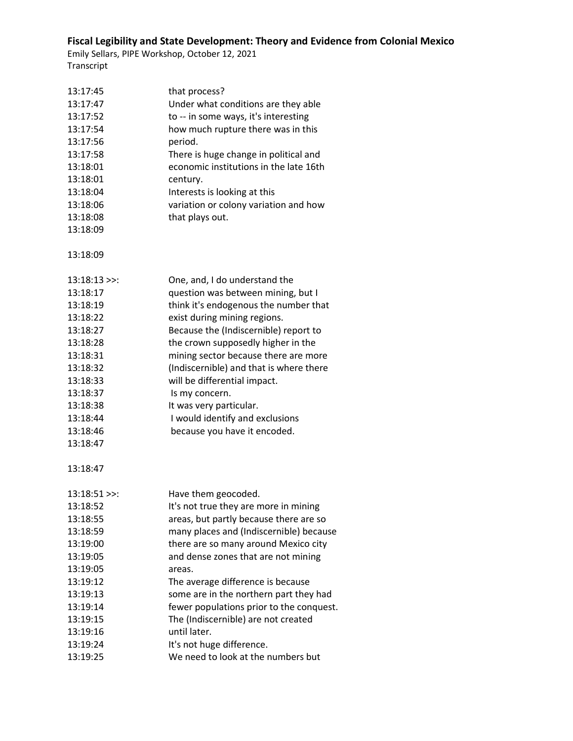13:17:45 that process?
13:17:47 Under what conditions are they able
13:17:52 to -- in some ways, it's interesting
13:17:54 how much rupture there was in this
13:17:56 period.
13:17:58 There is huge change in political and
13:18:01 economic institutions in the late 16th
13:18:01 century.
13:18:04 Interests is looking at this
13:18:06 variation or colony variation and how
13:18:08 that plays out.
13:18:09

13:18:09

13:18:13 >>: One, and, I do understand the
13:18:17 question was between mining, but I
13:18:19 think it's endogenous the number that
13:18:22 exist during mining regions.
13:18:27 Because the (Indiscernible) report to
13:18:28 the crown supposedly higher in the
13:18:31 mining sector because there are more
13:18:32 (Indiscernible) and that is where there
13:18:33 will be differential impact.
13:18:37 Is my concern.
13:18:38 It was very particular.
13:18:44 I would identify and exclusions
13:18:46 because you have it encoded.
13:18:47

13:18:47

13:18:51 >>: Have them geocoded.
13:18:52 It's not true they are more in mining
13:18:55 areas, but partly because there are so
13:18:59 many places and (Indiscernible) because
13:19:00 there are so many around Mexico city
13:19:05 and dense zones that are not mining
13:19:05 areas.
13:19:12 The average difference is because
13:19:13 some are in the northern part they had
13:19:14 fewer populations prior to the conquest.
13:19:15 The (Indiscernible) are not created
13:19:16 until later.
13:19:24 It's not huge difference.
13:19:25 We need to look at the numbers but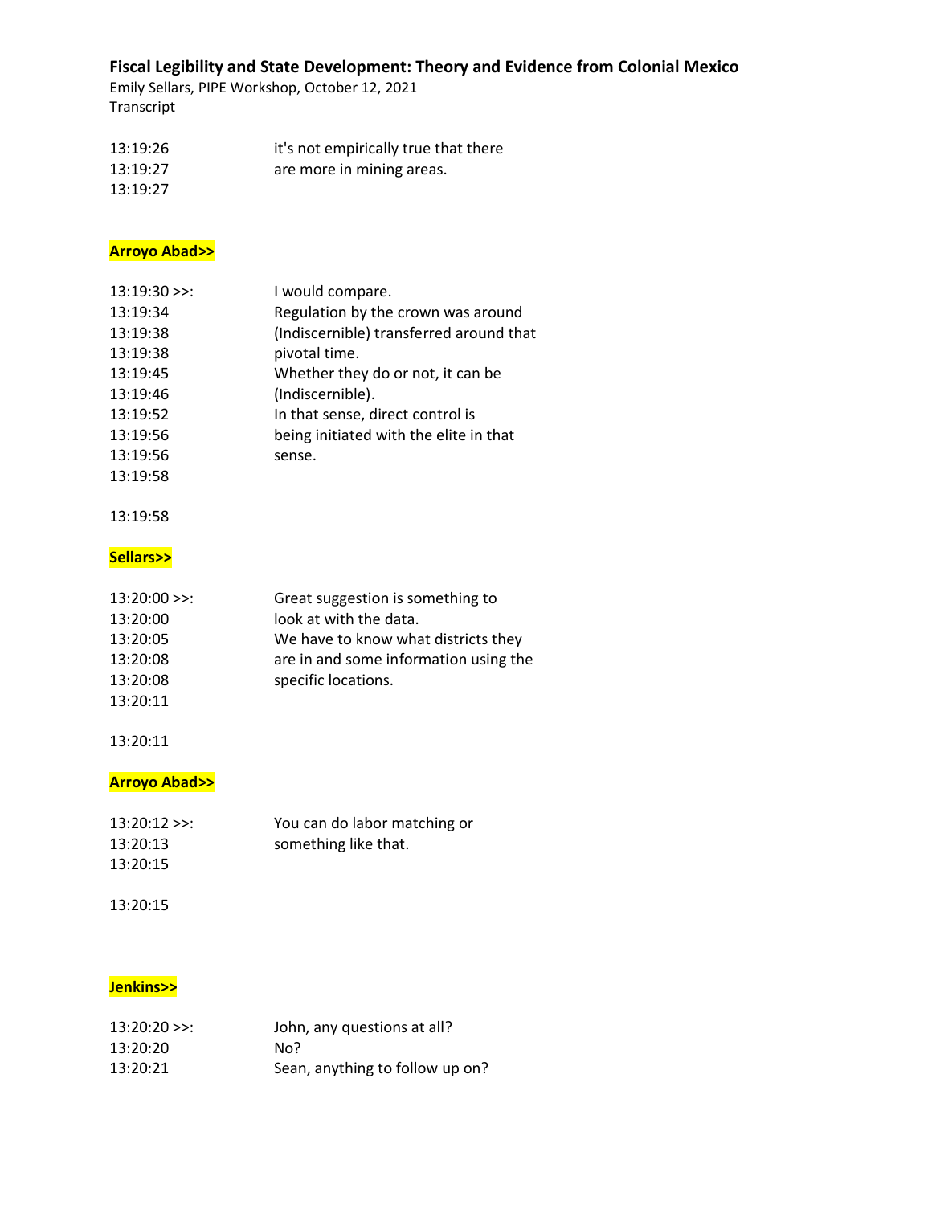13:19:26 it's not empirically true that there
13:19:27 are more in mining areas.
13:19:27

**Arroyo Abad>>**

13:19:30 >>: I would compare.
13:19:34 Regulation by the crown was around
13:19:38 (Indiscernible) transferred around that
13:19:38 pivotal time.
13:19:45 Whether they do or not, it can be
13:19:46 (Indiscernible).
13:19:52 In that sense, direct control is
13:19:56 being initiated with the elite in that
13:19:56 sense.
13:19:58

13:19:58

**Sellars>>**

13:20:00 >>: Great suggestion is something to
13:20:00 look at with the data.
13:20:05 We have to know what districts they
13:20:08 are in and some information using the
13:20:08 specific locations.
13:20:11

13:20:11

**Arroyo Abad>>**

13:20:12 >>: You can do labor matching or
13:20:13 something like that.
13:20:15

13:20:15

**Jenkins>>**

13:20:20 >>: John, any questions at all?
13:20:20 No?
13:20:21 Sean, anything to follow up on?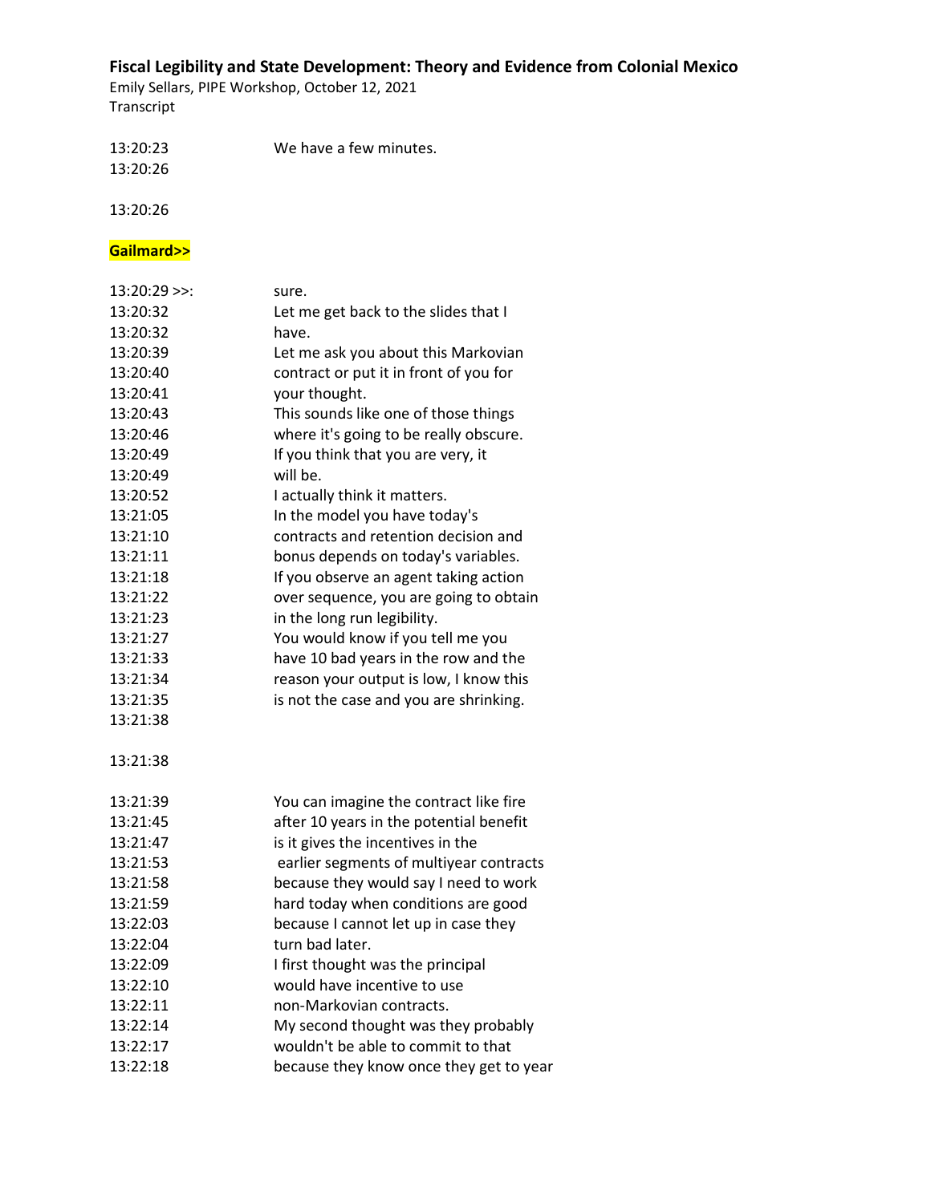| | |
|---|---|
| 13:20:23 | We have a few minutes. |
| 13:20:26 | |
| 13:20:26 | |

**Gailmard>>**

| | |
|---|---|
| 13:20:29 >>: | sure. |
| 13:20:32 | Let me get back to the slides that I |
| 13:20:32 | have. |
| 13:20:39 | Let me ask you about this Markovian |
| 13:20:40 | contract or put it in front of you for |
| 13:20:41 | your thought. |
| 13:20:43 | This sounds like one of those things |
| 13:20:46 | where it's going to be really obscure. |
| 13:20:49 | If you think that you are very, it |
| 13:20:49 | will be. |
| 13:20:52 | I actually think it matters. |
| 13:21:05 | In the model you have today's |
| 13:21:10 | contracts and retention decision and |
| 13:21:11 | bonus depends on today's variables. |
| 13:21:18 | If you observe an agent taking action |
| 13:21:22 | over sequence, you are going to obtain |
| 13:21:23 | in the long run legibility. |
| 13:21:27 | You would know if you tell me you |
| 13:21:33 | have 10 bad years in the row and the |
| 13:21:34 | reason your output is low, I know this |
| 13:21:35 | is not the case and you are shrinking. |
| 13:21:38 | |
| 13:21:38 | |
| 13:21:39 | You can imagine the contract like fire |
| 13:21:45 | after 10 years in the potential benefit |
| 13:21:47 | is it gives the incentives in the |
| 13:21:53 | earlier segments of multiyear contracts |
| 13:21:58 | because they would say I need to work |
| 13:21:59 | hard today when conditions are good |
| 13:22:03 | because I cannot let up in case they |
| 13:22:04 | turn bad later. |
| 13:22:09 | I first thought was the principal |
| 13:22:10 | would have incentive to use |
| 13:22:11 | non-Markovian contracts. |
| 13:22:14 | My second thought was they probably |
| 13:22:17 | wouldn't be able to commit to that |
| 13:22:18 | because they know once they get to year |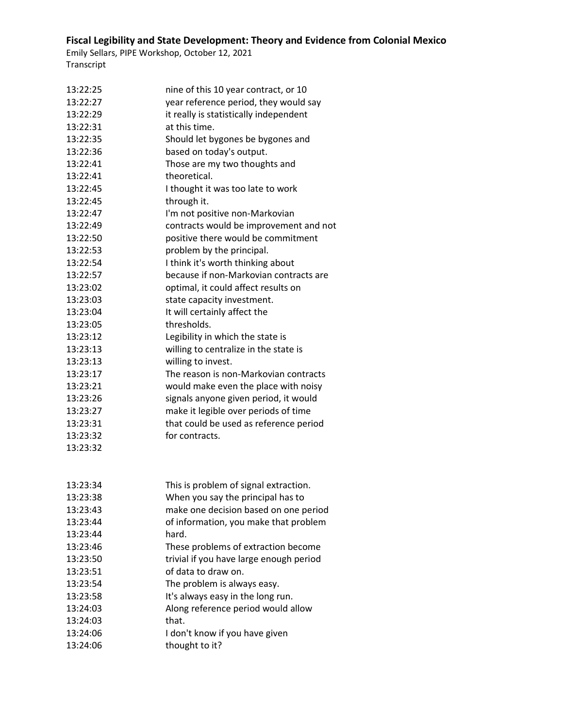| | |
|---|---|
| 13:22:25 | nine of this 10 year contract, or 10 |
| 13:22:27 | year reference period, they would say |
| 13:22:29 | it really is statistically independent |
| 13:22:31 | at this time. |
| 13:22:35 | Should let bygones be bygones and |
| 13:22:36 | based on today's output. |
| 13:22:41 | Those are my two thoughts and |
| 13:22:41 | theoretical. |
| 13:22:45 | I thought it was too late to work |
| 13:22:45 | through it. |
| 13:22:47 | I'm not positive non-Markovian |
| 13:22:49 | contracts would be improvement and not |
| 13:22:50 | positive there would be commitment |
| 13:22:53 | problem by the principal. |
| 13:22:54 | I think it's worth thinking about |
| 13:22:57 | because if non-Markovian contracts are |
| 13:23:02 | optimal, it could affect results on |
| 13:23:03 | state capacity investment. |
| 13:23:04 | It will certainly affect the |
| 13:23:05 | thresholds. |
| 13:23:12 | Legibility in which the state is |
| 13:23:13 | willing to centralize in the state is |
| 13:23:13 | willing to invest. |
| 13:23:17 | The reason is non-Markovian contracts |
| 13:23:21 | would make even the place with noisy |
| 13:23:26 | signals anyone given period, it would |
| 13:23:27 | make it legible over periods of time |
| 13:23:31 | that could be used as reference period |
| 13:23:32 | for contracts. |
| 13:23:32 | |
| 13:23:34 | This is problem of signal extraction. |
| 13:23:38 | When you say the principal has to |
| 13:23:43 | make one decision based on one period |
| 13:23:44 | of information, you make that problem |
| 13:23:44 | hard. |
| 13:23:46 | These problems of extraction become |
| 13:23:50 | trivial if you have large enough period |
| 13:23:51 | of data to draw on. |
| 13:23:54 | The problem is always easy. |
| 13:23:58 | It's always easy in the long run. |
| 13:24:03 | Along reference period would allow |
| 13:24:03 | that. |
| 13:24:06 | I don't know if you have given |
| 13:24:06 | thought to it? |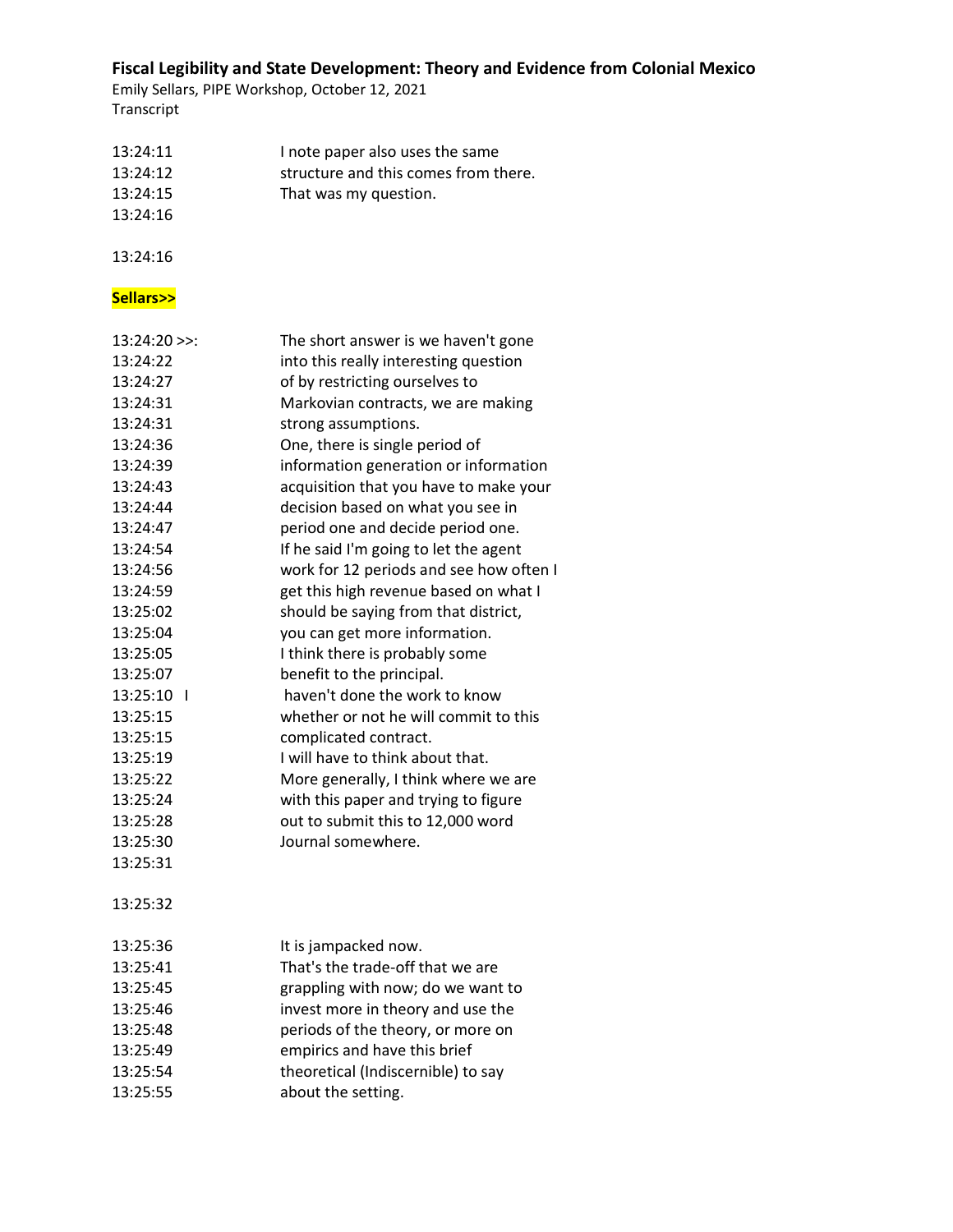# Fiscal Legibility and State Development: Theory and Evidence from Colonial Mexico

Emily Sellars, PIPE Workshop, October 12, 2021

Transcript

| | |
|---|---|
| 13:24:11 | I note paper also uses the same |
| 13:24:12 | structure and this comes from there. |
| 13:24:15 | That was my question. |
| 13:24:16 | |
| 13:24:16 | |

**Sellars>>**

| | |
|---|---|
| 13:24:20 >>: | The short answer is we haven't gone |
| 13:24:22 | into this really interesting question |
| 13:24:27 | of by restricting ourselves to |
| 13:24:31 | Markovian contracts, we are making |
| 13:24:31 | strong assumptions. |
| 13:24:36 | One, there is single period of |
| 13:24:39 | information generation or information |
| 13:24:43 | acquisition that you have to make your |
| 13:24:44 | decision based on what you see in |
| 13:24:47 | period one and decide period one. |
| 13:24:54 | If he said I'm going to let the agent |
| 13:24:56 | work for 12 periods and see how often I |
| 13:24:59 | get this high revenue based on what I |
| 13:25:02 | should be saying from that district, |
| 13:25:04 | you can get more information. |
| 13:25:05 | I think there is probably some |
| 13:25:07 | benefit to the principal. |
| 13:25:10 I | haven't done the work to know |
| 13:25:15 | whether or not he will commit to this |
| 13:25:15 | complicated contract. |
| 13:25:19 | I will have to think about that. |
| 13:25:22 | More generally, I think where we are |
| 13:25:24 | with this paper and trying to figure |
| 13:25:28 | out to submit this to 12,000 word |
| 13:25:30 | Journal somewhere. |
| 13:25:31 | |
| 13:25:32 | |
| 13:25:36 | It is jampacked now. |
| 13:25:41 | That's the trade-off that we are |
| 13:25:45 | grappling with now; do we want to |
| 13:25:46 | invest more in theory and use the |
| 13:25:48 | periods of the theory, or more on |
| 13:25:49 | empirics and have this brief |
| 13:25:54 | theoretical (Indiscernible) to say |
| 13:25:55 | about the setting. |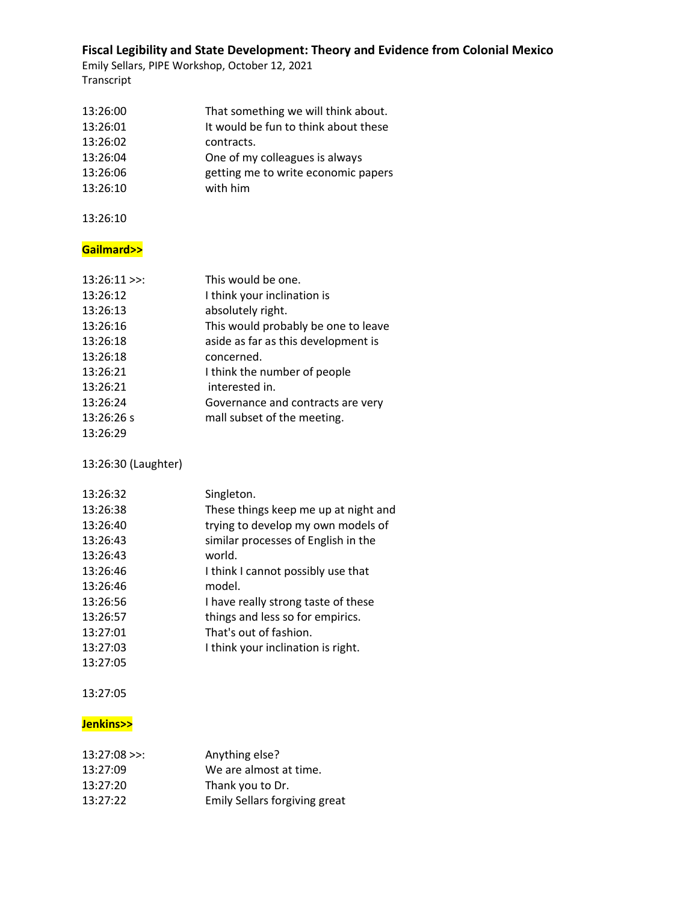**Fiscal Legibility and State Development: Theory and Evidence from Colonial Mexico**

Emily Sellars, PIPE Workshop, October 12, 2021

Transcript

| | |
|---|---|
| 13:26:00 | That something we will think about. |
| 13:26:01 | It would be fun to think about these |
| 13:26:02 | contracts. |
| 13:26:04 | One of my colleagues is always |
| 13:26:06 | getting me to write economic papers |
| 13:26:10 | with him |

13:26:10

**Gailmard>>**

| | |
|---|---|
| 13:26:11 >>: | This would be one. |
| 13:26:12 | I think your inclination is |
| 13:26:13 | absolutely right. |
| 13:26:16 | This would probably be one to leave |
| 13:26:18 | aside as far as this development is |
| 13:26:18 | concerned. |
| 13:26:21 | I think the number of people |
| 13:26:21 | interested in. |
| 13:26:24 | Governance and contracts are very |
| 13:26:26 s | mall subset of the meeting. |
| 13:26:29 | |

13:26:30 (Laughter)

| | |
|---|---|
| 13:26:32 | Singleton. |
| 13:26:38 | These things keep me up at night and |
| 13:26:40 | trying to develop my own models of |
| 13:26:43 | similar processes of English in the |
| 13:26:43 | world. |
| 13:26:46 | I think I cannot possibly use that |
| 13:26:46 | model. |
| 13:26:56 | I have really strong taste of these |
| 13:26:57 | things and less so for empirics. |
| 13:27:01 | That's out of fashion. |
| 13:27:03 | I think your inclination is right. |
| 13:27:05 | |

13:27:05

**Jenkins>>**

| | |
|---|---|
| 13:27:08 >>: | Anything else? |
| 13:27:09 | We are almost at time. |
| 13:27:20 | Thank you to Dr. |
| 13:27:22 | Emily Sellars forgiving great |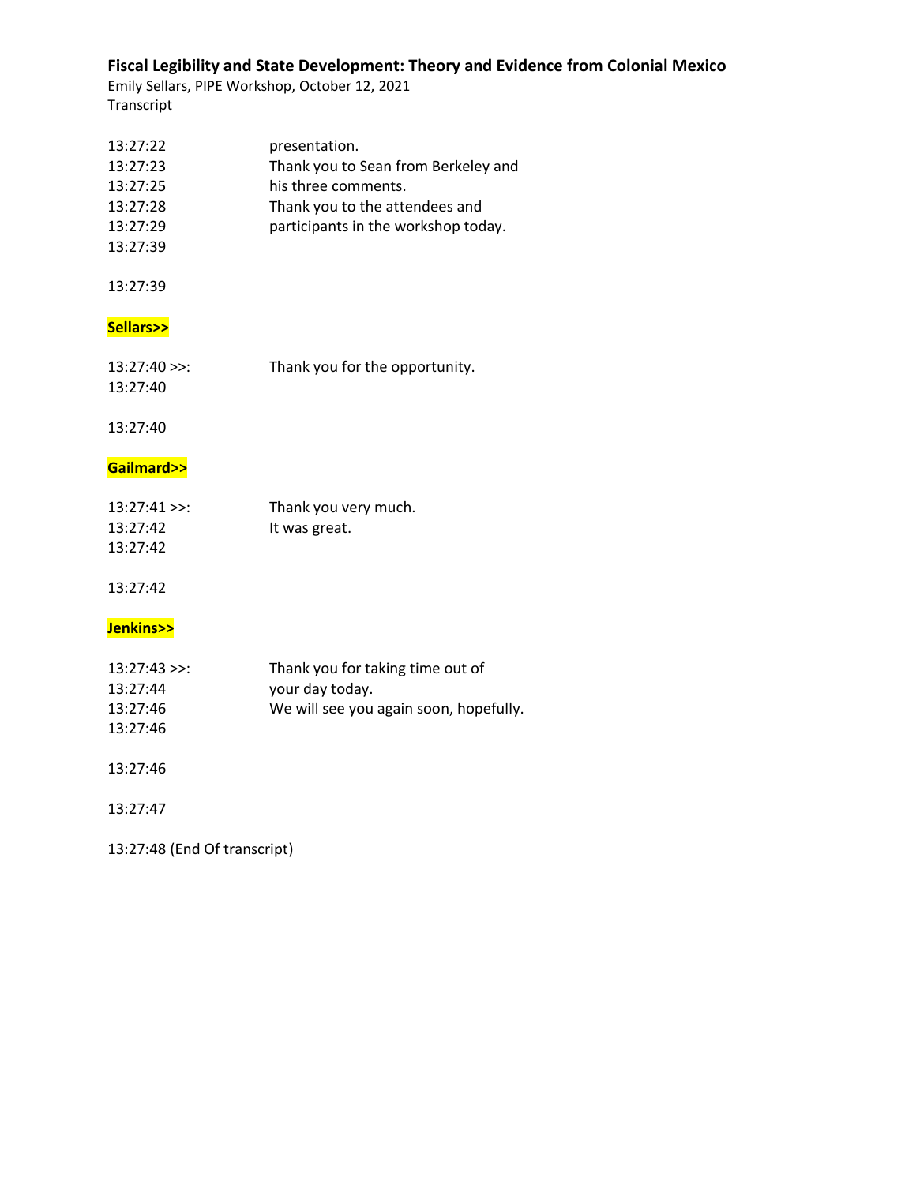**Fiscal Legibility and State Development: Theory and Evidence from Colonial Mexico**
Emily Sellars, PIPE Workshop, October 12, 2021
Transcript

13:27:22 presentation.
13:27:23 Thank you to Sean from Berkeley and
13:27:25 his three comments.
13:27:28 Thank you to the attendees and
13:27:29 participants in the workshop today.
13:27:39

13:27:39

**Sellars>>**

13:27:40 >>: Thank you for the opportunity.
13:27:40

13:27:40

**Gailmard>>**

13:27:41 >>: Thank you very much.
13:27:42 It was great.
13:27:42

13:27:42

**Jenkins>>**

13:27:43 >>: Thank you for taking time out of
13:27:44 your day today.
13:27:46 We will see you again soon, hopefully.
13:27:46

13:27:46

13:27:47

13:27:48 (End Of transcript)